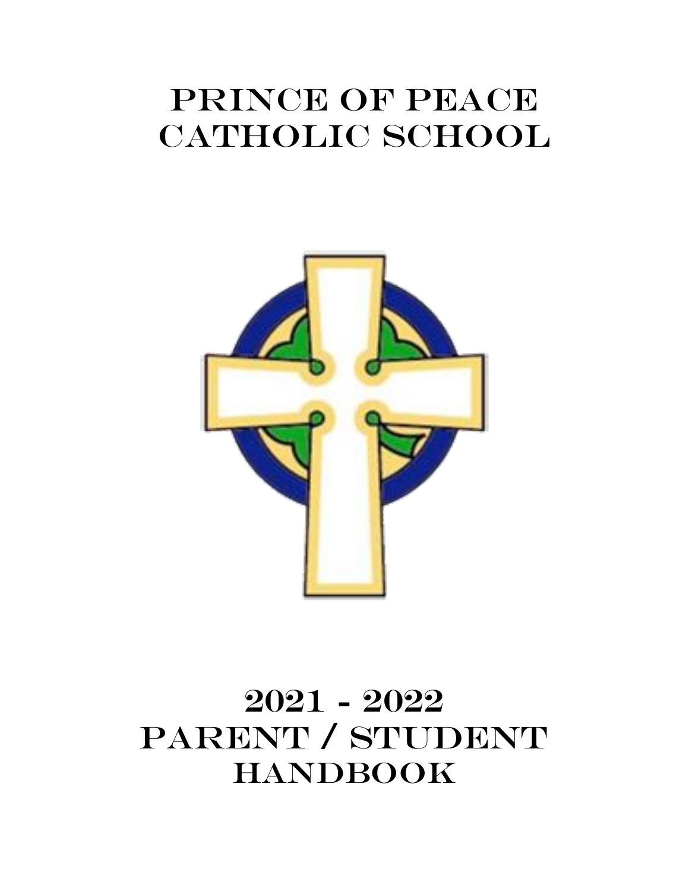# Prince of Peace Catholic School

# 2021 - 2022 Parent / Student Handbook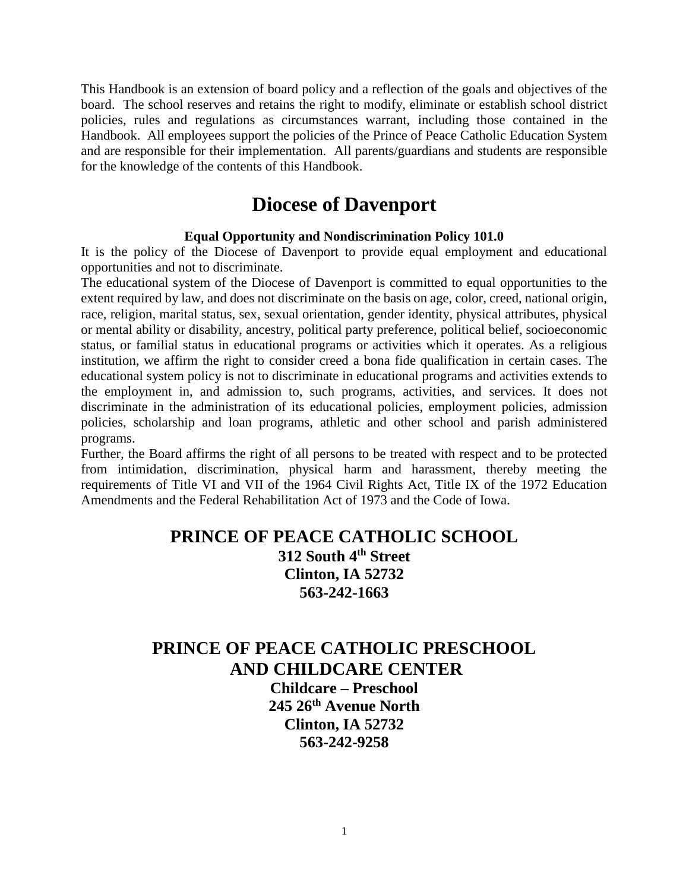This Handbook is an extension of board policy and a reflection of the goals and objectives of the board. The school reserves and retains the right to modify, eliminate or establish school district policies, rules and regulations as circumstances warrant, including those contained in the Handbook. All employees support the policies of the Prince of Peace Catholic Education System and are responsible for their implementation. All parents/guardians and students are responsible for the knowledge of the contents of this Handbook.

# Diocese of Davenport

**Equal Opportunity and Nondiscrimination Policy 101.0**

It is the policy of the Diocese of Davenport to provide equal employment and educational opportunities and not to discriminate.

The educational system of the Diocese of Davenport is committed to equal opportunities to the extent required by law, and does not discriminate on the basis on age, color, creed, national origin, race, religion, marital status, sex, sexual orientation, gender identity, physical attributes, physical or mental ability or disability, ancestry, political party preference, political belief, socioeconomic status, or familial status in educational programs or activities which it operates. As a religious institution, we affirm the right to consider creed a bona fide qualification in certain cases. The educational system policy is not to discriminate in educational programs and activities extends to the employment in, and admission to, such programs, activities, and services. It does not discriminate in the administration of its educational policies, employment policies, admission policies, scholarship and loan programs, athletic and other school and parish administered programs.

Further, the Board affirms the right of all persons to be treated with respect and to be protected from intimidation, discrimination, physical harm and harassment, thereby meeting the requirements of Title VI and VII of the 1964 Civil Rights Act, Title IX of the 1972 Education Amendments and the Federal Rehabilitation Act of 1973 and the Code of Iowa.

## PRINCE OF PEACE CATHOLIC SCHOOL

**312 South 4th Street**
**Clinton, IA 52732**
**563-242-1663**

## PRINCE OF PEACE CATHOLIC PRESCHOOL AND CHILDCARE CENTER

**Childcare – Preschool**
**245 26th Avenue North**
**Clinton, IA 52732**
**563-242-9258**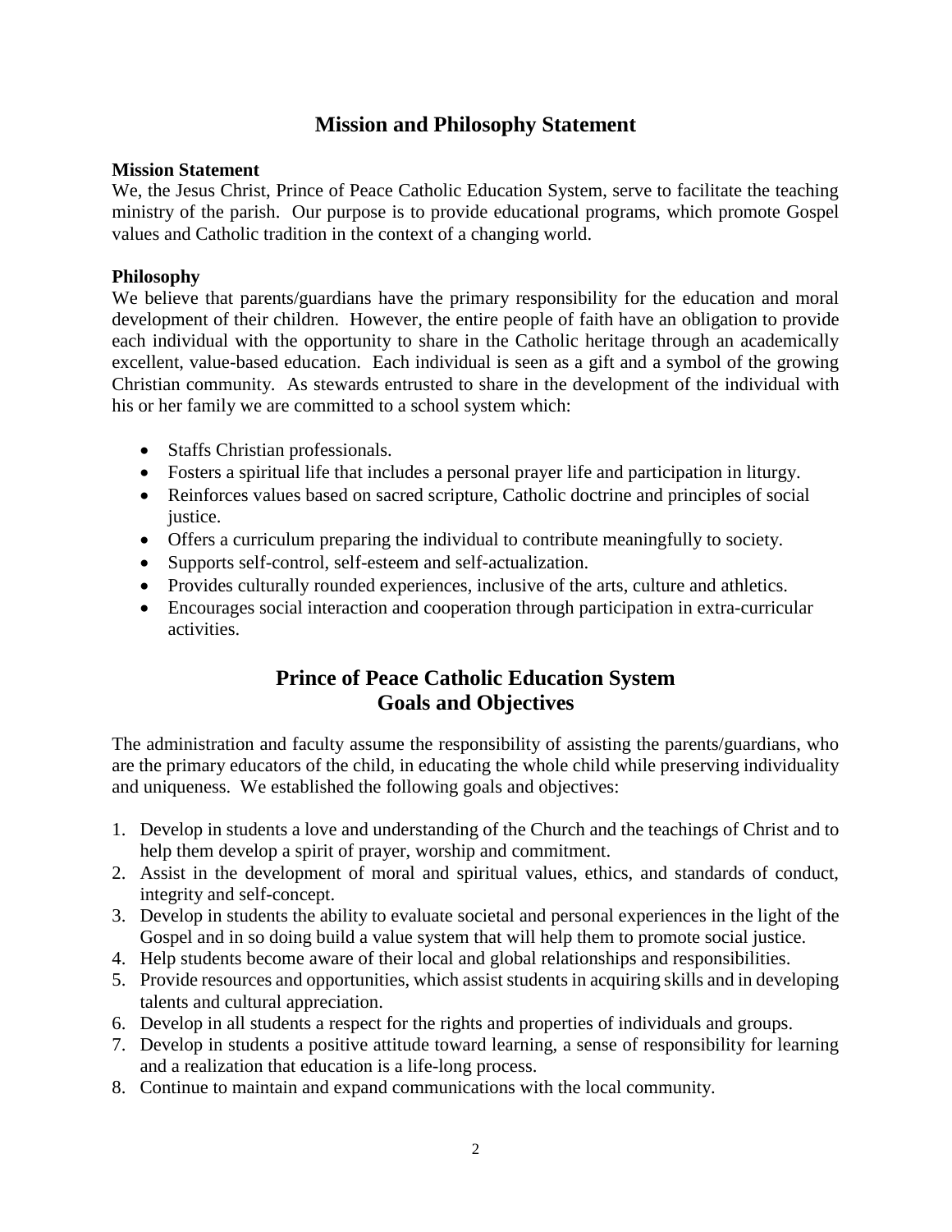# Mission and Philosophy Statement

**Mission Statement**

We, the Jesus Christ, Prince of Peace Catholic Education System, serve to facilitate the teaching ministry of the parish. Our purpose is to provide educational programs, which promote Gospel values and Catholic tradition in the context of a changing world.

**Philosophy**

We believe that parents/guardians have the primary responsibility for the education and moral development of their children. However, the entire people of faith have an obligation to provide each individual with the opportunity to share in the Catholic heritage through an academically excellent, value-based education. Each individual is seen as a gift and a symbol of the growing Christian community. As stewards entrusted to share in the development of the individual with his or her family we are committed to a school system which:

- Staffs Christian professionals.
- Fosters a spiritual life that includes a personal prayer life and participation in liturgy.
- Reinforces values based on sacred scripture, Catholic doctrine and principles of social justice.
- Offers a curriculum preparing the individual to contribute meaningfully to society.
- Supports self-control, self-esteem and self-actualization.
- Provides culturally rounded experiences, inclusive of the arts, culture and athletics.
- Encourages social interaction and cooperation through participation in extra-curricular activities.

# Prince of Peace Catholic Education System Goals and Objectives

The administration and faculty assume the responsibility of assisting the parents/guardians, who are the primary educators of the child, in educating the whole child while preserving individuality and uniqueness. We established the following goals and objectives:

1. Develop in students a love and understanding of the Church and the teachings of Christ and to help them develop a spirit of prayer, worship and commitment.
2. Assist in the development of moral and spiritual values, ethics, and standards of conduct, integrity and self-concept.
3. Develop in students the ability to evaluate societal and personal experiences in the light of the Gospel and in so doing build a value system that will help them to promote social justice.
4. Help students become aware of their local and global relationships and responsibilities.
5. Provide resources and opportunities, which assist students in acquiring skills and in developing talents and cultural appreciation.
6. Develop in all students a respect for the rights and properties of individuals and groups.
7. Develop in students a positive attitude toward learning, a sense of responsibility for learning and a realization that education is a life-long process.
8. Continue to maintain and expand communications with the local community.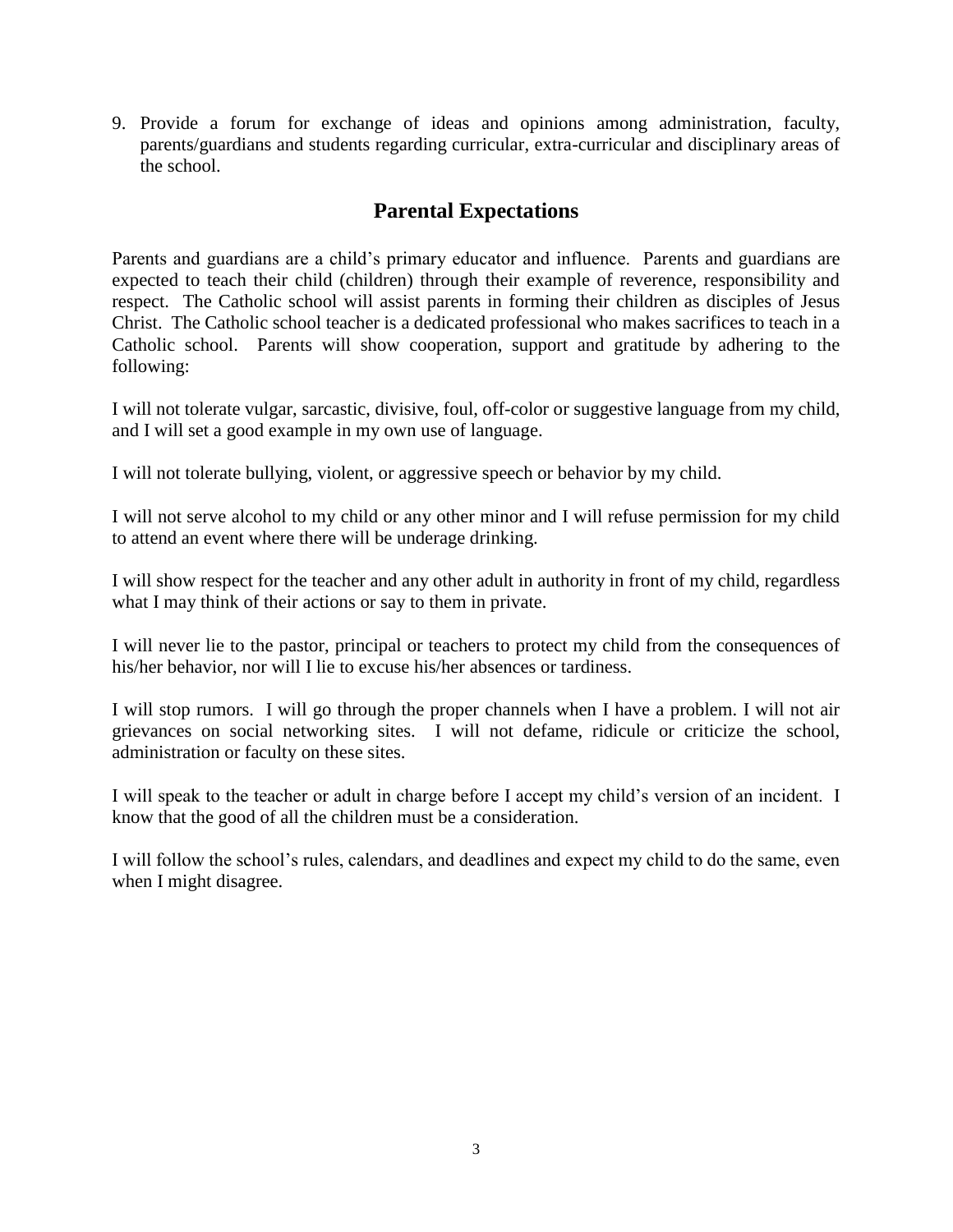9. Provide a forum for exchange of ideas and opinions among administration, faculty, parents/guardians and students regarding curricular, extra-curricular and disciplinary areas of the school.

## Parental Expectations

Parents and guardians are a child's primary educator and influence. Parents and guardians are expected to teach their child (children) through their example of reverence, responsibility and respect. The Catholic school will assist parents in forming their children as disciples of Jesus Christ. The Catholic school teacher is a dedicated professional who makes sacrifices to teach in a Catholic school. Parents will show cooperation, support and gratitude by adhering to the following:

I will not tolerate vulgar, sarcastic, divisive, foul, off-color or suggestive language from my child, and I will set a good example in my own use of language.

I will not tolerate bullying, violent, or aggressive speech or behavior by my child.

I will not serve alcohol to my child or any other minor and I will refuse permission for my child to attend an event where there will be underage drinking.

I will show respect for the teacher and any other adult in authority in front of my child, regardless what I may think of their actions or say to them in private.

I will never lie to the pastor, principal or teachers to protect my child from the consequences of his/her behavior, nor will I lie to excuse his/her absences or tardiness.

I will stop rumors. I will go through the proper channels when I have a problem. I will not air grievances on social networking sites. I will not defame, ridicule or criticize the school, administration or faculty on these sites.

I will speak to the teacher or adult in charge before I accept my child's version of an incident. I know that the good of all the children must be a consideration.

I will follow the school's rules, calendars, and deadlines and expect my child to do the same, even when I might disagree.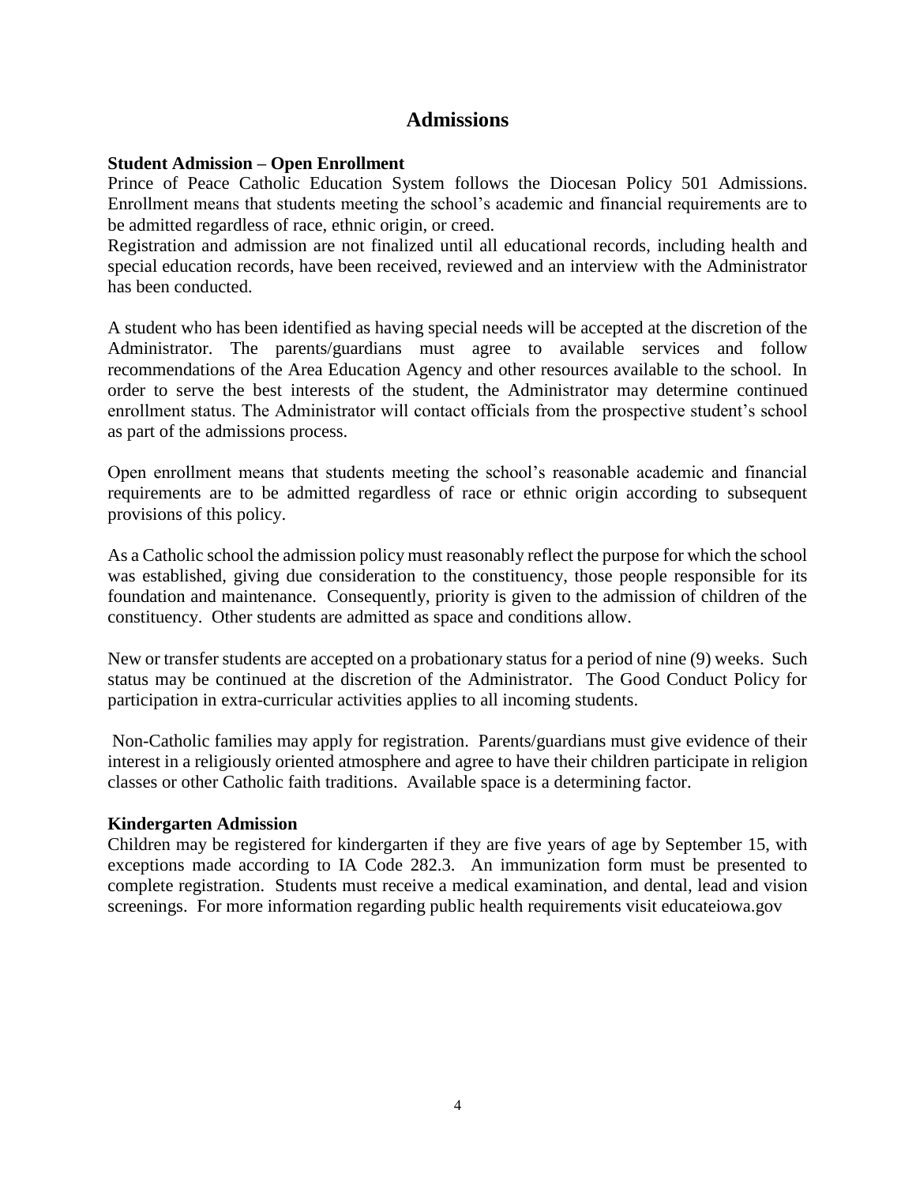## Admissions

### Student Admission – Open Enrollment

Prince of Peace Catholic Education System follows the Diocesan Policy 501 Admissions. Enrollment means that students meeting the school's academic and financial requirements are to be admitted regardless of race, ethnic origin, or creed.

Registration and admission are not finalized until all educational records, including health and special education records, have been received, reviewed and an interview with the Administrator has been conducted.

A student who has been identified as having special needs will be accepted at the discretion of the Administrator. The parents/guardians must agree to available services and follow recommendations of the Area Education Agency and other resources available to the school. In order to serve the best interests of the student, the Administrator may determine continued enrollment status. The Administrator will contact officials from the prospective student's school as part of the admissions process.

Open enrollment means that students meeting the school's reasonable academic and financial requirements are to be admitted regardless of race or ethnic origin according to subsequent provisions of this policy.

As a Catholic school the admission policy must reasonably reflect the purpose for which the school was established, giving due consideration to the constituency, those people responsible for its foundation and maintenance. Consequently, priority is given to the admission of children of the constituency. Other students are admitted as space and conditions allow.

New or transfer students are accepted on a probationary status for a period of nine (9) weeks. Such status may be continued at the discretion of the Administrator. The Good Conduct Policy for participation in extra-curricular activities applies to all incoming students.

Non-Catholic families may apply for registration. Parents/guardians must give evidence of their interest in a religiously oriented atmosphere and agree to have their children participate in religion classes or other Catholic faith traditions. Available space is a determining factor.

### Kindergarten Admission

Children may be registered for kindergarten if they are five years of age by September 15, with exceptions made according to IA Code 282.3. An immunization form must be presented to complete registration. Students must receive a medical examination, and dental, lead and vision screenings. For more information regarding public health requirements visit educateiowa.gov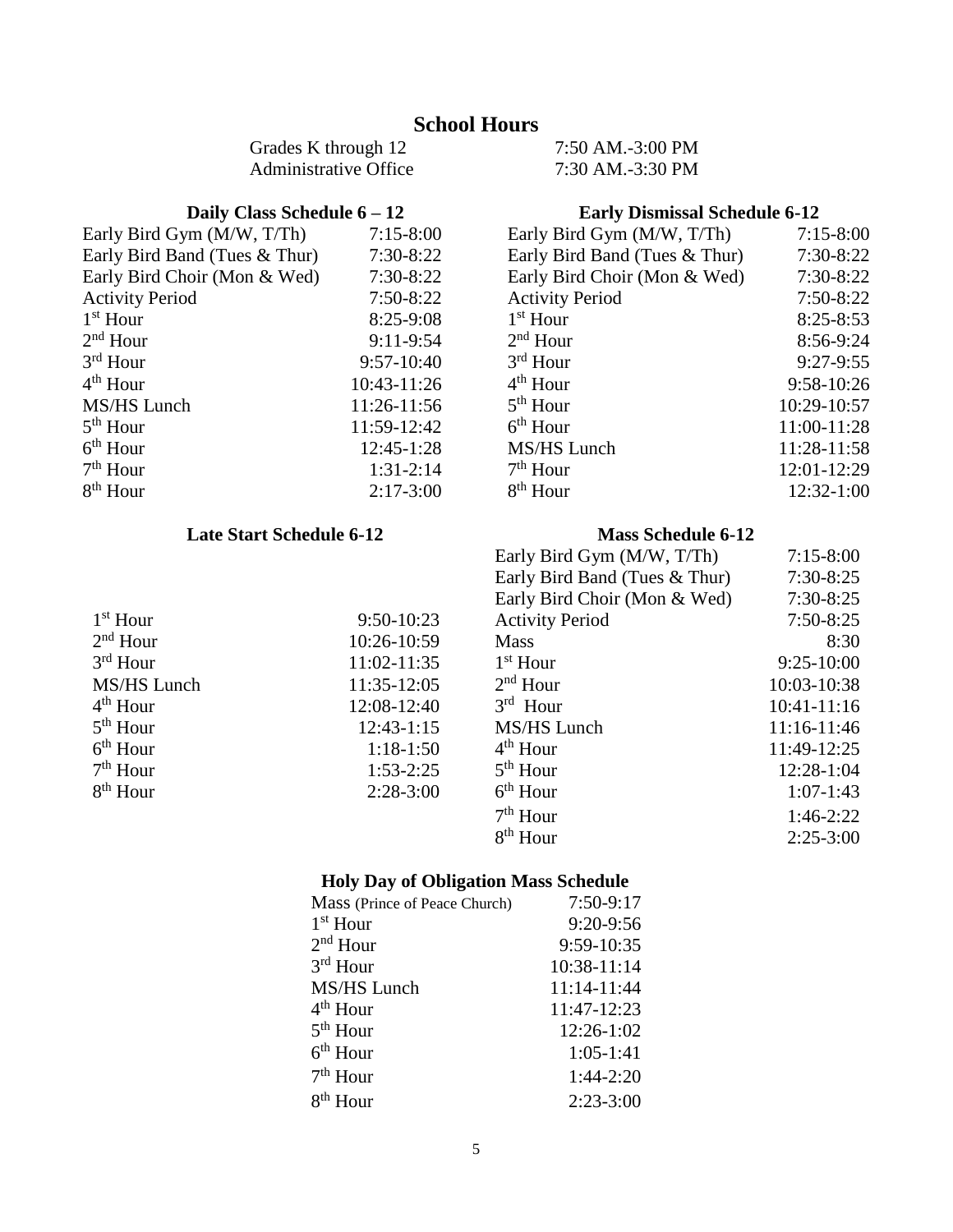# School Hours

| | |
|---|---|
| Grades K through 12 | 7:50 AM.-3:00 PM |
| Administrative Office | 7:30 AM.-3:30 PM |

### Daily Class Schedule 6 – 12

| | |
|---|---|
| Early Bird Gym (M/W, T/Th) | 7:15-8:00 |
| Early Bird Band (Tues & Thur) | 7:30-8:22 |
| Early Bird Choir (Mon & Wed) | 7:30-8:22 |
| Activity Period | 7:50-8:22 |
| 1st Hour | 8:25-9:08 |
| 2nd Hour | 9:11-9:54 |
| 3rd Hour | 9:57-10:40 |
| 4th Hour | 10:43-11:26 |
| MS/HS Lunch | 11:26-11:56 |
| 5th Hour | 11:59-12:42 |
| 6th Hour | 12:45-1:28 |
| 7th Hour | 1:31-2:14 |
| 8th Hour | 2:17-3:00 |

### Early Dismissal Schedule 6-12

| | |
|---|---|
| Early Bird Gym (M/W, T/Th) | 7:15-8:00 |
| Early Bird Band (Tues & Thur) | 7:30-8:22 |
| Early Bird Choir (Mon & Wed) | 7:30-8:22 |
| Activity Period | 7:50-8:22 |
| 1st Hour | 8:25-8:53 |
| 2nd Hour | 8:56-9:24 |
| 3rd Hour | 9:27-9:55 |
| 4th Hour | 9:58-10:26 |
| 5th Hour | 10:29-10:57 |
| 6th Hour | 11:00-11:28 |
| MS/HS Lunch | 11:28-11:58 |
| 7th Hour | 12:01-12:29 |
| 8th Hour | 12:32-1:00 |

### Late Start Schedule 6-12

| | |
|---|---|
| 1st Hour | 9:50-10:23 |
| 2nd Hour | 10:26-10:59 |
| 3rd Hour | 11:02-11:35 |
| MS/HS Lunch | 11:35-12:05 |
| 4th Hour | 12:08-12:40 |
| 5th Hour | 12:43-1:15 |
| 6th Hour | 1:18-1:50 |
| 7th Hour | 1:53-2:25 |
| 8th Hour | 2:28-3:00 |

### Mass Schedule 6-12

| | |
|---|---|
| Early Bird Gym (M/W, T/Th) | 7:15-8:00 |
| Early Bird Band (Tues & Thur) | 7:30-8:25 |
| Early Bird Choir (Mon & Wed) | 7:30-8:25 |
| Activity Period | 7:50-8:25 |
| Mass | 8:30 |
| 1st Hour | 9:25-10:00 |
| 2nd Hour | 10:03-10:38 |
| 3rd Hour | 10:41-11:16 |
| MS/HS Lunch | 11:16-11:46 |
| 4th Hour | 11:49-12:25 |
| 5th Hour | 12:28-1:04 |
| 6th Hour | 1:07-1:43 |
| 7th Hour | 1:46-2:22 |
| 8th Hour | 2:25-3:00 |

### Holy Day of Obligation Mass Schedule

| | |
|---|---|
| Mass (Prince of Peace Church) | 7:50-9:17 |
| 1st Hour | 9:20-9:56 |
| 2nd Hour | 9:59-10:35 |
| 3rd Hour | 10:38-11:14 |
| MS/HS Lunch | 11:14-11:44 |
| 4th Hour | 11:47-12:23 |
| 5th Hour | 12:26-1:02 |
| 6th Hour | 1:05-1:41 |
| 7th Hour | 1:44-2:20 |
| 8th Hour | 2:23-3:00 |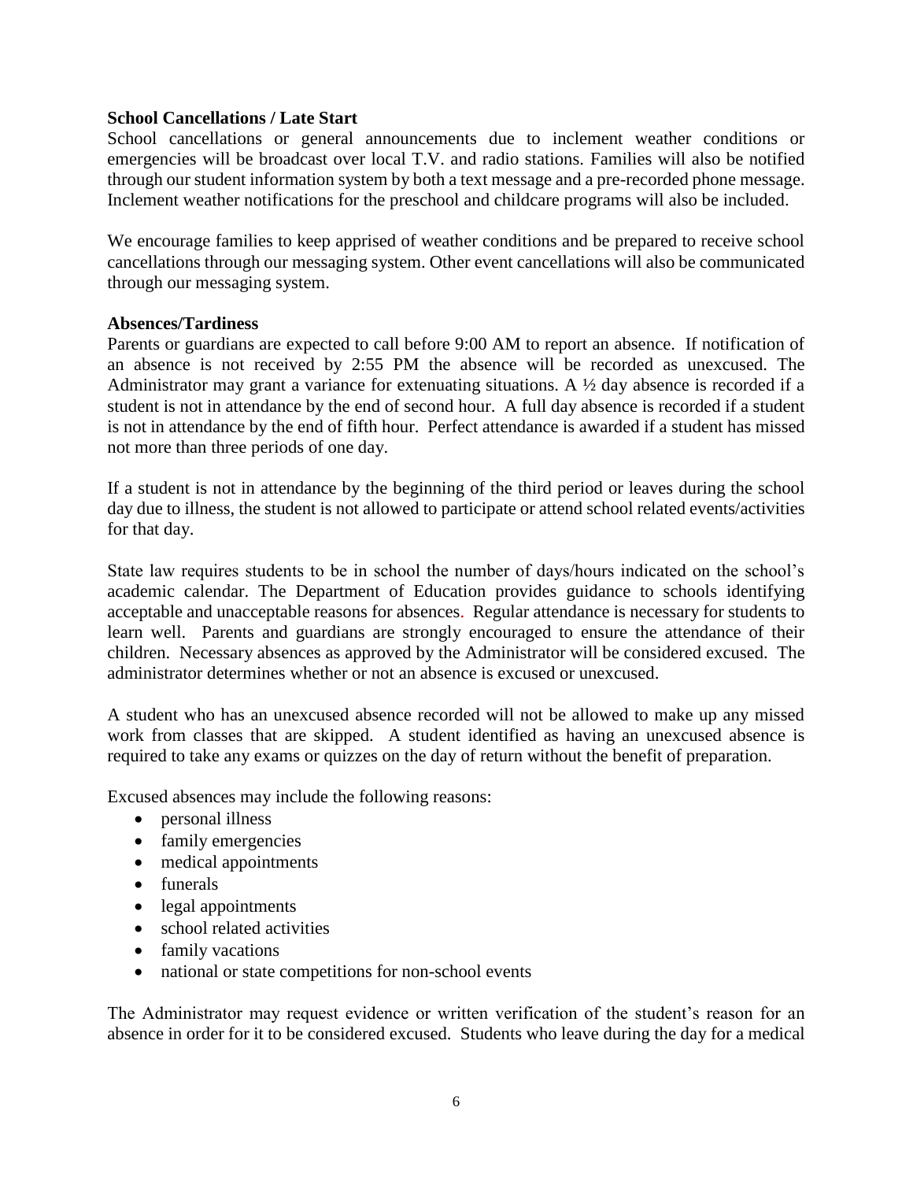**School Cancellations / Late Start**

School cancellations or general announcements due to inclement weather conditions or emergencies will be broadcast over local T.V. and radio stations. Families will also be notified through our student information system by both a text message and a pre-recorded phone message. Inclement weather notifications for the preschool and childcare programs will also be included.

We encourage families to keep apprised of weather conditions and be prepared to receive school cancellations through our messaging system. Other event cancellations will also be communicated through our messaging system.

**Absences/Tardiness**

Parents or guardians are expected to call before 9:00 AM to report an absence. If notification of an absence is not received by 2:55 PM the absence will be recorded as unexcused. The Administrator may grant a variance for extenuating situations. A ½ day absence is recorded if a student is not in attendance by the end of second hour. A full day absence is recorded if a student is not in attendance by the end of fifth hour. Perfect attendance is awarded if a student has missed not more than three periods of one day.

If a student is not in attendance by the beginning of the third period or leaves during the school day due to illness, the student is not allowed to participate or attend school related events/activities for that day.

State law requires students to be in school the number of days/hours indicated on the school's academic calendar. The Department of Education provides guidance to schools identifying acceptable and unacceptable reasons for absences. Regular attendance is necessary for students to learn well. Parents and guardians are strongly encouraged to ensure the attendance of their children. Necessary absences as approved by the Administrator will be considered excused. The administrator determines whether or not an absence is excused or unexcused.

A student who has an unexcused absence recorded will not be allowed to make up any missed work from classes that are skipped. A student identified as having an unexcused absence is required to take any exams or quizzes on the day of return without the benefit of preparation.

Excused absences may include the following reasons:

- personal illness
- family emergencies
- medical appointments
- funerals
- legal appointments
- school related activities
- family vacations
- national or state competitions for non-school events

The Administrator may request evidence or written verification of the student's reason for an absence in order for it to be considered excused. Students who leave during the day for a medical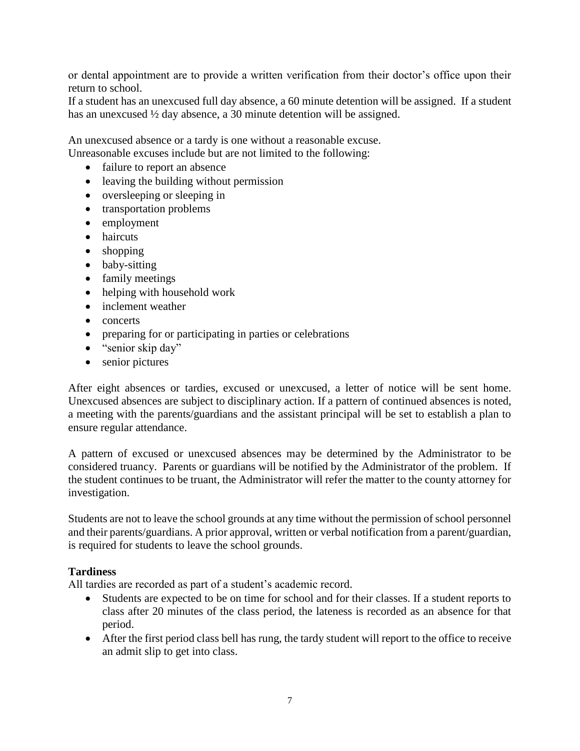or dental appointment are to provide a written verification from their doctor's office upon their return to school.

If a student has an unexcused full day absence, a 60 minute detention will be assigned. If a student has an unexcused ½ day absence, a 30 minute detention will be assigned.

An unexcused absence or a tardy is one without a reasonable excuse.
Unreasonable excuses include but are not limited to the following:

- failure to report an absence
- leaving the building without permission
- oversleeping or sleeping in
- transportation problems
- employment
- haircuts
- shopping
- baby-sitting
- family meetings
- helping with household work
- inclement weather
- concerts
- preparing for or participating in parties or celebrations
- "senior skip day"
- senior pictures

After eight absences or tardies, excused or unexcused, a letter of notice will be sent home. Unexcused absences are subject to disciplinary action. If a pattern of continued absences is noted, a meeting with the parents/guardians and the assistant principal will be set to establish a plan to ensure regular attendance.

A pattern of excused or unexcused absences may be determined by the Administrator to be considered truancy. Parents or guardians will be notified by the Administrator of the problem. If the student continues to be truant, the Administrator will refer the matter to the county attorney for investigation.

Students are not to leave the school grounds at any time without the permission of school personnel and their parents/guardians. A prior approval, written or verbal notification from a parent/guardian, is required for students to leave the school grounds.

**Tardiness**

All tardies are recorded as part of a student's academic record.

- Students are expected to be on time for school and for their classes. If a student reports to class after 20 minutes of the class period, the lateness is recorded as an absence for that period.
- After the first period class bell has rung, the tardy student will report to the office to receive an admit slip to get into class.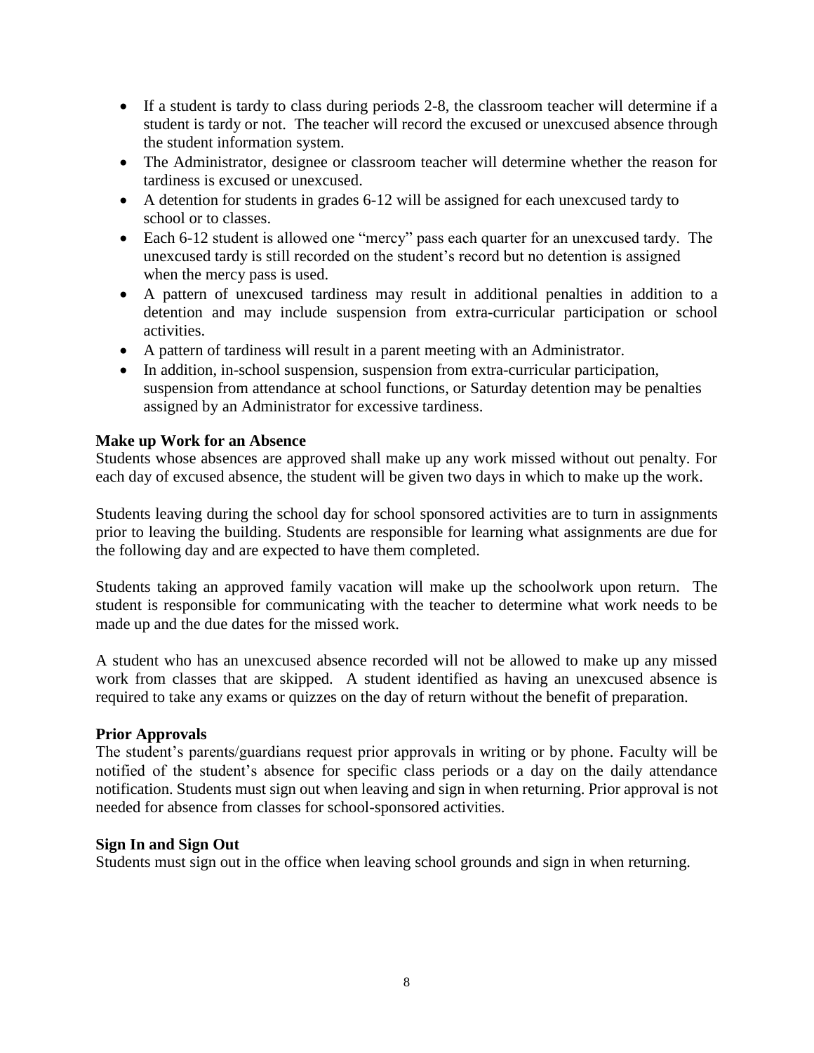- If a student is tardy to class during periods 2-8, the classroom teacher will determine if a student is tardy or not. The teacher will record the excused or unexcused absence through the student information system.
- The Administrator, designee or classroom teacher will determine whether the reason for tardiness is excused or unexcused.
- A detention for students in grades 6-12 will be assigned for each unexcused tardy to school or to classes.
- Each 6-12 student is allowed one "mercy" pass each quarter for an unexcused tardy. The unexcused tardy is still recorded on the student's record but no detention is assigned when the mercy pass is used.
- A pattern of unexcused tardiness may result in additional penalties in addition to a detention and may include suspension from extra-curricular participation or school activities.
- A pattern of tardiness will result in a parent meeting with an Administrator.
- In addition, in-school suspension, suspension from extra-curricular participation, suspension from attendance at school functions, or Saturday detention may be penalties assigned by an Administrator for excessive tardiness.

**Make up Work for an Absence**

Students whose absences are approved shall make up any work missed without out penalty. For each day of excused absence, the student will be given two days in which to make up the work.

Students leaving during the school day for school sponsored activities are to turn in assignments prior to leaving the building. Students are responsible for learning what assignments are due for the following day and are expected to have them completed.

Students taking an approved family vacation will make up the schoolwork upon return. The student is responsible for communicating with the teacher to determine what work needs to be made up and the due dates for the missed work.

A student who has an unexcused absence recorded will not be allowed to make up any missed work from classes that are skipped. A student identified as having an unexcused absence is required to take any exams or quizzes on the day of return without the benefit of preparation.

**Prior Approvals**

The student's parents/guardians request prior approvals in writing or by phone. Faculty will be notified of the student's absence for specific class periods or a day on the daily attendance notification. Students must sign out when leaving and sign in when returning. Prior approval is not needed for absence from classes for school-sponsored activities.

**Sign In and Sign Out**

Students must sign out in the office when leaving school grounds and sign in when returning.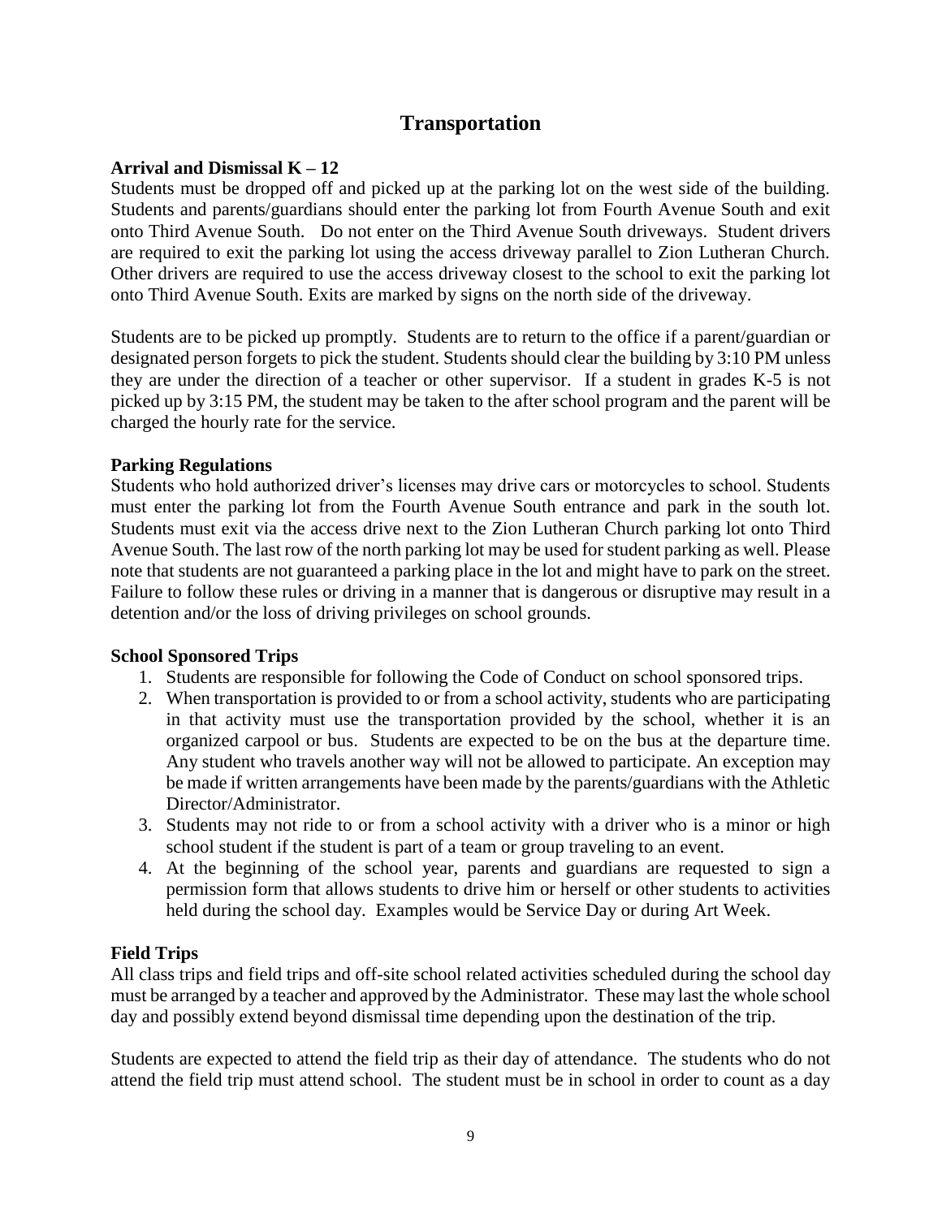# Transportation

### Arrival and Dismissal K – 12

Students must be dropped off and picked up at the parking lot on the west side of the building. Students and parents/guardians should enter the parking lot from Fourth Avenue South and exit onto Third Avenue South. Do not enter on the Third Avenue South driveways. Student drivers are required to exit the parking lot using the access driveway parallel to Zion Lutheran Church. Other drivers are required to use the access driveway closest to the school to exit the parking lot onto Third Avenue South. Exits are marked by signs on the north side of the driveway.

Students are to be picked up promptly. Students are to return to the office if a parent/guardian or designated person forgets to pick the student. Students should clear the building by 3:10 PM unless they are under the direction of a teacher or other supervisor. If a student in grades K-5 is not picked up by 3:15 PM, the student may be taken to the after school program and the parent will be charged the hourly rate for the service.

### Parking Regulations

Students who hold authorized driver's licenses may drive cars or motorcycles to school. Students must enter the parking lot from the Fourth Avenue South entrance and park in the south lot. Students must exit via the access drive next to the Zion Lutheran Church parking lot onto Third Avenue South. The last row of the north parking lot may be used for student parking as well. Please note that students are not guaranteed a parking place in the lot and might have to park on the street. Failure to follow these rules or driving in a manner that is dangerous or disruptive may result in a detention and/or the loss of driving privileges on school grounds.

### School Sponsored Trips

1. Students are responsible for following the Code of Conduct on school sponsored trips.
2. When transportation is provided to or from a school activity, students who are participating in that activity must use the transportation provided by the school, whether it is an organized carpool or bus. Students are expected to be on the bus at the departure time. Any student who travels another way will not be allowed to participate. An exception may be made if written arrangements have been made by the parents/guardians with the Athletic Director/Administrator.
3. Students may not ride to or from a school activity with a driver who is a minor or high school student if the student is part of a team or group traveling to an event.
4. At the beginning of the school year, parents and guardians are requested to sign a permission form that allows students to drive him or herself or other students to activities held during the school day. Examples would be Service Day or during Art Week.

### Field Trips

All class trips and field trips and off-site school related activities scheduled during the school day must be arranged by a teacher and approved by the Administrator. These may last the whole school day and possibly extend beyond dismissal time depending upon the destination of the trip.

Students are expected to attend the field trip as their day of attendance. The students who do not attend the field trip must attend school. The student must be in school in order to count as a day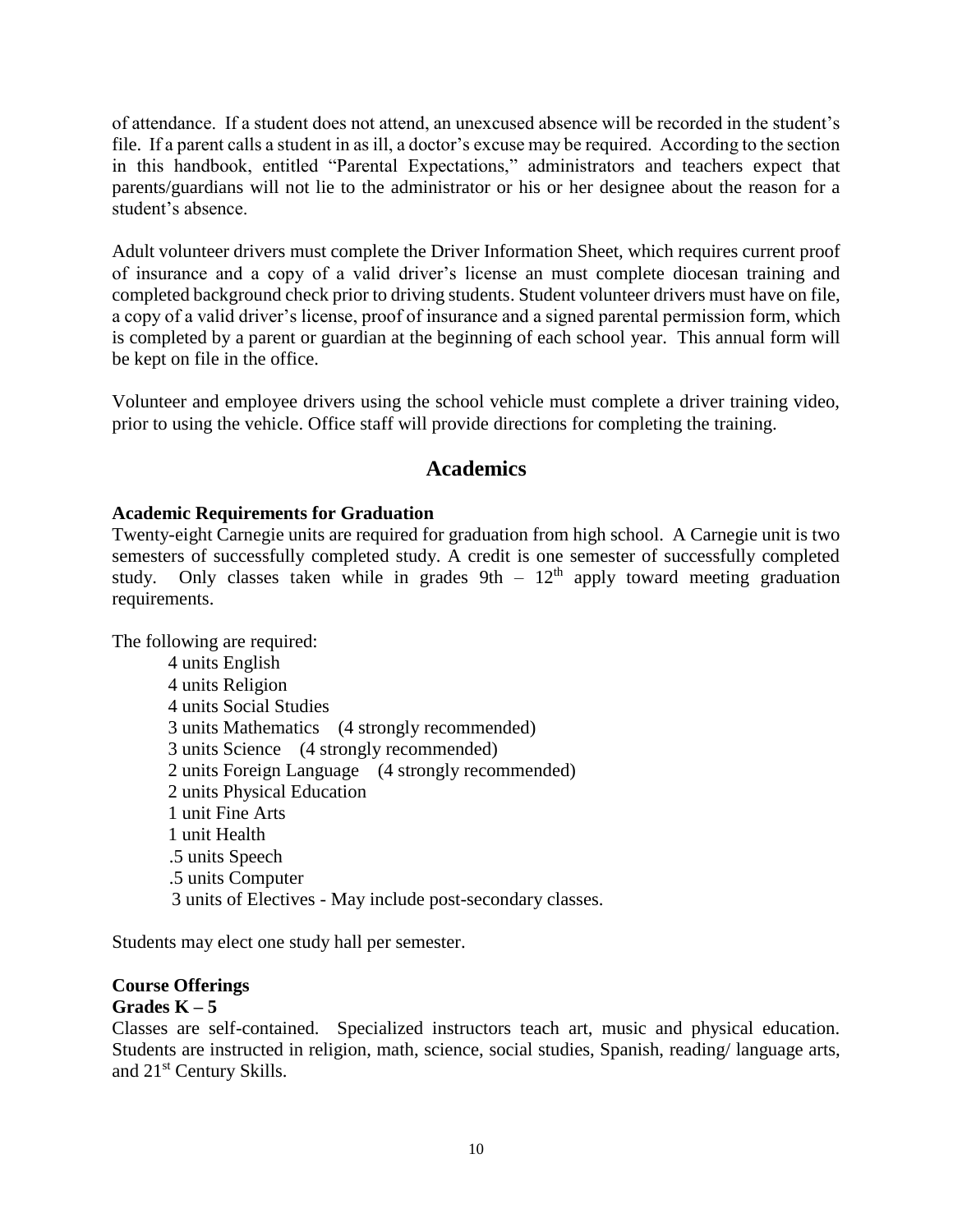of attendance. If a student does not attend, an unexcused absence will be recorded in the student's file. If a parent calls a student in as ill, a doctor's excuse may be required. According to the section in this handbook, entitled "Parental Expectations," administrators and teachers expect that parents/guardians will not lie to the administrator or his or her designee about the reason for a student's absence.

Adult volunteer drivers must complete the Driver Information Sheet, which requires current proof of insurance and a copy of a valid driver's license an must complete diocesan training and completed background check prior to driving students. Student volunteer drivers must have on file, a copy of a valid driver's license, proof of insurance and a signed parental permission form, which is completed by a parent or guardian at the beginning of each school year. This annual form will be kept on file in the office.

Volunteer and employee drivers using the school vehicle must complete a driver training video, prior to using the vehicle. Office staff will provide directions for completing the training.

## Academics

**Academic Requirements for Graduation**

Twenty-eight Carnegie units are required for graduation from high school. A Carnegie unit is two semesters of successfully completed study. A credit is one semester of successfully completed study. Only classes taken while in grades 9th – 12th apply toward meeting graduation requirements.

The following are required:

- 4 units English
- 4 units Religion
- 4 units Social Studies
- 3 units Mathematics (4 strongly recommended)
- 3 units Science (4 strongly recommended)
- 2 units Foreign Language (4 strongly recommended)
- 2 units Physical Education
- 1 unit Fine Arts
- 1 unit Health
- .5 units Speech
- .5 units Computer
- 3 units of Electives - May include post-secondary classes.

Students may elect one study hall per semester.

**Course Offerings**

**Grades K – 5**

Classes are self-contained. Specialized instructors teach art, music and physical education. Students are instructed in religion, math, science, social studies, Spanish, reading/ language arts, and 21st Century Skills.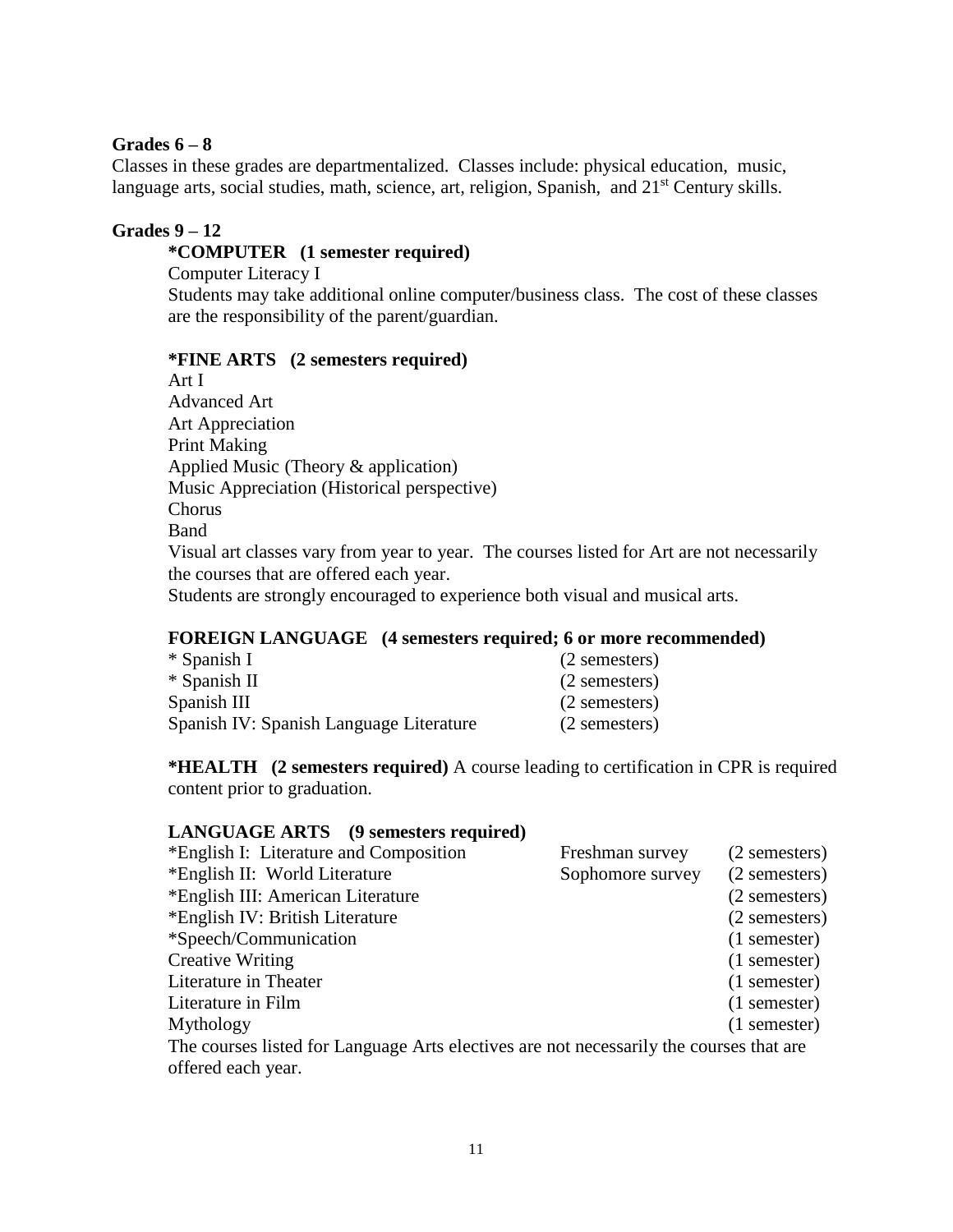**Grades 6 – 8**

Classes in these grades are departmentalized. Classes include: physical education, music, language arts, social studies, math, science, art, religion, Spanish, and 21st Century skills.

**Grades 9 – 12**

**\*COMPUTER (1 semester required)**

Computer Literacy I

Students may take additional online computer/business class. The cost of these classes are the responsibility of the parent/guardian.

**\*FINE ARTS (2 semesters required)**

Art I
Advanced Art
Art Appreciation
Print Making
Applied Music (Theory & application)
Music Appreciation (Historical perspective)
Chorus
Band

Visual art classes vary from year to year. The courses listed for Art are not necessarily the courses that are offered each year.

Students are strongly encouraged to experience both visual and musical arts.

**FOREIGN LANGUAGE (4 semesters required; 6 or more recommended)**

| Course | Length |
| --- | --- |
| * Spanish I | (2 semesters) |
| * Spanish II | (2 semesters) |
| Spanish III | (2 semesters) |
| Spanish IV: Spanish Language Literature | (2 semesters) |

**\*HEALTH (2 semesters required)** A course leading to certification in CPR is required content prior to graduation.

**LANGUAGE ARTS (9 semesters required)**

| Course | Survey | Length |
| --- | --- | --- |
| *English I: Literature and Composition | Freshman survey | (2 semesters) |
| *English II: World Literature | Sophomore survey | (2 semesters) |
| *English III: American Literature | | (2 semesters) |
| *English IV: British Literature | | (2 semesters) |
| *Speech/Communication | | (1 semester) |
| Creative Writing | | (1 semester) |
| Literature in Theater | | (1 semester) |
| Literature in Film | | (1 semester) |
| Mythology | | (1 semester) |

The courses listed for Language Arts electives are not necessarily the courses that are offered each year.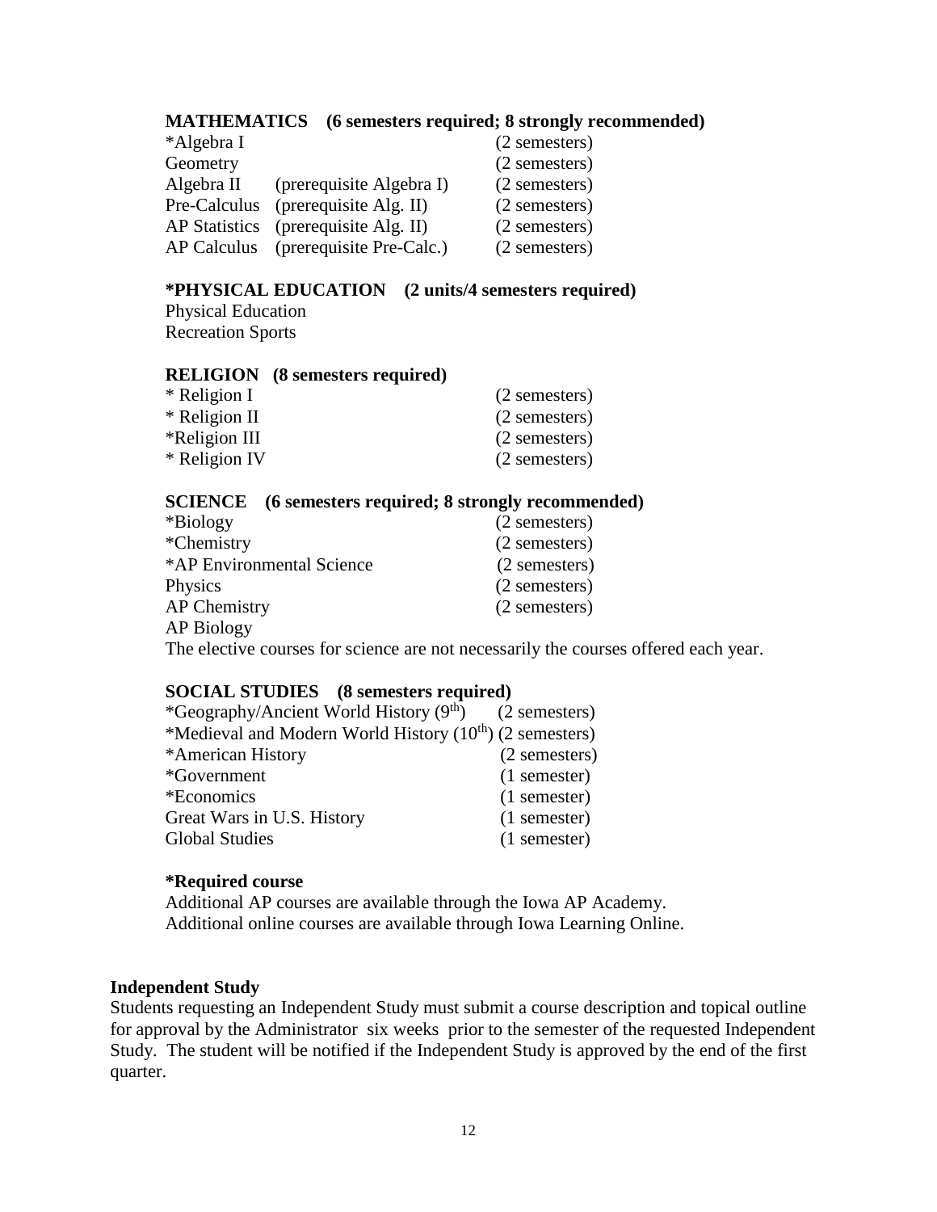### MATHEMATICS (6 semesters required; 8 strongly recommended)

| | | |
|---|---|---|
| *Algebra I | | (2 semesters) |
| Geometry | | (2 semesters) |
| Algebra II | (prerequisite Algebra I) | (2 semesters) |
| Pre-Calculus | (prerequisite Alg. II) | (2 semesters) |
| AP Statistics | (prerequisite Alg. II) | (2 semesters) |
| AP Calculus | (prerequisite Pre-Calc.) | (2 semesters) |

### *PHYSICAL EDUCATION (2 units/4 semesters required)

Physical Education
Recreation Sports

### RELIGION (8 semesters required)

| | |
|---|---|
| * Religion I | (2 semesters) |
| * Religion II | (2 semesters) |
| *Religion III | (2 semesters) |
| * Religion IV | (2 semesters) |

### SCIENCE (6 semesters required; 8 strongly recommended)

| | |
|---|---|
| *Biology | (2 semesters) |
| *Chemistry | (2 semesters) |
| *AP Environmental Science | (2 semesters) |
| Physics | (2 semesters) |
| AP Chemistry | (2 semesters) |
| AP Biology | |

The elective courses for science are not necessarily the courses offered each year.

### SOCIAL STUDIES (8 semesters required)

| | |
|---|---|
| *Geography/Ancient World History (9th) | (2 semesters) |
| *Medieval and Modern World History (10th) | (2 semesters) |
| *American History | (2 semesters) |
| *Government | (1 semester) |
| *Economics | (1 semester) |
| Great Wars in U.S. History | (1 semester) |
| Global Studies | (1 semester) |

**\*Required course**

Additional AP courses are available through the Iowa AP Academy.
Additional online courses are available through Iowa Learning Online.

**Independent Study**

Students requesting an Independent Study must submit a course description and topical outline for approval by the Administrator six weeks prior to the semester of the requested Independent Study. The student will be notified if the Independent Study is approved by the end of the first quarter.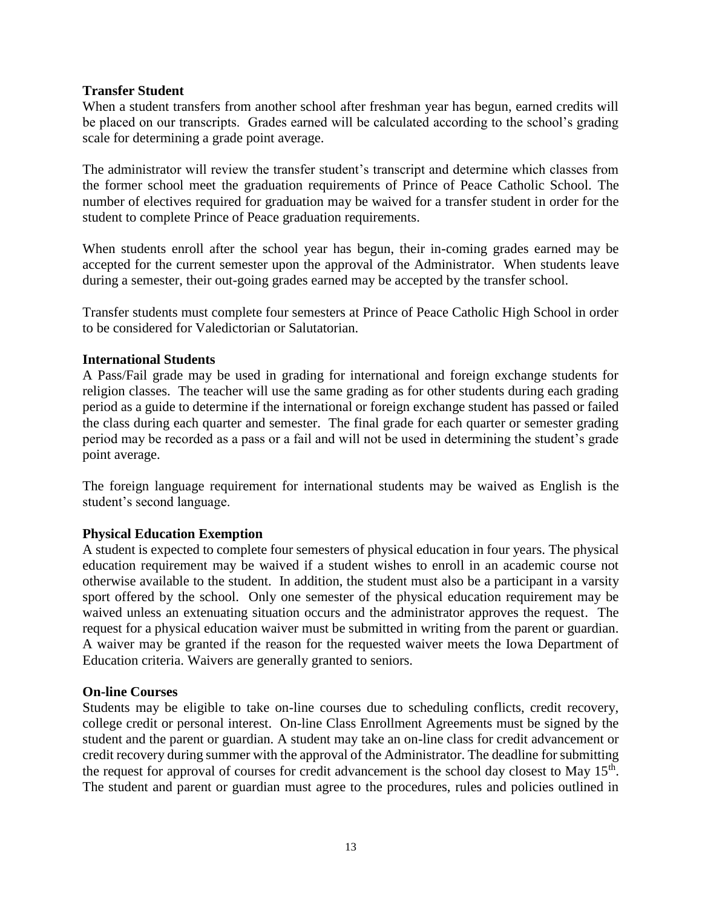**Transfer Student**

When a student transfers from another school after freshman year has begun, earned credits will be placed on our transcripts. Grades earned will be calculated according to the school's grading scale for determining a grade point average.

The administrator will review the transfer student's transcript and determine which classes from the former school meet the graduation requirements of Prince of Peace Catholic School. The number of electives required for graduation may be waived for a transfer student in order for the student to complete Prince of Peace graduation requirements.

When students enroll after the school year has begun, their in-coming grades earned may be accepted for the current semester upon the approval of the Administrator. When students leave during a semester, their out-going grades earned may be accepted by the transfer school.

Transfer students must complete four semesters at Prince of Peace Catholic High School in order to be considered for Valedictorian or Salutatorian.

**International Students**

A Pass/Fail grade may be used in grading for international and foreign exchange students for religion classes. The teacher will use the same grading as for other students during each grading period as a guide to determine if the international or foreign exchange student has passed or failed the class during each quarter and semester. The final grade for each quarter or semester grading period may be recorded as a pass or a fail and will not be used in determining the student's grade point average.

The foreign language requirement for international students may be waived as English is the student's second language.

**Physical Education Exemption**

A student is expected to complete four semesters of physical education in four years. The physical education requirement may be waived if a student wishes to enroll in an academic course not otherwise available to the student. In addition, the student must also be a participant in a varsity sport offered by the school. Only one semester of the physical education requirement may be waived unless an extenuating situation occurs and the administrator approves the request. The request for a physical education waiver must be submitted in writing from the parent or guardian. A waiver may be granted if the reason for the requested waiver meets the Iowa Department of Education criteria. Waivers are generally granted to seniors.

**On-line Courses**

Students may be eligible to take on-line courses due to scheduling conflicts, credit recovery, college credit or personal interest. On-line Class Enrollment Agreements must be signed by the student and the parent or guardian. A student may take an on-line class for credit advancement or credit recovery during summer with the approval of the Administrator. The deadline for submitting the request for approval of courses for credit advancement is the school day closest to May 15th. The student and parent or guardian must agree to the procedures, rules and policies outlined in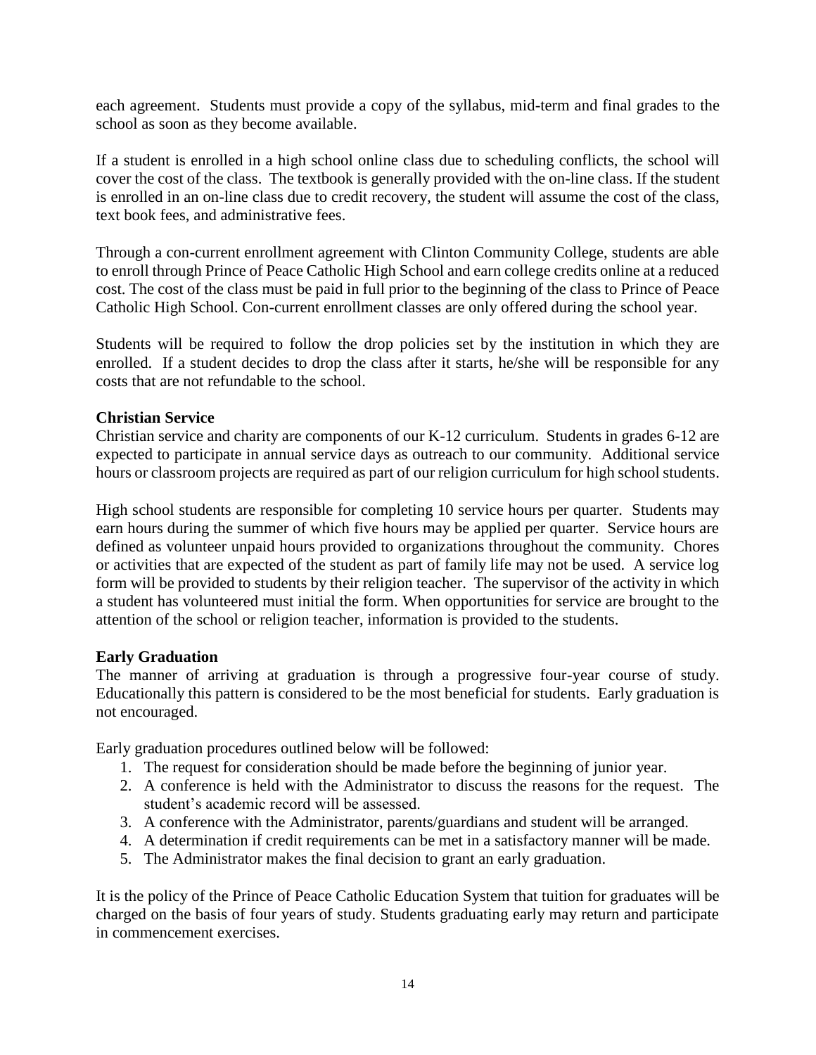each agreement. Students must provide a copy of the syllabus, mid-term and final grades to the school as soon as they become available.

If a student is enrolled in a high school online class due to scheduling conflicts, the school will cover the cost of the class. The textbook is generally provided with the on-line class. If the student is enrolled in an on-line class due to credit recovery, the student will assume the cost of the class, text book fees, and administrative fees.

Through a con-current enrollment agreement with Clinton Community College, students are able to enroll through Prince of Peace Catholic High School and earn college credits online at a reduced cost. The cost of the class must be paid in full prior to the beginning of the class to Prince of Peace Catholic High School. Con-current enrollment classes are only offered during the school year.

Students will be required to follow the drop policies set by the institution in which they are enrolled. If a student decides to drop the class after it starts, he/she will be responsible for any costs that are not refundable to the school.

**Christian Service**

Christian service and charity are components of our K-12 curriculum. Students in grades 6-12 are expected to participate in annual service days as outreach to our community. Additional service hours or classroom projects are required as part of our religion curriculum for high school students.

High school students are responsible for completing 10 service hours per quarter. Students may earn hours during the summer of which five hours may be applied per quarter. Service hours are defined as volunteer unpaid hours provided to organizations throughout the community. Chores or activities that are expected of the student as part of family life may not be used. A service log form will be provided to students by their religion teacher. The supervisor of the activity in which a student has volunteered must initial the form. When opportunities for service are brought to the attention of the school or religion teacher, information is provided to the students.

**Early Graduation**

The manner of arriving at graduation is through a progressive four-year course of study. Educationally this pattern is considered to be the most beneficial for students. Early graduation is not encouraged.

Early graduation procedures outlined below will be followed:

1. The request for consideration should be made before the beginning of junior year.
2. A conference is held with the Administrator to discuss the reasons for the request. The student's academic record will be assessed.
3. A conference with the Administrator, parents/guardians and student will be arranged.
4. A determination if credit requirements can be met in a satisfactory manner will be made.
5. The Administrator makes the final decision to grant an early graduation.

It is the policy of the Prince of Peace Catholic Education System that tuition for graduates will be charged on the basis of four years of study. Students graduating early may return and participate in commencement exercises.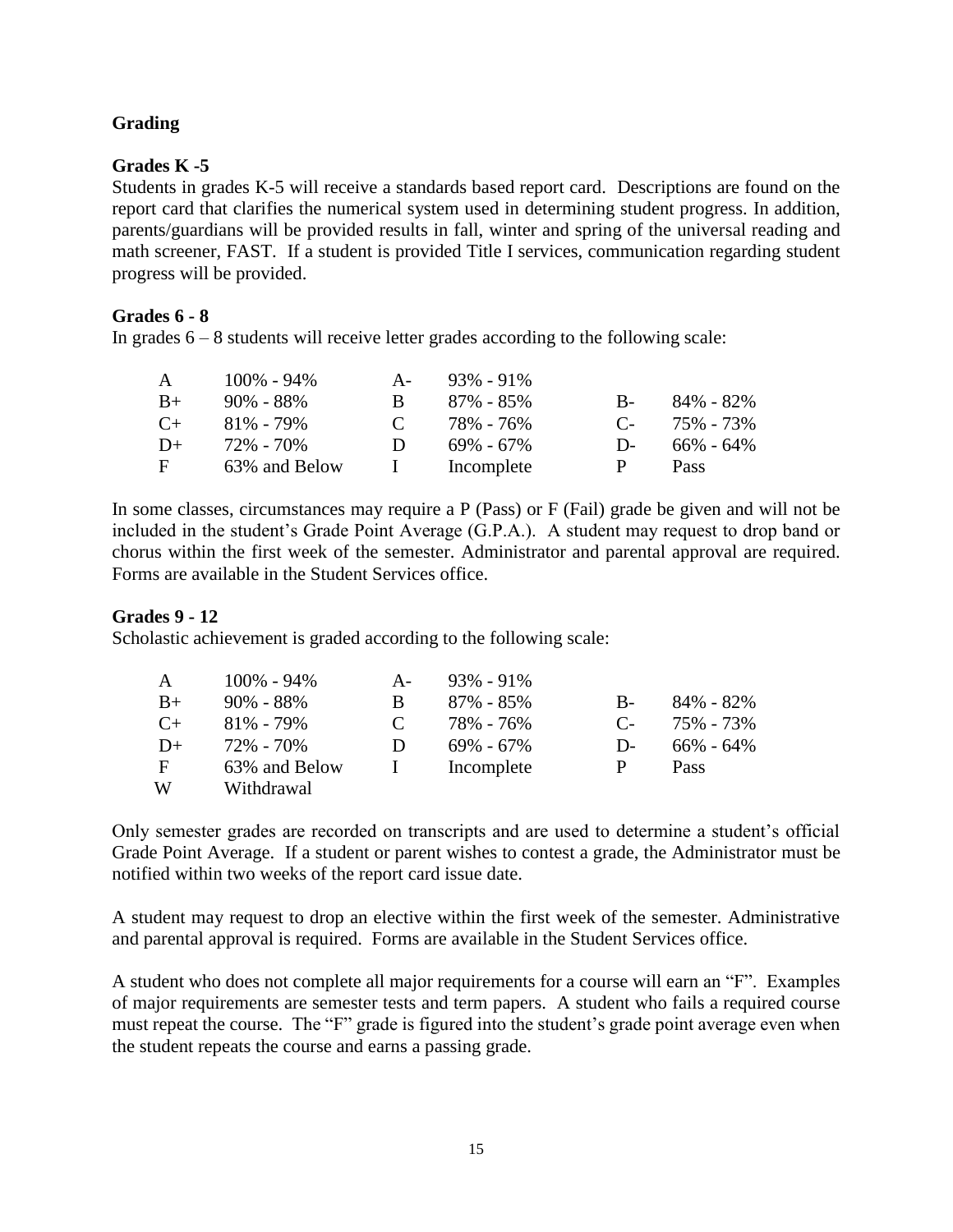## Grading

### Grades K -5

Students in grades K-5 will receive a standards based report card. Descriptions are found on the report card that clarifies the numerical system used in determining student progress. In addition, parents/guardians will be provided results in fall, winter and spring of the universal reading and math screener, FAST. If a student is provided Title I services, communication regarding student progress will be provided.

### Grades 6 - 8

In grades 6 – 8 students will receive letter grades according to the following scale:

| | | | | | |
|---|---|---|---|---|---|
| A | 100% - 94% | A- | 93% - 91% | | |
| B+ | 90% - 88% | B | 87% - 85% | B- | 84% - 82% |
| C+ | 81% - 79% | C | 78% - 76% | C- | 75% - 73% |
| D+ | 72% - 70% | D | 69% - 67% | D- | 66% - 64% |
| F | 63% and Below | I | Incomplete | P | Pass |

In some classes, circumstances may require a P (Pass) or F (Fail) grade be given and will not be included in the student's Grade Point Average (G.P.A.). A student may request to drop band or chorus within the first week of the semester. Administrator and parental approval are required. Forms are available in the Student Services office.

### Grades 9 - 12

Scholastic achievement is graded according to the following scale:

| | | | | | |
|---|---|---|---|---|---|
| A | 100% - 94% | A- | 93% - 91% | | |
| B+ | 90% - 88% | B | 87% - 85% | B- | 84% - 82% |
| C+ | 81% - 79% | C | 78% - 76% | C- | 75% - 73% |
| D+ | 72% - 70% | D | 69% - 67% | D- | 66% - 64% |
| F | 63% and Below | I | Incomplete | P | Pass |
| W | Withdrawal | | | | |

Only semester grades are recorded on transcripts and are used to determine a student's official Grade Point Average. If a student or parent wishes to contest a grade, the Administrator must be notified within two weeks of the report card issue date.

A student may request to drop an elective within the first week of the semester. Administrative and parental approval is required. Forms are available in the Student Services office.

A student who does not complete all major requirements for a course will earn an "F". Examples of major requirements are semester tests and term papers. A student who fails a required course must repeat the course. The "F" grade is figured into the student's grade point average even when the student repeats the course and earns a passing grade.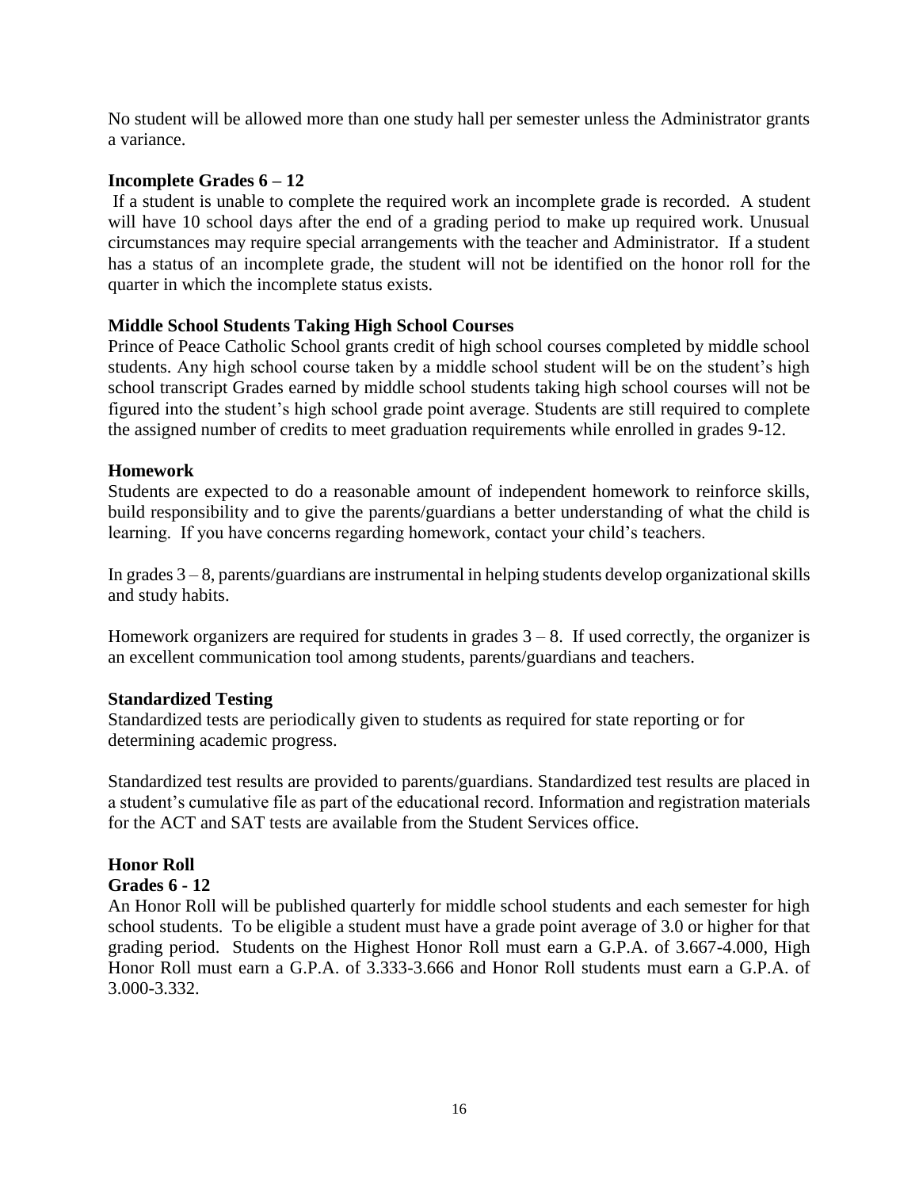No student will be allowed more than one study hall per semester unless the Administrator grants a variance.

### Incomplete Grades 6 – 12

If a student is unable to complete the required work an incomplete grade is recorded. A student will have 10 school days after the end of a grading period to make up required work. Unusual circumstances may require special arrangements with the teacher and Administrator. If a student has a status of an incomplete grade, the student will not be identified on the honor roll for the quarter in which the incomplete status exists.

### Middle School Students Taking High School Courses

Prince of Peace Catholic School grants credit of high school courses completed by middle school students. Any high school course taken by a middle school student will be on the student's high school transcript Grades earned by middle school students taking high school courses will not be figured into the student's high school grade point average. Students are still required to complete the assigned number of credits to meet graduation requirements while enrolled in grades 9-12.

### Homework

Students are expected to do a reasonable amount of independent homework to reinforce skills, build responsibility and to give the parents/guardians a better understanding of what the child is learning. If you have concerns regarding homework, contact your child's teachers.

In grades 3 – 8, parents/guardians are instrumental in helping students develop organizational skills and study habits.

Homework organizers are required for students in grades 3 – 8. If used correctly, the organizer is an excellent communication tool among students, parents/guardians and teachers.

### Standardized Testing

Standardized tests are periodically given to students as required for state reporting or for determining academic progress.

Standardized test results are provided to parents/guardians. Standardized test results are placed in a student's cumulative file as part of the educational record. Information and registration materials for the ACT and SAT tests are available from the Student Services office.

### Honor Roll

**Grades 6 - 12**

An Honor Roll will be published quarterly for middle school students and each semester for high school students. To be eligible a student must have a grade point average of 3.0 or higher for that grading period. Students on the Highest Honor Roll must earn a G.P.A. of 3.667-4.000, High Honor Roll must earn a G.P.A. of 3.333-3.666 and Honor Roll students must earn a G.P.A. of 3.000-3.332.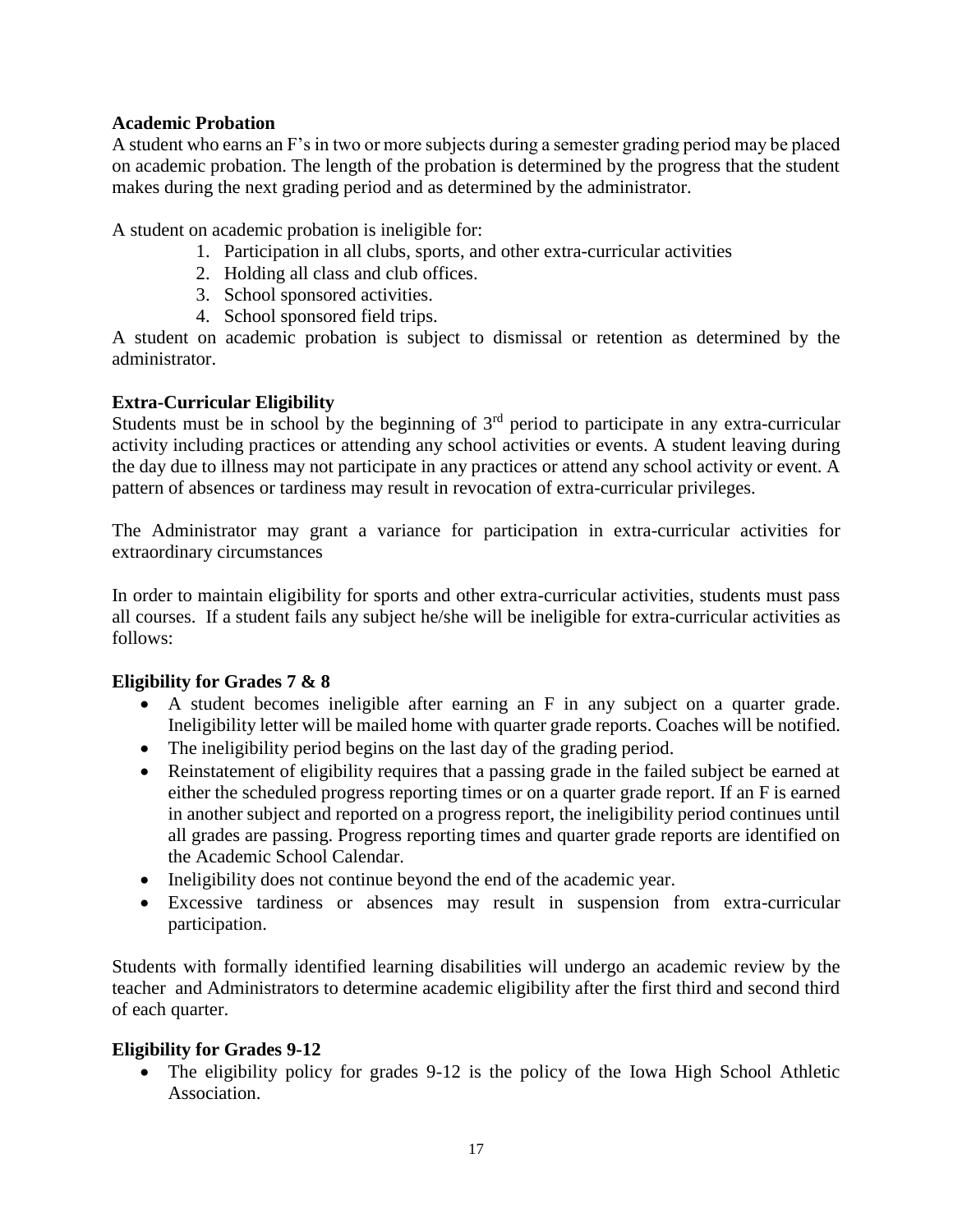**Academic Probation**

A student who earns an F's in two or more subjects during a semester grading period may be placed on academic probation. The length of the probation is determined by the progress that the student makes during the next grading period and as determined by the administrator.

A student on academic probation is ineligible for:

1. Participation in all clubs, sports, and other extra-curricular activities
2. Holding all class and club offices.
3. School sponsored activities.
4. School sponsored field trips.

A student on academic probation is subject to dismissal or retention as determined by the administrator.

**Extra-Curricular Eligibility**

Students must be in school by the beginning of 3rd period to participate in any extra-curricular activity including practices or attending any school activities or events. A student leaving during the day due to illness may not participate in any practices or attend any school activity or event. A pattern of absences or tardiness may result in revocation of extra-curricular privileges.

The Administrator may grant a variance for participation in extra-curricular activities for extraordinary circumstances

In order to maintain eligibility for sports and other extra-curricular activities, students must pass all courses. If a student fails any subject he/she will be ineligible for extra-curricular activities as follows:

**Eligibility for Grades 7 & 8**

- A student becomes ineligible after earning an F in any subject on a quarter grade. Ineligibility letter will be mailed home with quarter grade reports. Coaches will be notified.
- The ineligibility period begins on the last day of the grading period.
- Reinstatement of eligibility requires that a passing grade in the failed subject be earned at either the scheduled progress reporting times or on a quarter grade report. If an F is earned in another subject and reported on a progress report, the ineligibility period continues until all grades are passing. Progress reporting times and quarter grade reports are identified on the Academic School Calendar.
- Ineligibility does not continue beyond the end of the academic year.
- Excessive tardiness or absences may result in suspension from extra-curricular participation.

Students with formally identified learning disabilities will undergo an academic review by the teacher and Administrators to determine academic eligibility after the first third and second third of each quarter.

**Eligibility for Grades 9-12**

- The eligibility policy for grades 9-12 is the policy of the Iowa High School Athletic Association.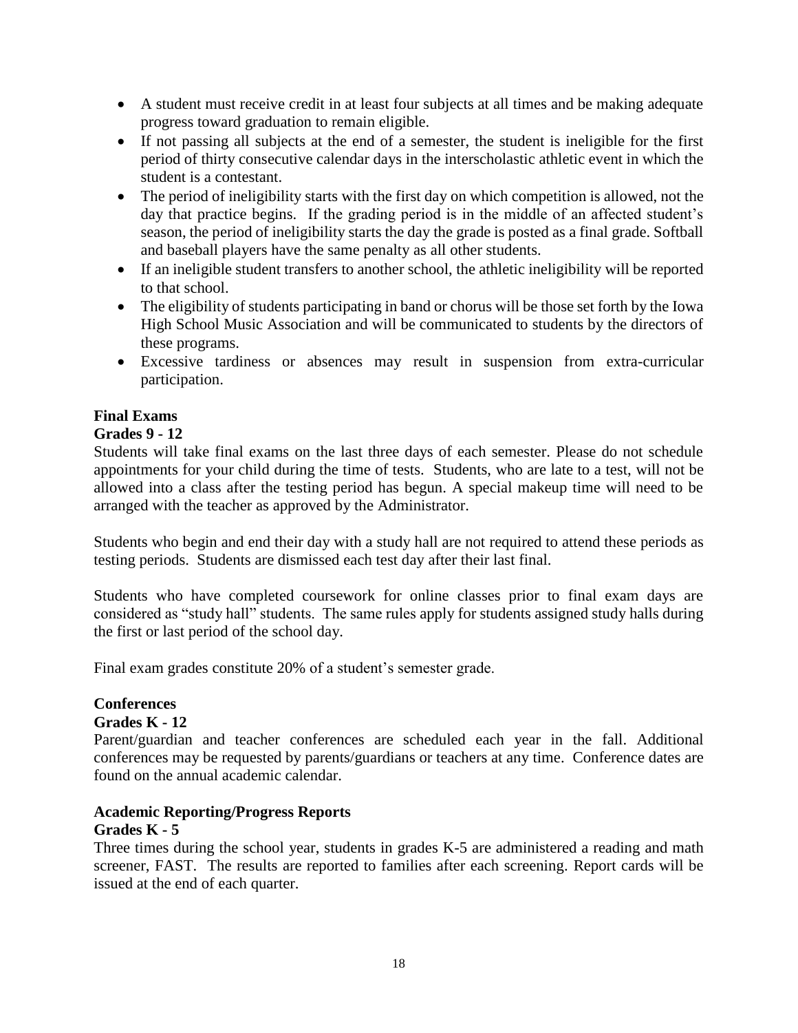- A student must receive credit in at least four subjects at all times and be making adequate progress toward graduation to remain eligible.
- If not passing all subjects at the end of a semester, the student is ineligible for the first period of thirty consecutive calendar days in the interscholastic athletic event in which the student is a contestant.
- The period of ineligibility starts with the first day on which competition is allowed, not the day that practice begins. If the grading period is in the middle of an affected student's season, the period of ineligibility starts the day the grade is posted as a final grade. Softball and baseball players have the same penalty as all other students.
- If an ineligible student transfers to another school, the athletic ineligibility will be reported to that school.
- The eligibility of students participating in band or chorus will be those set forth by the Iowa High School Music Association and will be communicated to students by the directors of these programs.
- Excessive tardiness or absences may result in suspension from extra-curricular participation.

**Final Exams**

**Grades 9 - 12**

Students will take final exams on the last three days of each semester. Please do not schedule appointments for your child during the time of tests. Students, who are late to a test, will not be allowed into a class after the testing period has begun. A special makeup time will need to be arranged with the teacher as approved by the Administrator.

Students who begin and end their day with a study hall are not required to attend these periods as testing periods. Students are dismissed each test day after their last final.

Students who have completed coursework for online classes prior to final exam days are considered as "study hall" students. The same rules apply for students assigned study halls during the first or last period of the school day.

Final exam grades constitute 20% of a student's semester grade.

**Conferences**

**Grades K - 12**

Parent/guardian and teacher conferences are scheduled each year in the fall. Additional conferences may be requested by parents/guardians or teachers at any time. Conference dates are found on the annual academic calendar.

**Academic Reporting/Progress Reports**

**Grades K - 5**

Three times during the school year, students in grades K-5 are administered a reading and math screener, FAST. The results are reported to families after each screening. Report cards will be issued at the end of each quarter.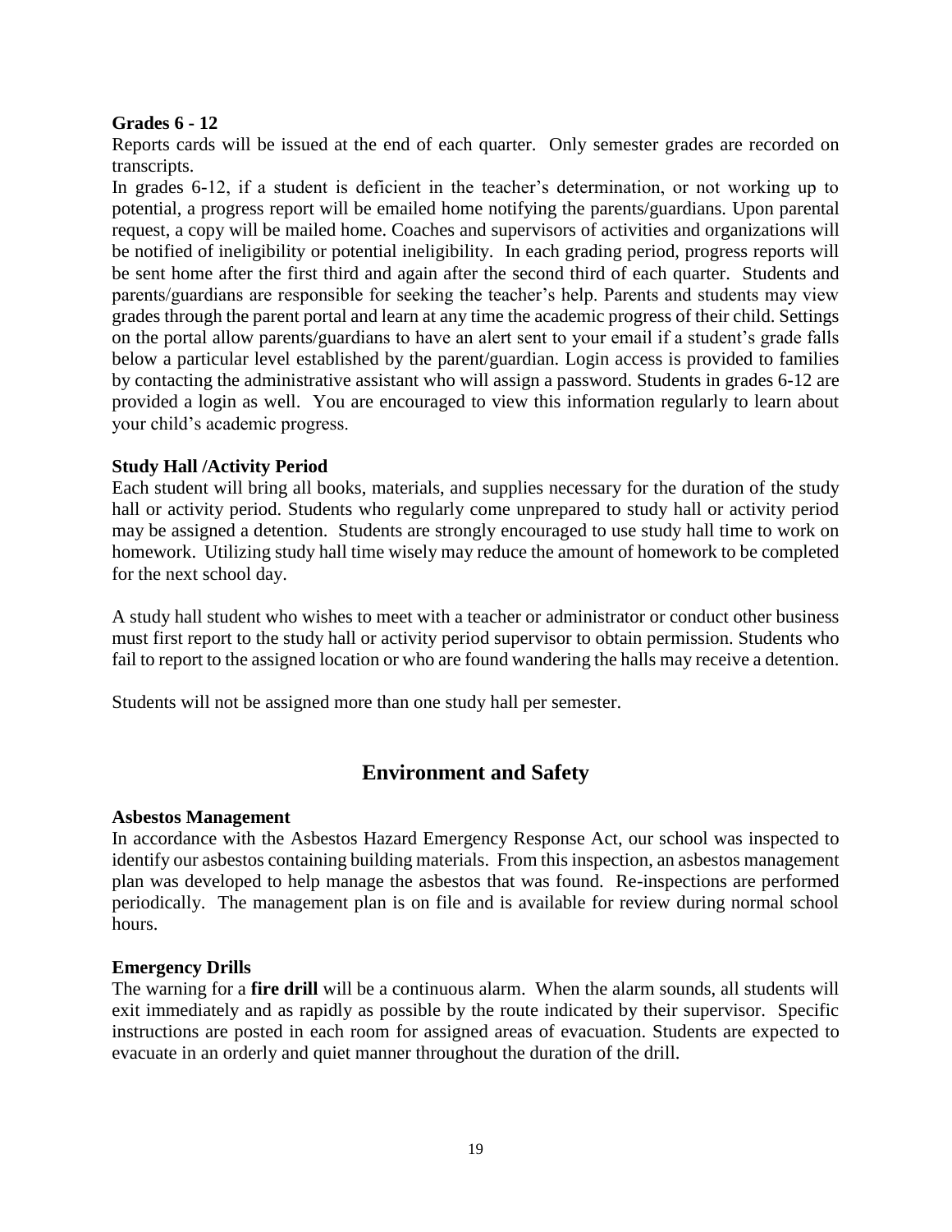**Grades 6 - 12**

Reports cards will be issued at the end of each quarter. Only semester grades are recorded on transcripts.

In grades 6-12, if a student is deficient in the teacher's determination, or not working up to potential, a progress report will be emailed home notifying the parents/guardians. Upon parental request, a copy will be mailed home. Coaches and supervisors of activities and organizations will be notified of ineligibility or potential ineligibility. In each grading period, progress reports will be sent home after the first third and again after the second third of each quarter. Students and parents/guardians are responsible for seeking the teacher's help. Parents and students may view grades through the parent portal and learn at any time the academic progress of their child. Settings on the portal allow parents/guardians to have an alert sent to your email if a student's grade falls below a particular level established by the parent/guardian. Login access is provided to families by contacting the administrative assistant who will assign a password. Students in grades 6-12 are provided a login as well. You are encouraged to view this information regularly to learn about your child's academic progress.

**Study Hall /Activity Period**

Each student will bring all books, materials, and supplies necessary for the duration of the study hall or activity period. Students who regularly come unprepared to study hall or activity period may be assigned a detention. Students are strongly encouraged to use study hall time to work on homework. Utilizing study hall time wisely may reduce the amount of homework to be completed for the next school day.

A study hall student who wishes to meet with a teacher or administrator or conduct other business must first report to the study hall or activity period supervisor to obtain permission. Students who fail to report to the assigned location or who are found wandering the halls may receive a detention.

Students will not be assigned more than one study hall per semester.

## Environment and Safety

**Asbestos Management**

In accordance with the Asbestos Hazard Emergency Response Act, our school was inspected to identify our asbestos containing building materials. From this inspection, an asbestos management plan was developed to help manage the asbestos that was found. Re-inspections are performed periodically. The management plan is on file and is available for review during normal school hours.

**Emergency Drills**

The warning for a **fire drill** will be a continuous alarm. When the alarm sounds, all students will exit immediately and as rapidly as possible by the route indicated by their supervisor. Specific instructions are posted in each room for assigned areas of evacuation. Students are expected to evacuate in an orderly and quiet manner throughout the duration of the drill.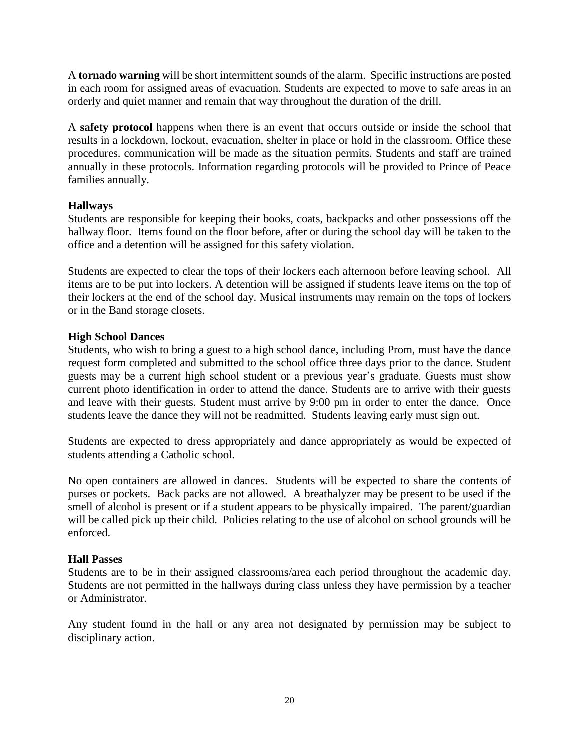A **tornado warning** will be short intermittent sounds of the alarm. Specific instructions are posted in each room for assigned areas of evacuation. Students are expected to move to safe areas in an orderly and quiet manner and remain that way throughout the duration of the drill.

A **safety protocol** happens when there is an event that occurs outside or inside the school that results in a lockdown, lockout, evacuation, shelter in place or hold in the classroom. Office these procedures. communication will be made as the situation permits. Students and staff are trained annually in these protocols. Information regarding protocols will be provided to Prince of Peace families annually.

**Hallways**

Students are responsible for keeping their books, coats, backpacks and other possessions off the hallway floor. Items found on the floor before, after or during the school day will be taken to the office and a detention will be assigned for this safety violation.

Students are expected to clear the tops of their lockers each afternoon before leaving school. All items are to be put into lockers. A detention will be assigned if students leave items on the top of their lockers at the end of the school day. Musical instruments may remain on the tops of lockers or in the Band storage closets.

**High School Dances**

Students, who wish to bring a guest to a high school dance, including Prom, must have the dance request form completed and submitted to the school office three days prior to the dance. Student guests may be a current high school student or a previous year's graduate. Guests must show current photo identification in order to attend the dance. Students are to arrive with their guests and leave with their guests. Student must arrive by 9:00 pm in order to enter the dance. Once students leave the dance they will not be readmitted. Students leaving early must sign out.

Students are expected to dress appropriately and dance appropriately as would be expected of students attending a Catholic school.

No open containers are allowed in dances. Students will be expected to share the contents of purses or pockets. Back packs are not allowed. A breathalyzer may be present to be used if the smell of alcohol is present or if a student appears to be physically impaired. The parent/guardian will be called pick up their child. Policies relating to the use of alcohol on school grounds will be enforced.

**Hall Passes**

Students are to be in their assigned classrooms/area each period throughout the academic day. Students are not permitted in the hallways during class unless they have permission by a teacher or Administrator.

Any student found in the hall or any area not designated by permission may be subject to disciplinary action.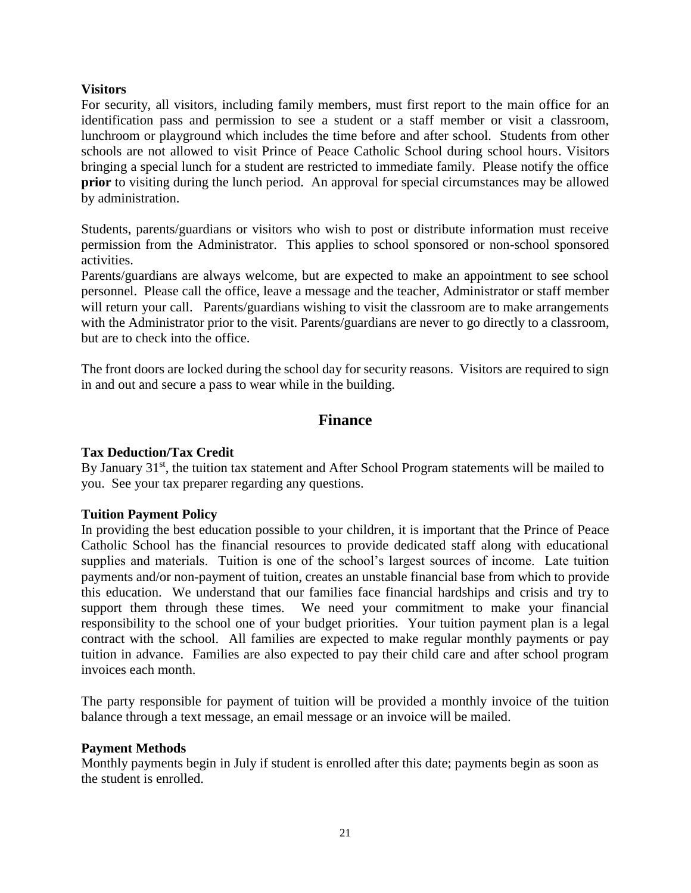**Visitors**

For security, all visitors, including family members, must first report to the main office for an identification pass and permission to see a student or a staff member or visit a classroom, lunchroom or playground which includes the time before and after school. Students from other schools are not allowed to visit Prince of Peace Catholic School during school hours. Visitors bringing a special lunch for a student are restricted to immediate family. Please notify the office **prior** to visiting during the lunch period. An approval for special circumstances may be allowed by administration.

Students, parents/guardians or visitors who wish to post or distribute information must receive permission from the Administrator. This applies to school sponsored or non-school sponsored activities.

Parents/guardians are always welcome, but are expected to make an appointment to see school personnel. Please call the office, leave a message and the teacher, Administrator or staff member will return your call. Parents/guardians wishing to visit the classroom are to make arrangements with the Administrator prior to the visit. Parents/guardians are never to go directly to a classroom, but are to check into the office.

The front doors are locked during the school day for security reasons. Visitors are required to sign in and out and secure a pass to wear while in the building.

## Finance

**Tax Deduction/Tax Credit**

By January 31st, the tuition tax statement and After School Program statements will be mailed to you. See your tax preparer regarding any questions.

**Tuition Payment Policy**

In providing the best education possible to your children, it is important that the Prince of Peace Catholic School has the financial resources to provide dedicated staff along with educational supplies and materials. Tuition is one of the school's largest sources of income. Late tuition payments and/or non-payment of tuition, creates an unstable financial base from which to provide this education. We understand that our families face financial hardships and crisis and try to support them through these times. We need your commitment to make your financial responsibility to the school one of your budget priorities. Your tuition payment plan is a legal contract with the school. All families are expected to make regular monthly payments or pay tuition in advance. Families are also expected to pay their child care and after school program invoices each month.

The party responsible for payment of tuition will be provided a monthly invoice of the tuition balance through a text message, an email message or an invoice will be mailed.

**Payment Methods**

Monthly payments begin in July if student is enrolled after this date; payments begin as soon as the student is enrolled.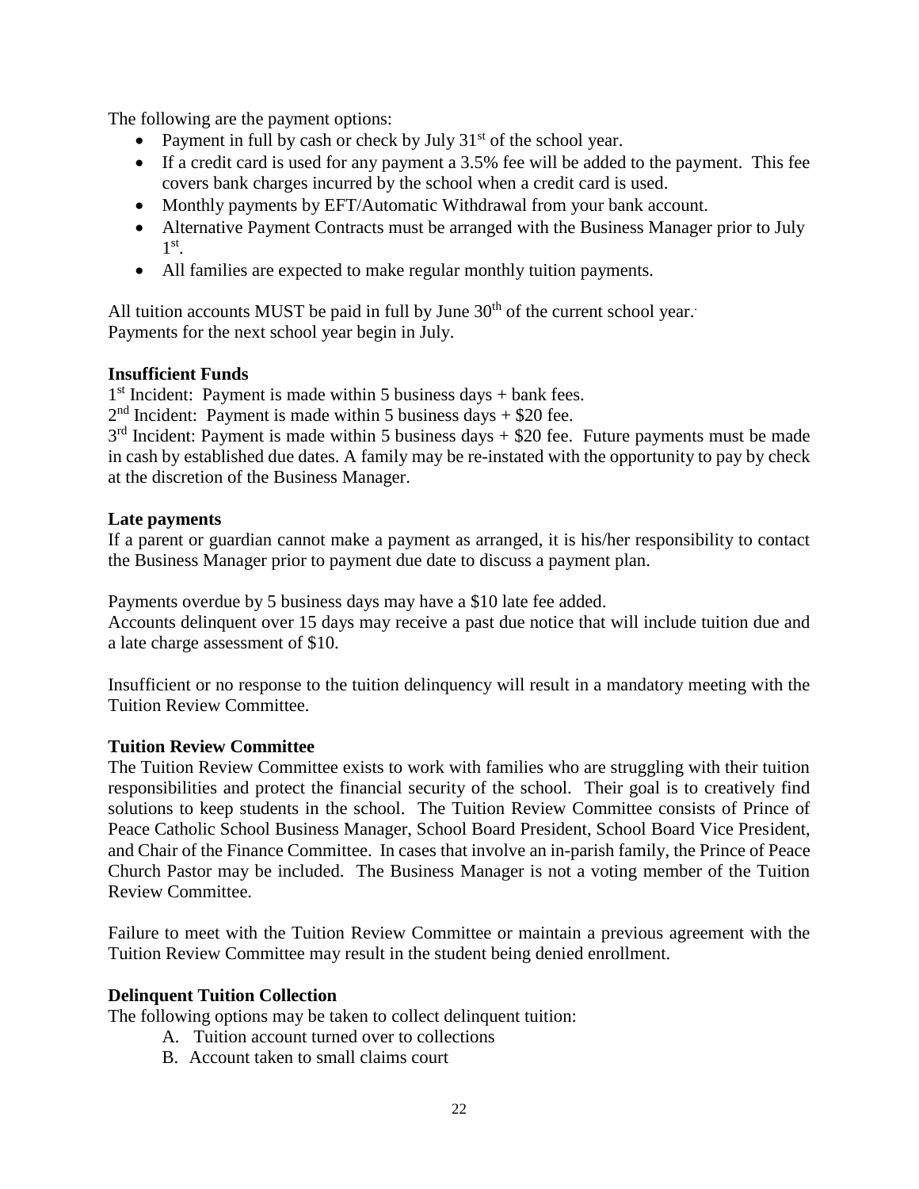The following are the payment options:

- Payment in full by cash or check by July 31st of the school year.
- If a credit card is used for any payment a 3.5% fee will be added to the payment. This fee covers bank charges incurred by the school when a credit card is used.
- Monthly payments by EFT/Automatic Withdrawal from your bank account.
- Alternative Payment Contracts must be arranged with the Business Manager prior to July 1st.
- All families are expected to make regular monthly tuition payments.

All tuition accounts MUST be paid in full by June 30th of the current school year.
Payments for the next school year begin in July.

**Insufficient Funds**

1st Incident: Payment is made within 5 business days + bank fees.
2nd Incident: Payment is made within 5 business days + $20 fee.
3rd Incident: Payment is made within 5 business days + $20 fee. Future payments must be made in cash by established due dates. A family may be re-instated with the opportunity to pay by check at the discretion of the Business Manager.

**Late payments**

If a parent or guardian cannot make a payment as arranged, it is his/her responsibility to contact the Business Manager prior to payment due date to discuss a payment plan.

Payments overdue by 5 business days may have a $10 late fee added.
Accounts delinquent over 15 days may receive a past due notice that will include tuition due and a late charge assessment of $10.

Insufficient or no response to the tuition delinquency will result in a mandatory meeting with the Tuition Review Committee.

**Tuition Review Committee**

The Tuition Review Committee exists to work with families who are struggling with their tuition responsibilities and protect the financial security of the school. Their goal is to creatively find solutions to keep students in the school. The Tuition Review Committee consists of Prince of Peace Catholic School Business Manager, School Board President, School Board Vice President, and Chair of the Finance Committee. In cases that involve an in-parish family, the Prince of Peace Church Pastor may be included. The Business Manager is not a voting member of the Tuition Review Committee.

Failure to meet with the Tuition Review Committee or maintain a previous agreement with the Tuition Review Committee may result in the student being denied enrollment.

**Delinquent Tuition Collection**

The following options may be taken to collect delinquent tuition:

A. Tuition account turned over to collections
B. Account taken to small claims court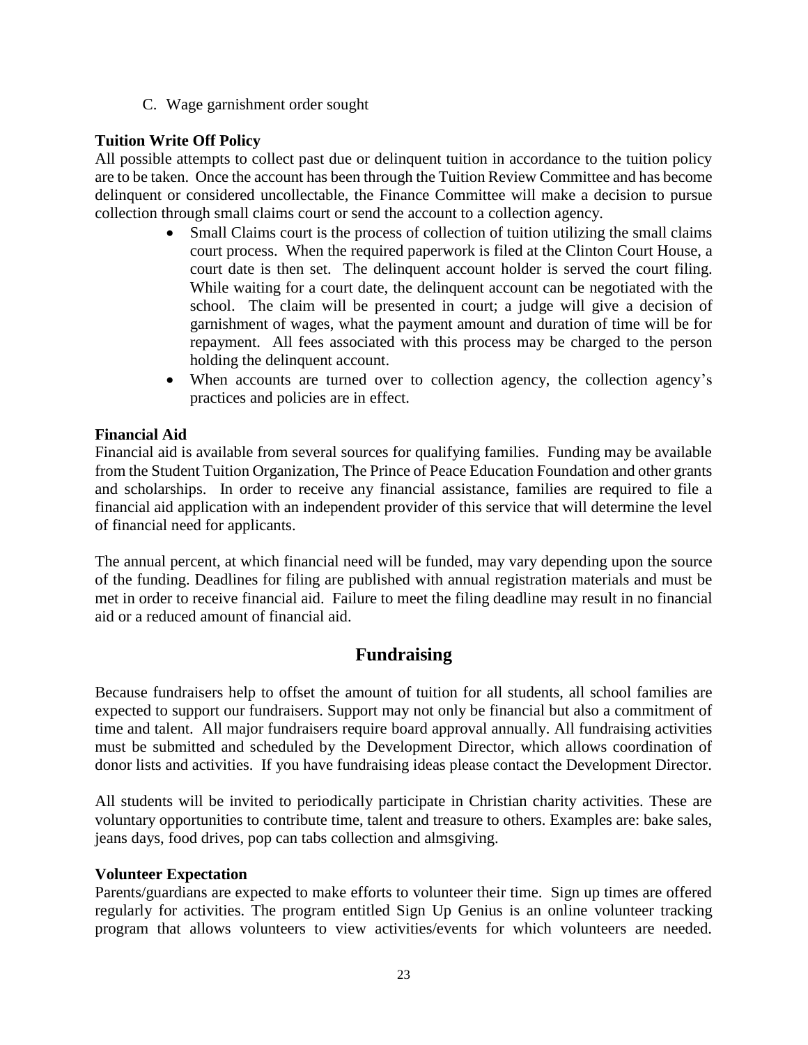C. Wage garnishment order sought

**Tuition Write Off Policy**

All possible attempts to collect past due or delinquent tuition in accordance to the tuition policy are to be taken. Once the account has been through the Tuition Review Committee and has become delinquent or considered uncollectable, the Finance Committee will make a decision to pursue collection through small claims court or send the account to a collection agency.

- Small Claims court is the process of collection of tuition utilizing the small claims court process. When the required paperwork is filed at the Clinton Court House, a court date is then set. The delinquent account holder is served the court filing. While waiting for a court date, the delinquent account can be negotiated with the school. The claim will be presented in court; a judge will give a decision of garnishment of wages, what the payment amount and duration of time will be for repayment. All fees associated with this process may be charged to the person holding the delinquent account.
- When accounts are turned over to collection agency, the collection agency's practices and policies are in effect.

**Financial Aid**

Financial aid is available from several sources for qualifying families. Funding may be available from the Student Tuition Organization, The Prince of Peace Education Foundation and other grants and scholarships. In order to receive any financial assistance, families are required to file a financial aid application with an independent provider of this service that will determine the level of financial need for applicants.

The annual percent, at which financial need will be funded, may vary depending upon the source of the funding. Deadlines for filing are published with annual registration materials and must be met in order to receive financial aid. Failure to meet the filing deadline may result in no financial aid or a reduced amount of financial aid.

## Fundraising

Because fundraisers help to offset the amount of tuition for all students, all school families are expected to support our fundraisers. Support may not only be financial but also a commitment of time and talent. All major fundraisers require board approval annually. All fundraising activities must be submitted and scheduled by the Development Director, which allows coordination of donor lists and activities. If you have fundraising ideas please contact the Development Director.

All students will be invited to periodically participate in Christian charity activities. These are voluntary opportunities to contribute time, talent and treasure to others. Examples are: bake sales, jeans days, food drives, pop can tabs collection and almsgiving.

**Volunteer Expectation**

Parents/guardians are expected to make efforts to volunteer their time. Sign up times are offered regularly for activities. The program entitled Sign Up Genius is an online volunteer tracking program that allows volunteers to view activities/events for which volunteers are needed.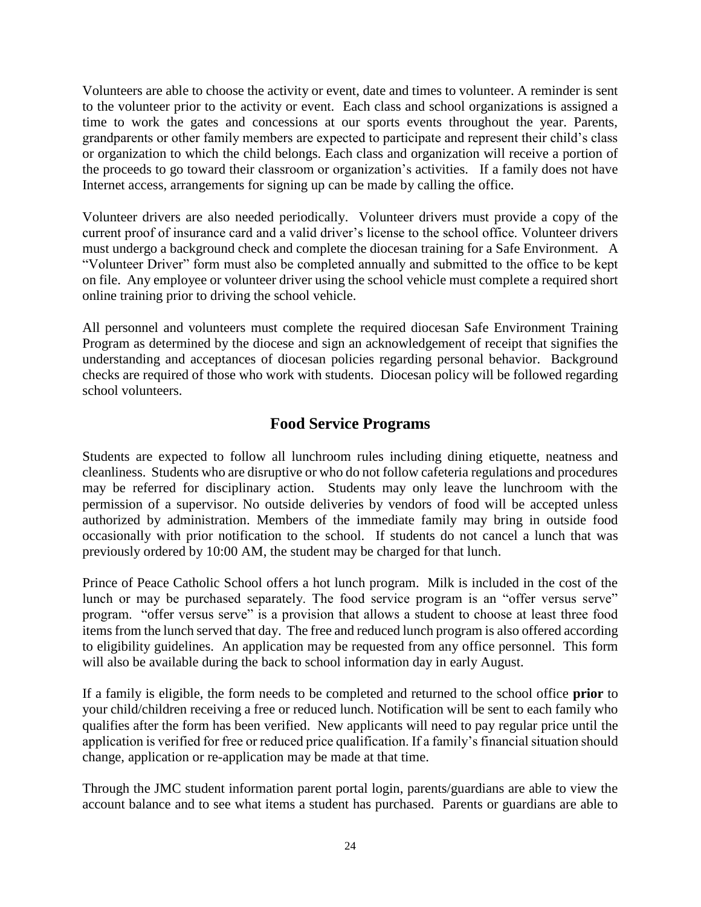Volunteers are able to choose the activity or event, date and times to volunteer. A reminder is sent to the volunteer prior to the activity or event. Each class and school organizations is assigned a time to work the gates and concessions at our sports events throughout the year. Parents, grandparents or other family members are expected to participate and represent their child's class or organization to which the child belongs. Each class and organization will receive a portion of the proceeds to go toward their classroom or organization's activities. If a family does not have Internet access, arrangements for signing up can be made by calling the office.

Volunteer drivers are also needed periodically. Volunteer drivers must provide a copy of the current proof of insurance card and a valid driver's license to the school office. Volunteer drivers must undergo a background check and complete the diocesan training for a Safe Environment. A "Volunteer Driver" form must also be completed annually and submitted to the office to be kept on file. Any employee or volunteer driver using the school vehicle must complete a required short online training prior to driving the school vehicle.

All personnel and volunteers must complete the required diocesan Safe Environment Training Program as determined by the diocese and sign an acknowledgement of receipt that signifies the understanding and acceptances of diocesan policies regarding personal behavior. Background checks are required of those who work with students. Diocesan policy will be followed regarding school volunteers.

## Food Service Programs

Students are expected to follow all lunchroom rules including dining etiquette, neatness and cleanliness. Students who are disruptive or who do not follow cafeteria regulations and procedures may be referred for disciplinary action. Students may only leave the lunchroom with the permission of a supervisor. No outside deliveries by vendors of food will be accepted unless authorized by administration. Members of the immediate family may bring in outside food occasionally with prior notification to the school. If students do not cancel a lunch that was previously ordered by 10:00 AM, the student may be charged for that lunch.

Prince of Peace Catholic School offers a hot lunch program. Milk is included in the cost of the lunch or may be purchased separately. The food service program is an "offer versus serve" program. "offer versus serve" is a provision that allows a student to choose at least three food items from the lunch served that day. The free and reduced lunch program is also offered according to eligibility guidelines. An application may be requested from any office personnel. This form will also be available during the back to school information day in early August.

If a family is eligible, the form needs to be completed and returned to the school office **prior** to your child/children receiving a free or reduced lunch. Notification will be sent to each family who qualifies after the form has been verified. New applicants will need to pay regular price until the application is verified for free or reduced price qualification. If a family's financial situation should change, application or re-application may be made at that time.

Through the JMC student information parent portal login, parents/guardians are able to view the account balance and to see what items a student has purchased. Parents or guardians are able to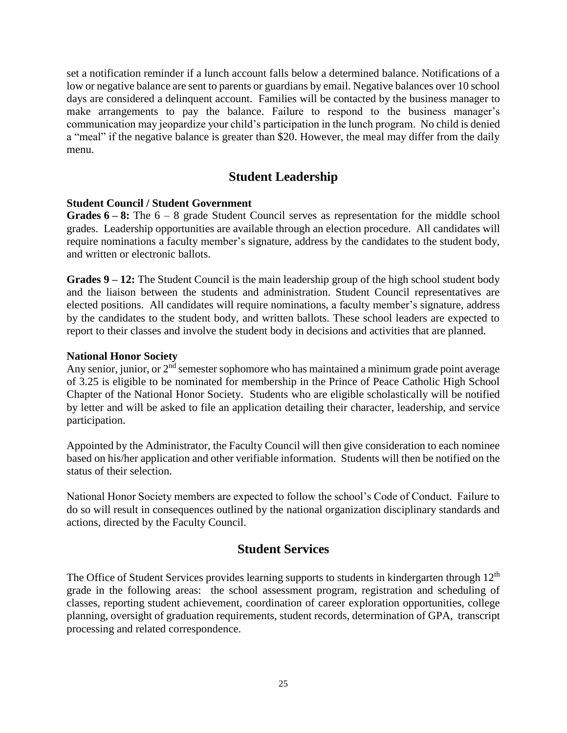set a notification reminder if a lunch account falls below a determined balance. Notifications of a low or negative balance are sent to parents or guardians by email. Negative balances over 10 school days are considered a delinquent account. Families will be contacted by the business manager to make arrangements to pay the balance. Failure to respond to the business manager's communication may jeopardize your child's participation in the lunch program. No child is denied a "meal" if the negative balance is greater than $20. However, the meal may differ from the daily menu.

## Student Leadership

**Student Council / Student Government**

**Grades 6 – 8:** The 6 – 8 grade Student Council serves as representation for the middle school grades. Leadership opportunities are available through an election procedure. All candidates will require nominations a faculty member's signature, address by the candidates to the student body, and written or electronic ballots.

**Grades 9 – 12:** The Student Council is the main leadership group of the high school student body and the liaison between the students and administration. Student Council representatives are elected positions. All candidates will require nominations, a faculty member's signature, address by the candidates to the student body, and written ballots. These school leaders are expected to report to their classes and involve the student body in decisions and activities that are planned.

**National Honor Society**

Any senior, junior, or 2nd semester sophomore who has maintained a minimum grade point average of 3.25 is eligible to be nominated for membership in the Prince of Peace Catholic High School Chapter of the National Honor Society. Students who are eligible scholastically will be notified by letter and will be asked to file an application detailing their character, leadership, and service participation.

Appointed by the Administrator, the Faculty Council will then give consideration to each nominee based on his/her application and other verifiable information. Students will then be notified on the status of their selection.

National Honor Society members are expected to follow the school's Code of Conduct. Failure to do so will result in consequences outlined by the national organization disciplinary standards and actions, directed by the Faculty Council.

## Student Services

The Office of Student Services provides learning supports to students in kindergarten through 12th grade in the following areas: the school assessment program, registration and scheduling of classes, reporting student achievement, coordination of career exploration opportunities, college planning, oversight of graduation requirements, student records, determination of GPA, transcript processing and related correspondence.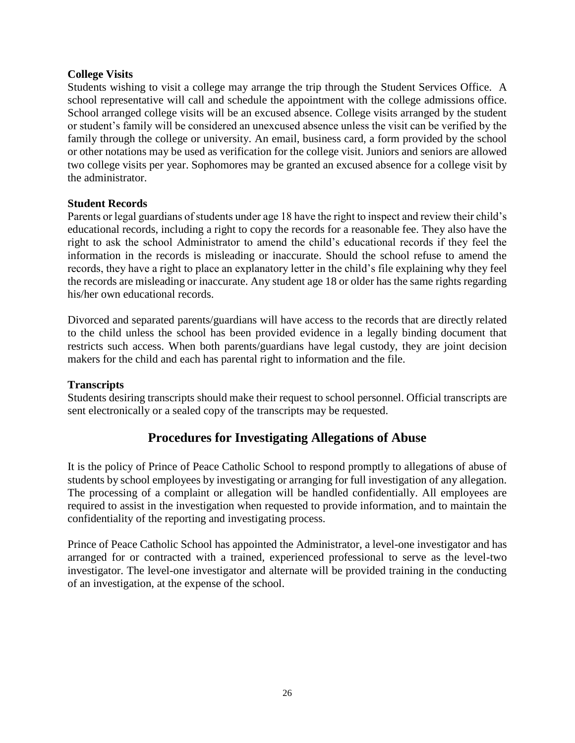### College Visits

Students wishing to visit a college may arrange the trip through the Student Services Office. A school representative will call and schedule the appointment with the college admissions office. School arranged college visits will be an excused absence. College visits arranged by the student or student's family will be considered an unexcused absence unless the visit can be verified by the family through the college or university. An email, business card, a form provided by the school or other notations may be used as verification for the college visit. Juniors and seniors are allowed two college visits per year. Sophomores may be granted an excused absence for a college visit by the administrator.

### Student Records

Parents or legal guardians of students under age 18 have the right to inspect and review their child's educational records, including a right to copy the records for a reasonable fee. They also have the right to ask the school Administrator to amend the child's educational records if they feel the information in the records is misleading or inaccurate. Should the school refuse to amend the records, they have a right to place an explanatory letter in the child's file explaining why they feel the records are misleading or inaccurate. Any student age 18 or older has the same rights regarding his/her own educational records.

Divorced and separated parents/guardians will have access to the records that are directly related to the child unless the school has been provided evidence in a legally binding document that restricts such access. When both parents/guardians have legal custody, they are joint decision makers for the child and each has parental right to information and the file.

### Transcripts

Students desiring transcripts should make their request to school personnel. Official transcripts are sent electronically or a sealed copy of the transcripts may be requested.

## Procedures for Investigating Allegations of Abuse

It is the policy of Prince of Peace Catholic School to respond promptly to allegations of abuse of students by school employees by investigating or arranging for full investigation of any allegation. The processing of a complaint or allegation will be handled confidentially. All employees are required to assist in the investigation when requested to provide information, and to maintain the confidentiality of the reporting and investigating process.

Prince of Peace Catholic School has appointed the Administrator, a level-one investigator and has arranged for or contracted with a trained, experienced professional to serve as the level-two investigator. The level-one investigator and alternate will be provided training in the conducting of an investigation, at the expense of the school.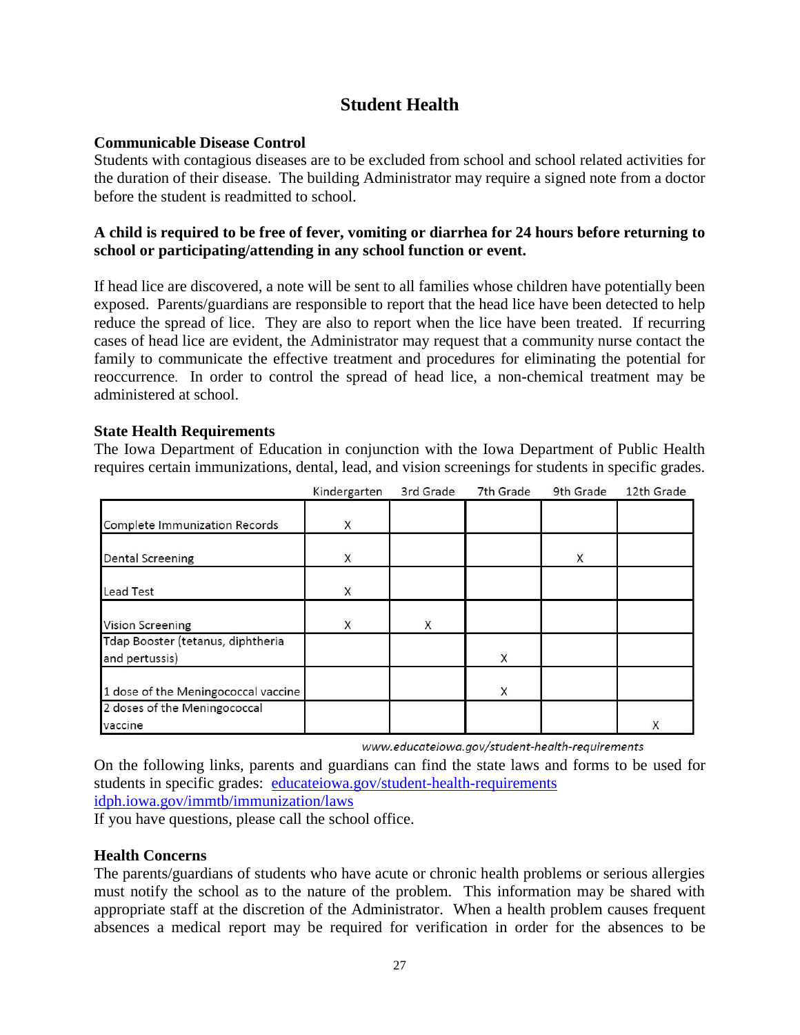# Student Health

### Communicable Disease Control

Students with contagious diseases are to be excluded from school and school related activities for the duration of their disease. The building Administrator may require a signed note from a doctor before the student is readmitted to school.

**A child is required to be free of fever, vomiting or diarrhea for 24 hours before returning to school or participating/attending in any school function or event.**

If head lice are discovered, a note will be sent to all families whose children have potentially been exposed. Parents/guardians are responsible to report that the head lice have been detected to help reduce the spread of lice. They are also to report when the lice have been treated. If recurring cases of head lice are evident, the Administrator may request that a community nurse contact the family to communicate the effective treatment and procedures for eliminating the potential for reoccurrence. In order to control the spread of head lice, a non-chemical treatment may be administered at school.

### State Health Requirements

The Iowa Department of Education in conjunction with the Iowa Department of Public Health requires certain immunizations, dental, lead, and vision screenings for students in specific grades.

| | Kindergarten | 3rd Grade | 7th Grade | 9th Grade | 12th Grade |
|---|---|---|---|---|---|
| Complete Immunization Records | X | | | | |
| Dental Screening | X | | | X | |
| Lead Test | X | | | | |
| Vision Screening | X | X | | | |
| Tdap Booster (tetanus, diphtheria and pertussis) | | | X | | |
| 1 dose of the Meningococcal vaccine | | | X | | |
| 2 doses of the Meningococcal vaccine | | | | | X |

*www.educateiowa.gov/student-health-requirements*

On the following links, parents and guardians can find the state laws and forms to be used for students in specific grades: [educateiowa.gov/student-health-requirements](educateiowa.gov/student-health-requirements)
[idph.iowa.gov/immtb/immunization/laws](idph.iowa.gov/immtb/immunization/laws)
If you have questions, please call the school office.

### Health Concerns

The parents/guardians of students who have acute or chronic health problems or serious allergies must notify the school as to the nature of the problem. This information may be shared with appropriate staff at the discretion of the Administrator. When a health problem causes frequent absences a medical report may be required for verification in order for the absences to be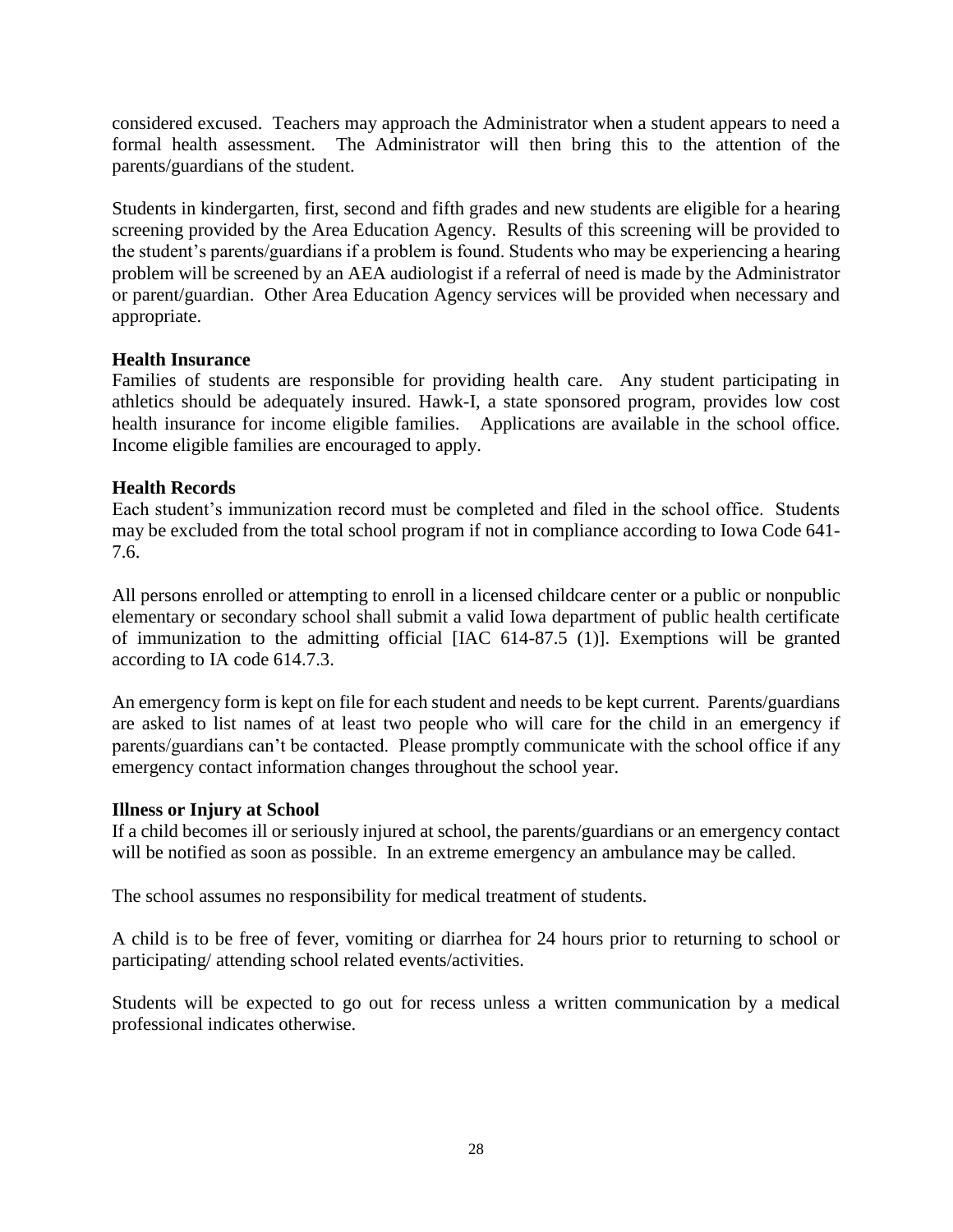considered excused. Teachers may approach the Administrator when a student appears to need a formal health assessment. The Administrator will then bring this to the attention of the parents/guardians of the student.

Students in kindergarten, first, second and fifth grades and new students are eligible for a hearing screening provided by the Area Education Agency. Results of this screening will be provided to the student's parents/guardians if a problem is found. Students who may be experiencing a hearing problem will be screened by an AEA audiologist if a referral of need is made by the Administrator or parent/guardian. Other Area Education Agency services will be provided when necessary and appropriate.

**Health Insurance**

Families of students are responsible for providing health care. Any student participating in athletics should be adequately insured. Hawk-I, a state sponsored program, provides low cost health insurance for income eligible families. Applications are available in the school office. Income eligible families are encouraged to apply.

**Health Records**

Each student's immunization record must be completed and filed in the school office. Students may be excluded from the total school program if not in compliance according to Iowa Code 641-7.6.

All persons enrolled or attempting to enroll in a licensed childcare center or a public or nonpublic elementary or secondary school shall submit a valid Iowa department of public health certificate of immunization to the admitting official [IAC 614-87.5 (1)]. Exemptions will be granted according to IA code 614.7.3.

An emergency form is kept on file for each student and needs to be kept current. Parents/guardians are asked to list names of at least two people who will care for the child in an emergency if parents/guardians can't be contacted. Please promptly communicate with the school office if any emergency contact information changes throughout the school year.

**Illness or Injury at School**

If a child becomes ill or seriously injured at school, the parents/guardians or an emergency contact will be notified as soon as possible. In an extreme emergency an ambulance may be called.

The school assumes no responsibility for medical treatment of students.

A child is to be free of fever, vomiting or diarrhea for 24 hours prior to returning to school or participating/ attending school related events/activities.

Students will be expected to go out for recess unless a written communication by a medical professional indicates otherwise.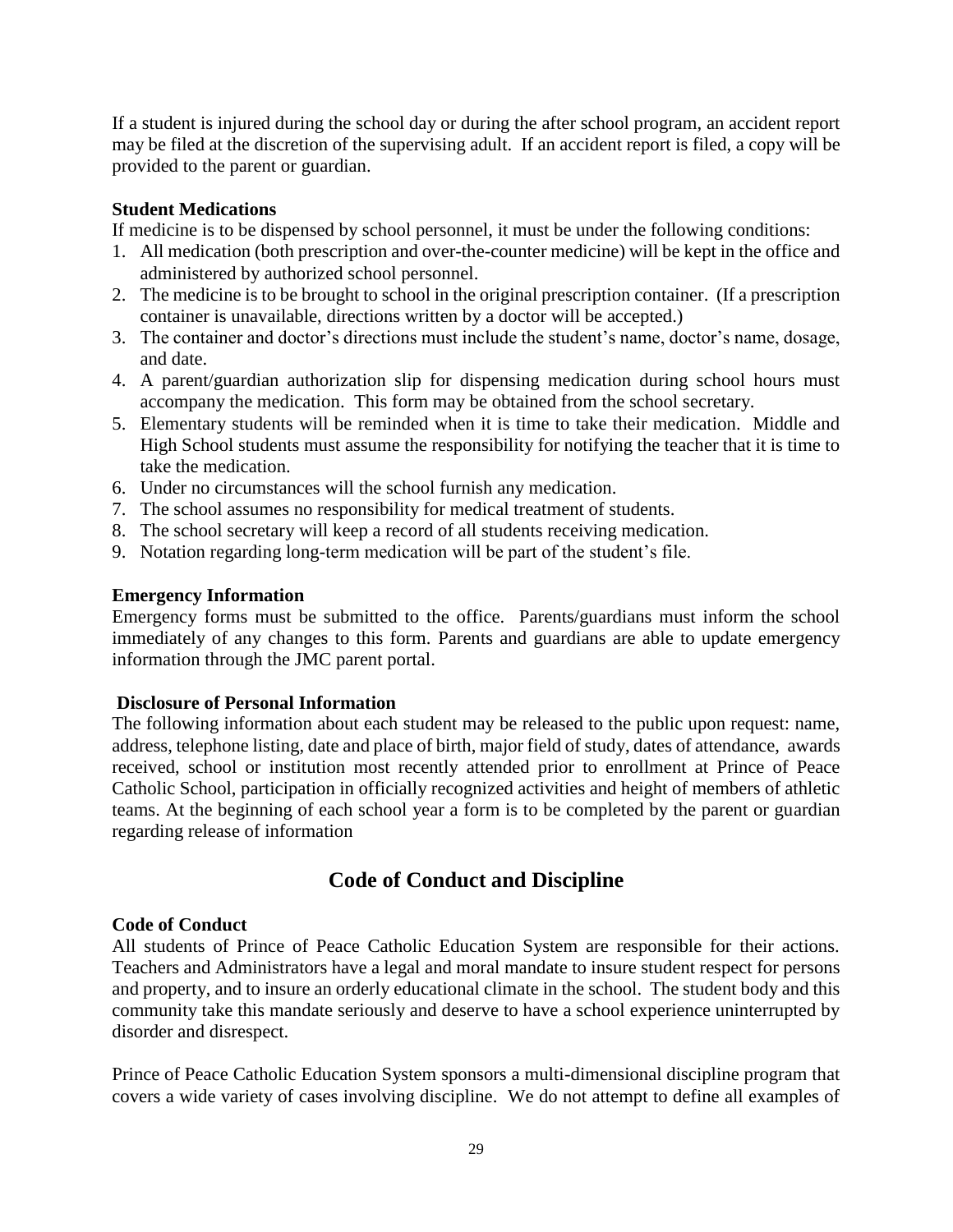If a student is injured during the school day or during the after school program, an accident report may be filed at the discretion of the supervising adult. If an accident report is filed, a copy will be provided to the parent or guardian.

**Student Medications**

If medicine is to be dispensed by school personnel, it must be under the following conditions:

1. All medication (both prescription and over-the-counter medicine) will be kept in the office and administered by authorized school personnel.
2. The medicine is to be brought to school in the original prescription container. (If a prescription container is unavailable, directions written by a doctor will be accepted.)
3. The container and doctor's directions must include the student's name, doctor's name, dosage, and date.
4. A parent/guardian authorization slip for dispensing medication during school hours must accompany the medication. This form may be obtained from the school secretary.
5. Elementary students will be reminded when it is time to take their medication. Middle and High School students must assume the responsibility for notifying the teacher that it is time to take the medication.
6. Under no circumstances will the school furnish any medication.
7. The school assumes no responsibility for medical treatment of students.
8. The school secretary will keep a record of all students receiving medication.
9. Notation regarding long-term medication will be part of the student's file.

**Emergency Information**

Emergency forms must be submitted to the office. Parents/guardians must inform the school immediately of any changes to this form. Parents and guardians are able to update emergency information through the JMC parent portal.

**Disclosure of Personal Information**

The following information about each student may be released to the public upon request: name, address, telephone listing, date and place of birth, major field of study, dates of attendance, awards received, school or institution most recently attended prior to enrollment at Prince of Peace Catholic School, participation in officially recognized activities and height of members of athletic teams. At the beginning of each school year a form is to be completed by the parent or guardian regarding release of information

## Code of Conduct and Discipline

**Code of Conduct**

All students of Prince of Peace Catholic Education System are responsible for their actions. Teachers and Administrators have a legal and moral mandate to insure student respect for persons and property, and to insure an orderly educational climate in the school. The student body and this community take this mandate seriously and deserve to have a school experience uninterrupted by disorder and disrespect.

Prince of Peace Catholic Education System sponsors a multi-dimensional discipline program that covers a wide variety of cases involving discipline. We do not attempt to define all examples of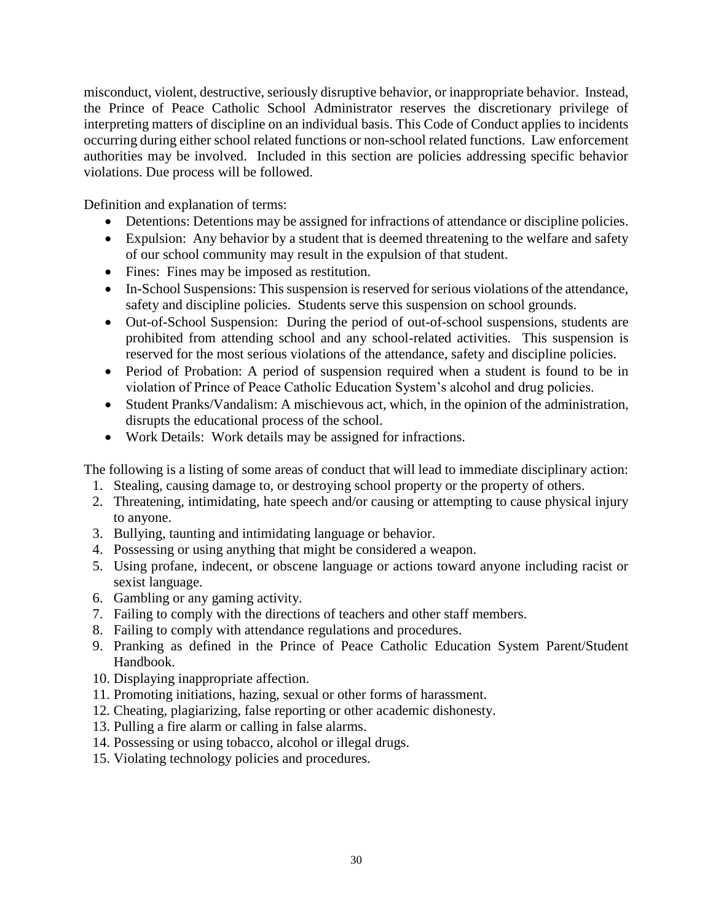misconduct, violent, destructive, seriously disruptive behavior, or inappropriate behavior. Instead, the Prince of Peace Catholic School Administrator reserves the discretionary privilege of interpreting matters of discipline on an individual basis. This Code of Conduct applies to incidents occurring during either school related functions or non-school related functions. Law enforcement authorities may be involved. Included in this section are policies addressing specific behavior violations. Due process will be followed.

Definition and explanation of terms:

- Detentions: Detentions may be assigned for infractions of attendance or discipline policies.
- Expulsion: Any behavior by a student that is deemed threatening to the welfare and safety of our school community may result in the expulsion of that student.
- Fines: Fines may be imposed as restitution.
- In-School Suspensions: This suspension is reserved for serious violations of the attendance, safety and discipline policies. Students serve this suspension on school grounds.
- Out-of-School Suspension: During the period of out-of-school suspensions, students are prohibited from attending school and any school-related activities. This suspension is reserved for the most serious violations of the attendance, safety and discipline policies.
- Period of Probation: A period of suspension required when a student is found to be in violation of Prince of Peace Catholic Education System's alcohol and drug policies.
- Student Pranks/Vandalism: A mischievous act, which, in the opinion of the administration, disrupts the educational process of the school.
- Work Details: Work details may be assigned for infractions.

The following is a listing of some areas of conduct that will lead to immediate disciplinary action:

1. Stealing, causing damage to, or destroying school property or the property of others.
2. Threatening, intimidating, hate speech and/or causing or attempting to cause physical injury to anyone.
3. Bullying, taunting and intimidating language or behavior.
4. Possessing or using anything that might be considered a weapon.
5. Using profane, indecent, or obscene language or actions toward anyone including racist or sexist language.
6. Gambling or any gaming activity.
7. Failing to comply with the directions of teachers and other staff members.
8. Failing to comply with attendance regulations and procedures.
9. Pranking as defined in the Prince of Peace Catholic Education System Parent/Student Handbook.
10. Displaying inappropriate affection.
11. Promoting initiations, hazing, sexual or other forms of harassment.
12. Cheating, plagiarizing, false reporting or other academic dishonesty.
13. Pulling a fire alarm or calling in false alarms.
14. Possessing or using tobacco, alcohol or illegal drugs.
15. Violating technology policies and procedures.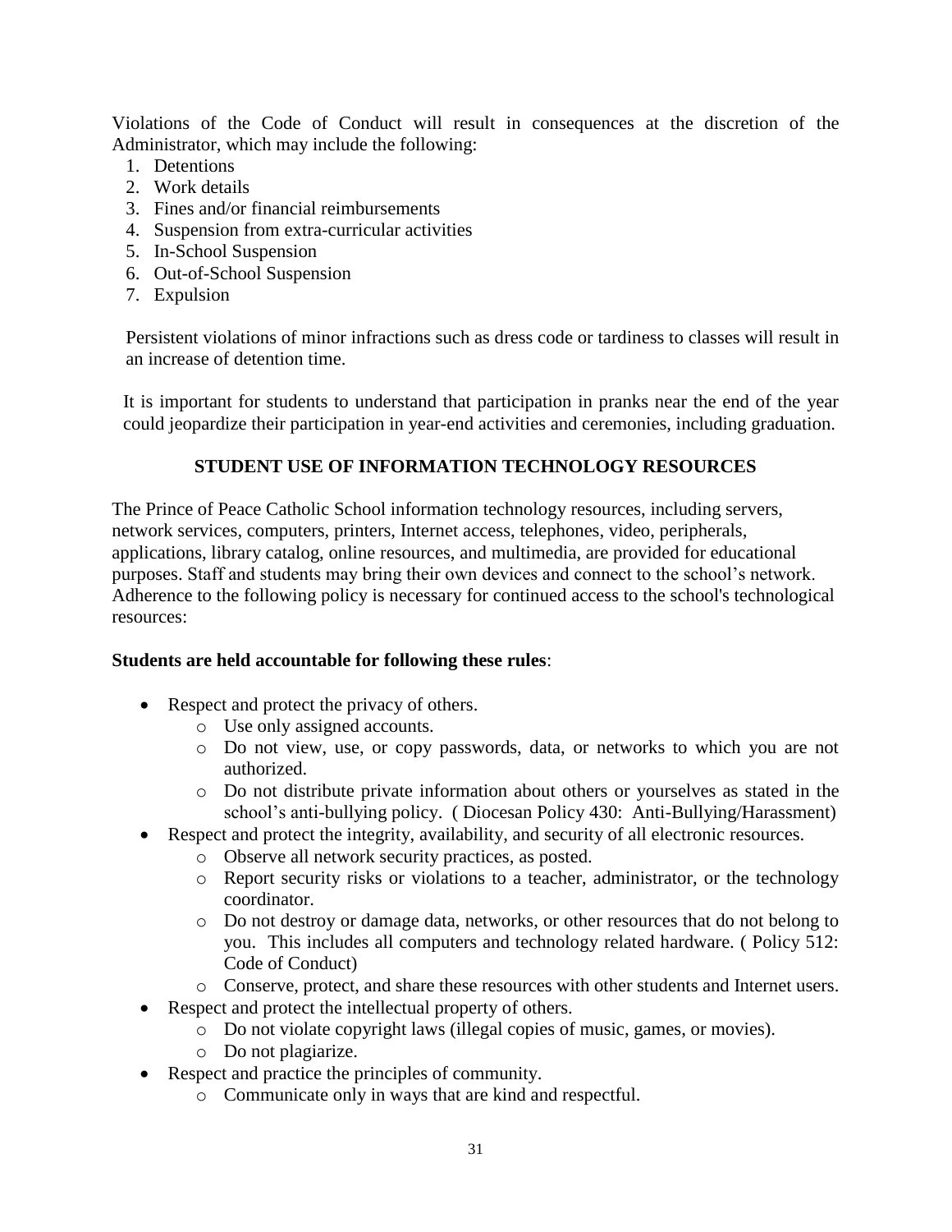Violations of the Code of Conduct will result in consequences at the discretion of the Administrator, which may include the following:

1. Detentions
2. Work details
3. Fines and/or financial reimbursements
4. Suspension from extra-curricular activities
5. In-School Suspension
6. Out-of-School Suspension
7. Expulsion

Persistent violations of minor infractions such as dress code or tardiness to classes will result in an increase of detention time.

It is important for students to understand that participation in pranks near the end of the year could jeopardize their participation in year-end activities and ceremonies, including graduation.

## STUDENT USE OF INFORMATION TECHNOLOGY RESOURCES

The Prince of Peace Catholic School information technology resources, including servers, network services, computers, printers, Internet access, telephones, video, peripherals, applications, library catalog, online resources, and multimedia, are provided for educational purposes. Staff and students may bring their own devices and connect to the school's network. Adherence to the following policy is necessary for continued access to the school's technological resources:

**Students are held accountable for following these rules**:

- Respect and protect the privacy of others.
  - Use only assigned accounts.
  - Do not view, use, or copy passwords, data, or networks to which you are not authorized.
  - Do not distribute private information about others or yourselves as stated in the school's anti-bullying policy. ( Diocesan Policy 430: Anti-Bullying/Harassment)
- Respect and protect the integrity, availability, and security of all electronic resources.
  - Observe all network security practices, as posted.
  - Report security risks or violations to a teacher, administrator, or the technology coordinator.
  - Do not destroy or damage data, networks, or other resources that do not belong to you. This includes all computers and technology related hardware. ( Policy 512: Code of Conduct)
  - Conserve, protect, and share these resources with other students and Internet users.
- Respect and protect the intellectual property of others.
  - Do not violate copyright laws (illegal copies of music, games, or movies).
  - Do not plagiarize.
- Respect and practice the principles of community.
  - Communicate only in ways that are kind and respectful.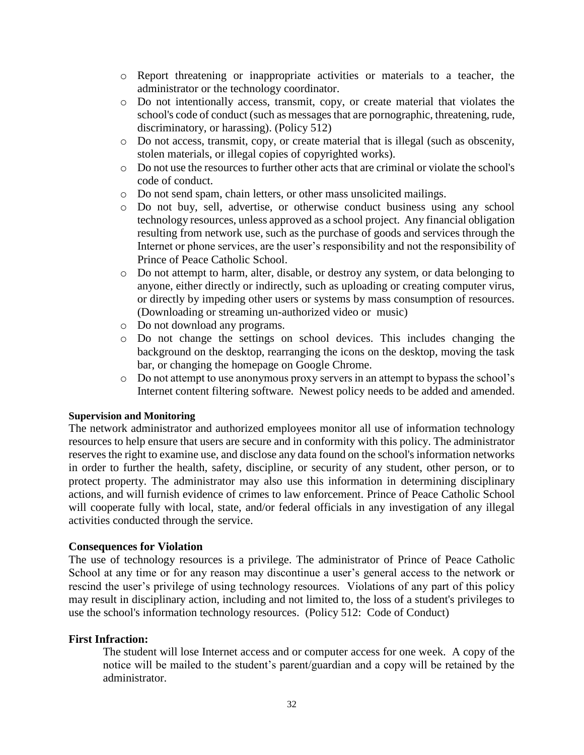- Report threatening or inappropriate activities or materials to a teacher, the administrator or the technology coordinator.
- Do not intentionally access, transmit, copy, or create material that violates the school's code of conduct (such as messages that are pornographic, threatening, rude, discriminatory, or harassing). (Policy 512)
- Do not access, transmit, copy, or create material that is illegal (such as obscenity, stolen materials, or illegal copies of copyrighted works).
- Do not use the resources to further other acts that are criminal or violate the school's code of conduct.
- Do not send spam, chain letters, or other mass unsolicited mailings.
- Do not buy, sell, advertise, or otherwise conduct business using any school technology resources, unless approved as a school project. Any financial obligation resulting from network use, such as the purchase of goods and services through the Internet or phone services, are the user's responsibility and not the responsibility of Prince of Peace Catholic School.
- Do not attempt to harm, alter, disable, or destroy any system, or data belonging to anyone, either directly or indirectly, such as uploading or creating computer virus, or directly by impeding other users or systems by mass consumption of resources. (Downloading or streaming un-authorized video or music)
- Do not download any programs.
- Do not change the settings on school devices. This includes changing the background on the desktop, rearranging the icons on the desktop, moving the task bar, or changing the homepage on Google Chrome.
- Do not attempt to use anonymous proxy servers in an attempt to bypass the school's Internet content filtering software. Newest policy needs to be added and amended.

#### Supervision and Monitoring

The network administrator and authorized employees monitor all use of information technology resources to help ensure that users are secure and in conformity with this policy. The administrator reserves the right to examine use, and disclose any data found on the school's information networks in order to further the health, safety, discipline, or security of any student, other person, or to protect property. The administrator may also use this information in determining disciplinary actions, and will furnish evidence of crimes to law enforcement. Prince of Peace Catholic School will cooperate fully with local, state, and/or federal officials in any investigation of any illegal activities conducted through the service.

### Consequences for Violation

The use of technology resources is a privilege. The administrator of Prince of Peace Catholic School at any time or for any reason may discontinue a user's general access to the network or rescind the user's privilege of using technology resources. Violations of any part of this policy may result in disciplinary action, including and not limited to, the loss of a student's privileges to use the school's information technology resources. (Policy 512: Code of Conduct)

### First Infraction:

The student will lose Internet access and or computer access for one week. A copy of the notice will be mailed to the student's parent/guardian and a copy will be retained by the administrator.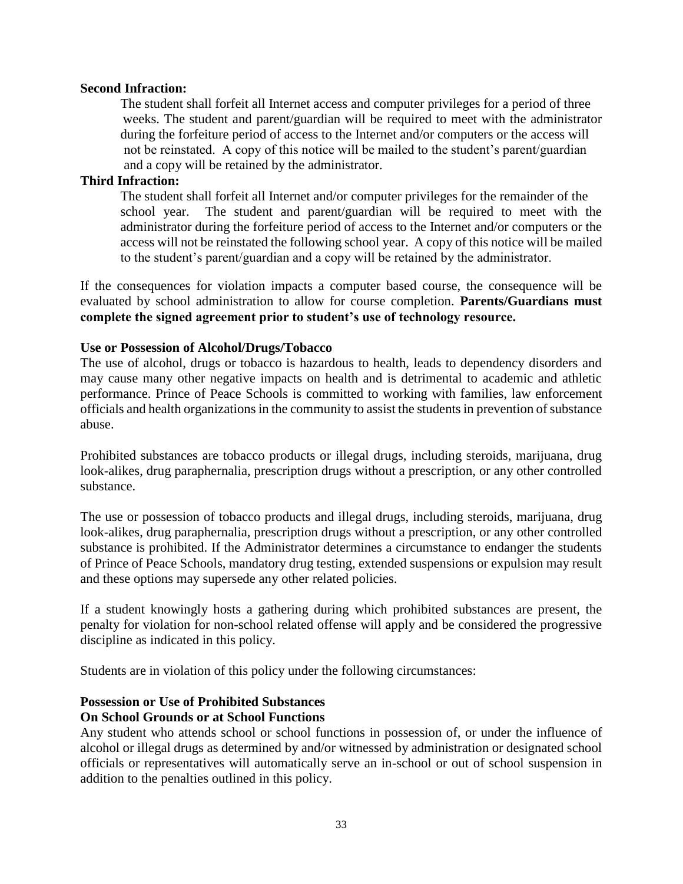**Second Infraction:**

The student shall forfeit all Internet access and computer privileges for a period of three weeks. The student and parent/guardian will be required to meet with the administrator during the forfeiture period of access to the Internet and/or computers or the access will not be reinstated. A copy of this notice will be mailed to the student's parent/guardian and a copy will be retained by the administrator.

**Third Infraction:**

The student shall forfeit all Internet and/or computer privileges for the remainder of the school year. The student and parent/guardian will be required to meet with the administrator during the forfeiture period of access to the Internet and/or computers or the access will not be reinstated the following school year. A copy of this notice will be mailed to the student's parent/guardian and a copy will be retained by the administrator.

If the consequences for violation impacts a computer based course, the consequence will be evaluated by school administration to allow for course completion. **Parents/Guardians must complete the signed agreement prior to student's use of technology resource.**

**Use or Possession of Alcohol/Drugs/Tobacco**

The use of alcohol, drugs or tobacco is hazardous to health, leads to dependency disorders and may cause many other negative impacts on health and is detrimental to academic and athletic performance. Prince of Peace Schools is committed to working with families, law enforcement officials and health organizations in the community to assist the students in prevention of substance abuse.

Prohibited substances are tobacco products or illegal drugs, including steroids, marijuana, drug look-alikes, drug paraphernalia, prescription drugs without a prescription, or any other controlled substance.

The use or possession of tobacco products and illegal drugs, including steroids, marijuana, drug look-alikes, drug paraphernalia, prescription drugs without a prescription, or any other controlled substance is prohibited. If the Administrator determines a circumstance to endanger the students of Prince of Peace Schools, mandatory drug testing, extended suspensions or expulsion may result and these options may supersede any other related policies.

If a student knowingly hosts a gathering during which prohibited substances are present, the penalty for violation for non-school related offense will apply and be considered the progressive discipline as indicated in this policy.

Students are in violation of this policy under the following circumstances:

**Possession or Use of Prohibited Substances**
**On School Grounds or at School Functions**

Any student who attends school or school functions in possession of, or under the influence of alcohol or illegal drugs as determined by and/or witnessed by administration or designated school officials or representatives will automatically serve an in-school or out of school suspension in addition to the penalties outlined in this policy.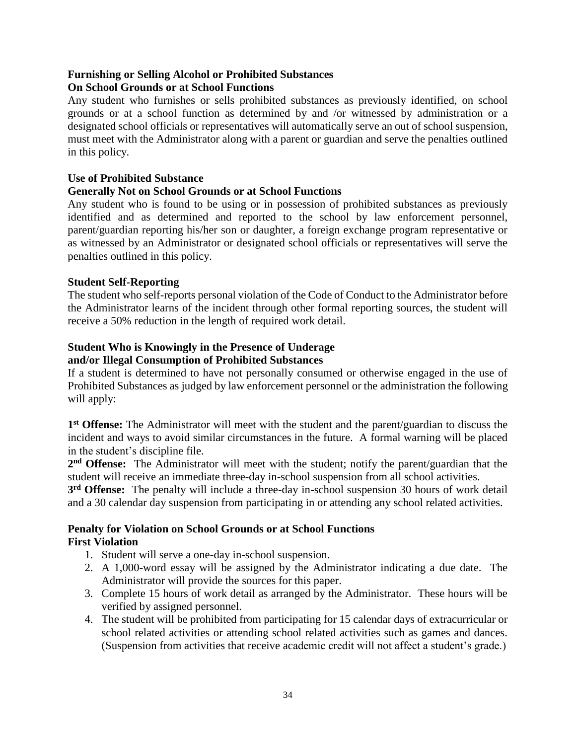### Furnishing or Selling Alcohol or Prohibited Substances On School Grounds or at School Functions

Any student who furnishes or sells prohibited substances as previously identified, on school grounds or at a school function as determined by and /or witnessed by administration or a designated school officials or representatives will automatically serve an out of school suspension, must meet with the Administrator along with a parent or guardian and serve the penalties outlined in this policy.

### Use of Prohibited Substance Generally Not on School Grounds or at School Functions

Any student who is found to be using or in possession of prohibited substances as previously identified and as determined and reported to the school by law enforcement personnel, parent/guardian reporting his/her son or daughter, a foreign exchange program representative or as witnessed by an Administrator or designated school officials or representatives will serve the penalties outlined in this policy.

### Student Self-Reporting

The student who self-reports personal violation of the Code of Conduct to the Administrator before the Administrator learns of the incident through other formal reporting sources, the student will receive a 50% reduction in the length of required work detail.

### Student Who is Knowingly in the Presence of Underage and/or Illegal Consumption of Prohibited Substances

If a student is determined to have not personally consumed or otherwise engaged in the use of Prohibited Substances as judged by law enforcement personnel or the administration the following will apply:

**1st Offense:** The Administrator will meet with the student and the parent/guardian to discuss the incident and ways to avoid similar circumstances in the future. A formal warning will be placed in the student's discipline file.

**2nd Offense:** The Administrator will meet with the student; notify the parent/guardian that the student will receive an immediate three-day in-school suspension from all school activities.

**3rd Offense:** The penalty will include a three-day in-school suspension 30 hours of work detail and a 30 calendar day suspension from participating in or attending any school related activities.

### Penalty for Violation on School Grounds or at School Functions

**First Violation**

1. Student will serve a one-day in-school suspension.
2. A 1,000-word essay will be assigned by the Administrator indicating a due date. The Administrator will provide the sources for this paper.
3. Complete 15 hours of work detail as arranged by the Administrator. These hours will be verified by assigned personnel.
4. The student will be prohibited from participating for 15 calendar days of extracurricular or school related activities or attending school related activities such as games and dances. (Suspension from activities that receive academic credit will not affect a student's grade.)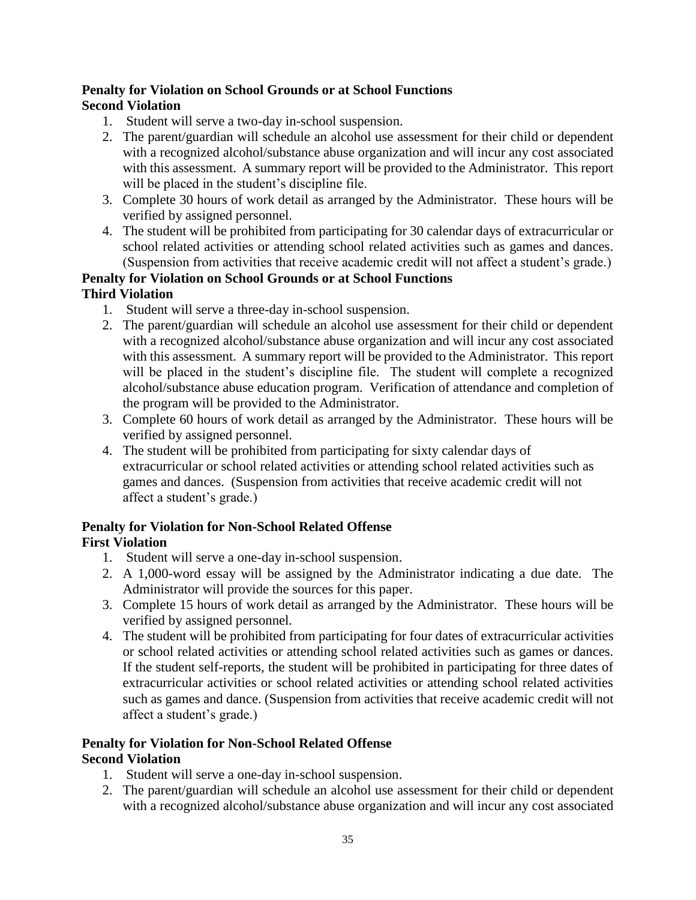**Penalty for Violation on School Grounds or at School Functions**
**Second Violation**

1. Student will serve a two-day in-school suspension.
2. The parent/guardian will schedule an alcohol use assessment for their child or dependent with a recognized alcohol/substance abuse organization and will incur any cost associated with this assessment. A summary report will be provided to the Administrator. This report will be placed in the student's discipline file.
3. Complete 30 hours of work detail as arranged by the Administrator. These hours will be verified by assigned personnel.
4. The student will be prohibited from participating for 30 calendar days of extracurricular or school related activities or attending school related activities such as games and dances. (Suspension from activities that receive academic credit will not affect a student's grade.)

**Penalty for Violation on School Grounds or at School Functions**
**Third Violation**

1. Student will serve a three-day in-school suspension.
2. The parent/guardian will schedule an alcohol use assessment for their child or dependent with a recognized alcohol/substance abuse organization and will incur any cost associated with this assessment. A summary report will be provided to the Administrator. This report will be placed in the student's discipline file. The student will complete a recognized alcohol/substance abuse education program. Verification of attendance and completion of the program will be provided to the Administrator.
3. Complete 60 hours of work detail as arranged by the Administrator. These hours will be verified by assigned personnel.
4. The student will be prohibited from participating for sixty calendar days of extracurricular or school related activities or attending school related activities such as games and dances. (Suspension from activities that receive academic credit will not affect a student's grade.)

**Penalty for Violation for Non-School Related Offense**
**First Violation**

1. Student will serve a one-day in-school suspension.
2. A 1,000-word essay will be assigned by the Administrator indicating a due date. The Administrator will provide the sources for this paper.
3. Complete 15 hours of work detail as arranged by the Administrator. These hours will be verified by assigned personnel.
4. The student will be prohibited from participating for four dates of extracurricular activities or school related activities or attending school related activities such as games or dances. If the student self-reports, the student will be prohibited in participating for three dates of extracurricular activities or school related activities or attending school related activities such as games and dance. (Suspension from activities that receive academic credit will not affect a student's grade.)

**Penalty for Violation for Non-School Related Offense**
**Second Violation**

1. Student will serve a one-day in-school suspension.
2. The parent/guardian will schedule an alcohol use assessment for their child or dependent with a recognized alcohol/substance abuse organization and will incur any cost associated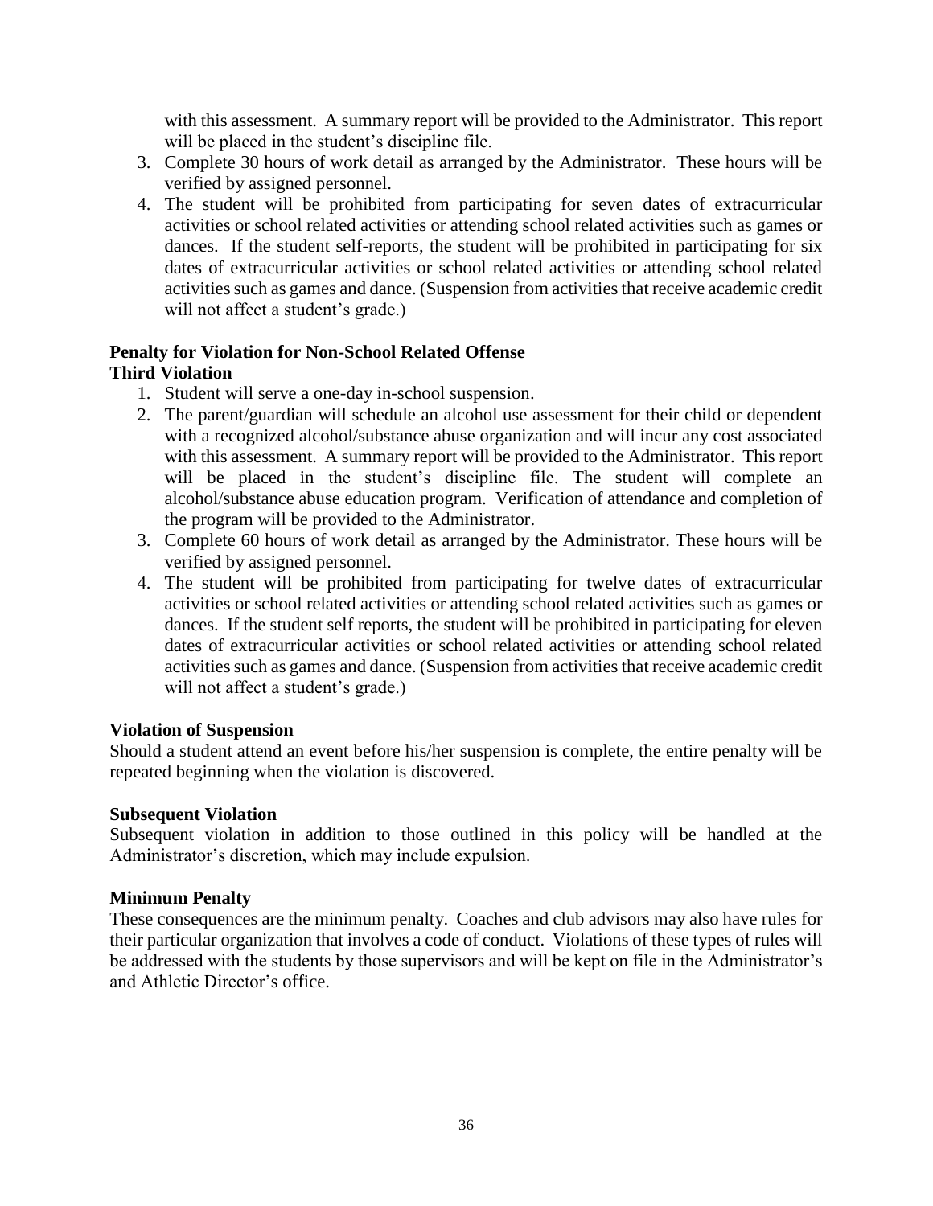with this assessment. A summary report will be provided to the Administrator. This report will be placed in the student's discipline file.

3. Complete 30 hours of work detail as arranged by the Administrator. These hours will be verified by assigned personnel.
4. The student will be prohibited from participating for seven dates of extracurricular activities or school related activities or attending school related activities such as games or dances. If the student self-reports, the student will be prohibited in participating for six dates of extracurricular activities or school related activities or attending school related activities such as games and dance. (Suspension from activities that receive academic credit will not affect a student's grade.)

**Penalty for Violation for Non-School Related Offense**
**Third Violation**

1. Student will serve a one-day in-school suspension.
2. The parent/guardian will schedule an alcohol use assessment for their child or dependent with a recognized alcohol/substance abuse organization and will incur any cost associated with this assessment. A summary report will be provided to the Administrator. This report will be placed in the student's discipline file. The student will complete an alcohol/substance abuse education program. Verification of attendance and completion of the program will be provided to the Administrator.
3. Complete 60 hours of work detail as arranged by the Administrator. These hours will be verified by assigned personnel.
4. The student will be prohibited from participating for twelve dates of extracurricular activities or school related activities or attending school related activities such as games or dances. If the student self reports, the student will be prohibited in participating for eleven dates of extracurricular activities or school related activities or attending school related activities such as games and dance. (Suspension from activities that receive academic credit will not affect a student's grade.)

**Violation of Suspension**

Should a student attend an event before his/her suspension is complete, the entire penalty will be repeated beginning when the violation is discovered.

**Subsequent Violation**

Subsequent violation in addition to those outlined in this policy will be handled at the Administrator's discretion, which may include expulsion.

**Minimum Penalty**

These consequences are the minimum penalty. Coaches and club advisors may also have rules for their particular organization that involves a code of conduct. Violations of these types of rules will be addressed with the students by those supervisors and will be kept on file in the Administrator's and Athletic Director's office.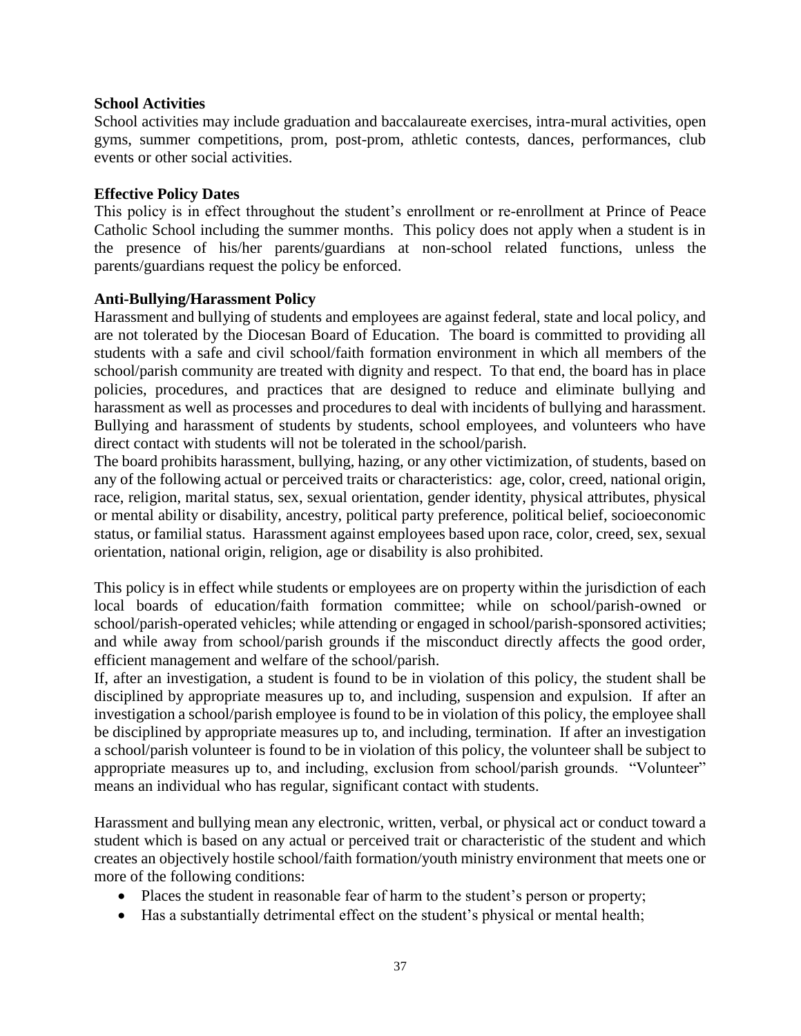**School Activities**

School activities may include graduation and baccalaureate exercises, intra-mural activities, open gyms, summer competitions, prom, post-prom, athletic contests, dances, performances, club events or other social activities.

**Effective Policy Dates**

This policy is in effect throughout the student's enrollment or re-enrollment at Prince of Peace Catholic School including the summer months. This policy does not apply when a student is in the presence of his/her parents/guardians at non-school related functions, unless the parents/guardians request the policy be enforced.

**Anti-Bullying/Harassment Policy**

Harassment and bullying of students and employees are against federal, state and local policy, and are not tolerated by the Diocesan Board of Education. The board is committed to providing all students with a safe and civil school/faith formation environment in which all members of the school/parish community are treated with dignity and respect. To that end, the board has in place policies, procedures, and practices that are designed to reduce and eliminate bullying and harassment as well as processes and procedures to deal with incidents of bullying and harassment. Bullying and harassment of students by students, school employees, and volunteers who have direct contact with students will not be tolerated in the school/parish.

The board prohibits harassment, bullying, hazing, or any other victimization, of students, based on any of the following actual or perceived traits or characteristics: age, color, creed, national origin, race, religion, marital status, sex, sexual orientation, gender identity, physical attributes, physical or mental ability or disability, ancestry, political party preference, political belief, socioeconomic status, or familial status. Harassment against employees based upon race, color, creed, sex, sexual orientation, national origin, religion, age or disability is also prohibited.

This policy is in effect while students or employees are on property within the jurisdiction of each local boards of education/faith formation committee; while on school/parish-owned or school/parish-operated vehicles; while attending or engaged in school/parish-sponsored activities; and while away from school/parish grounds if the misconduct directly affects the good order, efficient management and welfare of the school/parish.

If, after an investigation, a student is found to be in violation of this policy, the student shall be disciplined by appropriate measures up to, and including, suspension and expulsion. If after an investigation a school/parish employee is found to be in violation of this policy, the employee shall be disciplined by appropriate measures up to, and including, termination. If after an investigation a school/parish volunteer is found to be in violation of this policy, the volunteer shall be subject to appropriate measures up to, and including, exclusion from school/parish grounds. "Volunteer" means an individual who has regular, significant contact with students.

Harassment and bullying mean any electronic, written, verbal, or physical act or conduct toward a student which is based on any actual or perceived trait or characteristic of the student and which creates an objectively hostile school/faith formation/youth ministry environment that meets one or more of the following conditions:

- Places the student in reasonable fear of harm to the student's person or property;
- Has a substantially detrimental effect on the student's physical or mental health;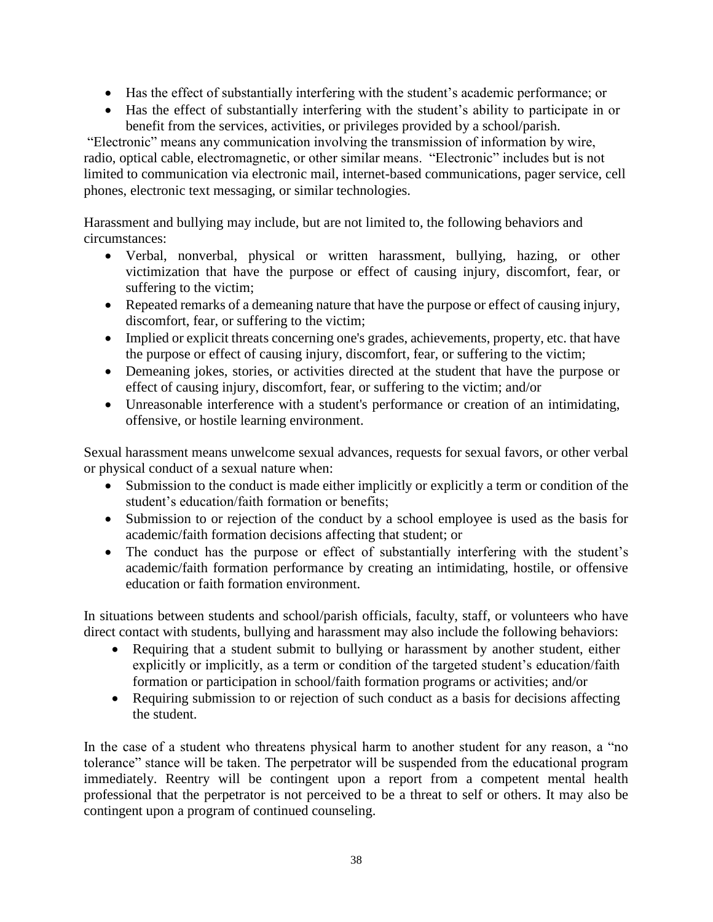- Has the effect of substantially interfering with the student's academic performance; or
- Has the effect of substantially interfering with the student's ability to participate in or benefit from the services, activities, or privileges provided by a school/parish.

"Electronic" means any communication involving the transmission of information by wire, radio, optical cable, electromagnetic, or other similar means. "Electronic" includes but is not limited to communication via electronic mail, internet-based communications, pager service, cell phones, electronic text messaging, or similar technologies.

Harassment and bullying may include, but are not limited to, the following behaviors and circumstances:

- Verbal, nonverbal, physical or written harassment, bullying, hazing, or other victimization that have the purpose or effect of causing injury, discomfort, fear, or suffering to the victim;
- Repeated remarks of a demeaning nature that have the purpose or effect of causing injury, discomfort, fear, or suffering to the victim;
- Implied or explicit threats concerning one's grades, achievements, property, etc. that have the purpose or effect of causing injury, discomfort, fear, or suffering to the victim;
- Demeaning jokes, stories, or activities directed at the student that have the purpose or effect of causing injury, discomfort, fear, or suffering to the victim; and/or
- Unreasonable interference with a student's performance or creation of an intimidating, offensive, or hostile learning environment.

Sexual harassment means unwelcome sexual advances, requests for sexual favors, or other verbal or physical conduct of a sexual nature when:

- Submission to the conduct is made either implicitly or explicitly a term or condition of the student's education/faith formation or benefits;
- Submission to or rejection of the conduct by a school employee is used as the basis for academic/faith formation decisions affecting that student; or
- The conduct has the purpose or effect of substantially interfering with the student's academic/faith formation performance by creating an intimidating, hostile, or offensive education or faith formation environment.

In situations between students and school/parish officials, faculty, staff, or volunteers who have direct contact with students, bullying and harassment may also include the following behaviors:

- Requiring that a student submit to bullying or harassment by another student, either explicitly or implicitly, as a term or condition of the targeted student's education/faith formation or participation in school/faith formation programs or activities; and/or
- Requiring submission to or rejection of such conduct as a basis for decisions affecting the student.

In the case of a student who threatens physical harm to another student for any reason, a "no tolerance" stance will be taken. The perpetrator will be suspended from the educational program immediately. Reentry will be contingent upon a report from a competent mental health professional that the perpetrator is not perceived to be a threat to self or others. It may also be contingent upon a program of continued counseling.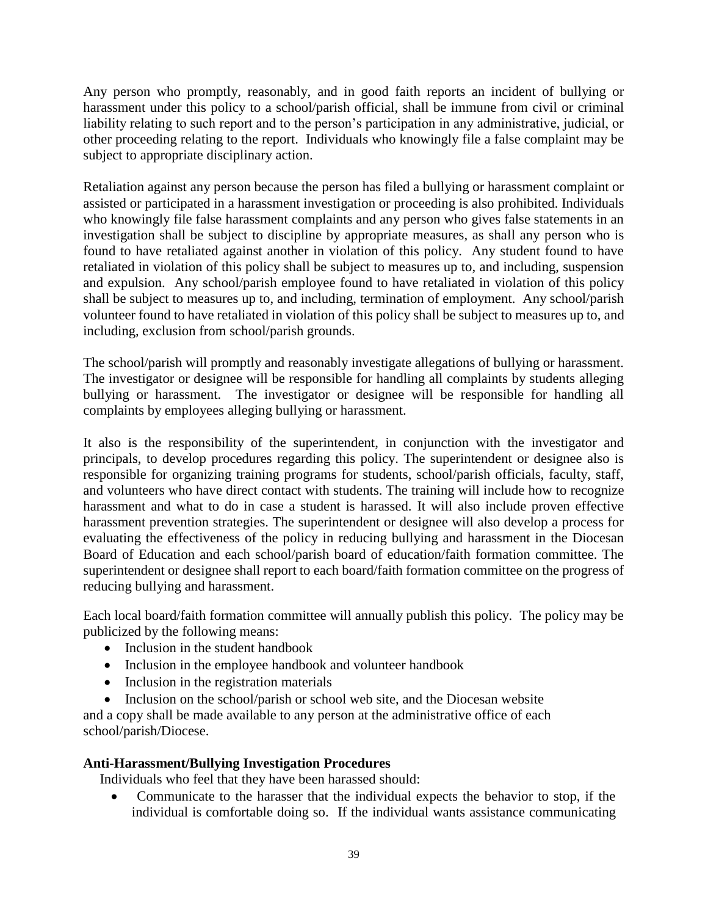Any person who promptly, reasonably, and in good faith reports an incident of bullying or harassment under this policy to a school/parish official, shall be immune from civil or criminal liability relating to such report and to the person's participation in any administrative, judicial, or other proceeding relating to the report. Individuals who knowingly file a false complaint may be subject to appropriate disciplinary action.

Retaliation against any person because the person has filed a bullying or harassment complaint or assisted or participated in a harassment investigation or proceeding is also prohibited. Individuals who knowingly file false harassment complaints and any person who gives false statements in an investigation shall be subject to discipline by appropriate measures, as shall any person who is found to have retaliated against another in violation of this policy. Any student found to have retaliated in violation of this policy shall be subject to measures up to, and including, suspension and expulsion. Any school/parish employee found to have retaliated in violation of this policy shall be subject to measures up to, and including, termination of employment. Any school/parish volunteer found to have retaliated in violation of this policy shall be subject to measures up to, and including, exclusion from school/parish grounds.

The school/parish will promptly and reasonably investigate allegations of bullying or harassment. The investigator or designee will be responsible for handling all complaints by students alleging bullying or harassment. The investigator or designee will be responsible for handling all complaints by employees alleging bullying or harassment.

It also is the responsibility of the superintendent, in conjunction with the investigator and principals, to develop procedures regarding this policy. The superintendent or designee also is responsible for organizing training programs for students, school/parish officials, faculty, staff, and volunteers who have direct contact with students. The training will include how to recognize harassment and what to do in case a student is harassed. It will also include proven effective harassment prevention strategies. The superintendent or designee will also develop a process for evaluating the effectiveness of the policy in reducing bullying and harassment in the Diocesan Board of Education and each school/parish board of education/faith formation committee. The superintendent or designee shall report to each board/faith formation committee on the progress of reducing bullying and harassment.

Each local board/faith formation committee will annually publish this policy. The policy may be publicized by the following means:

- Inclusion in the student handbook
- Inclusion in the employee handbook and volunteer handbook
- Inclusion in the registration materials
- Inclusion on the school/parish or school web site, and the Diocesan website

and a copy shall be made available to any person at the administrative office of each school/parish/Diocese.

**Anti-Harassment/Bullying Investigation Procedures**

Individuals who feel that they have been harassed should:

- Communicate to the harasser that the individual expects the behavior to stop, if the individual is comfortable doing so. If the individual wants assistance communicating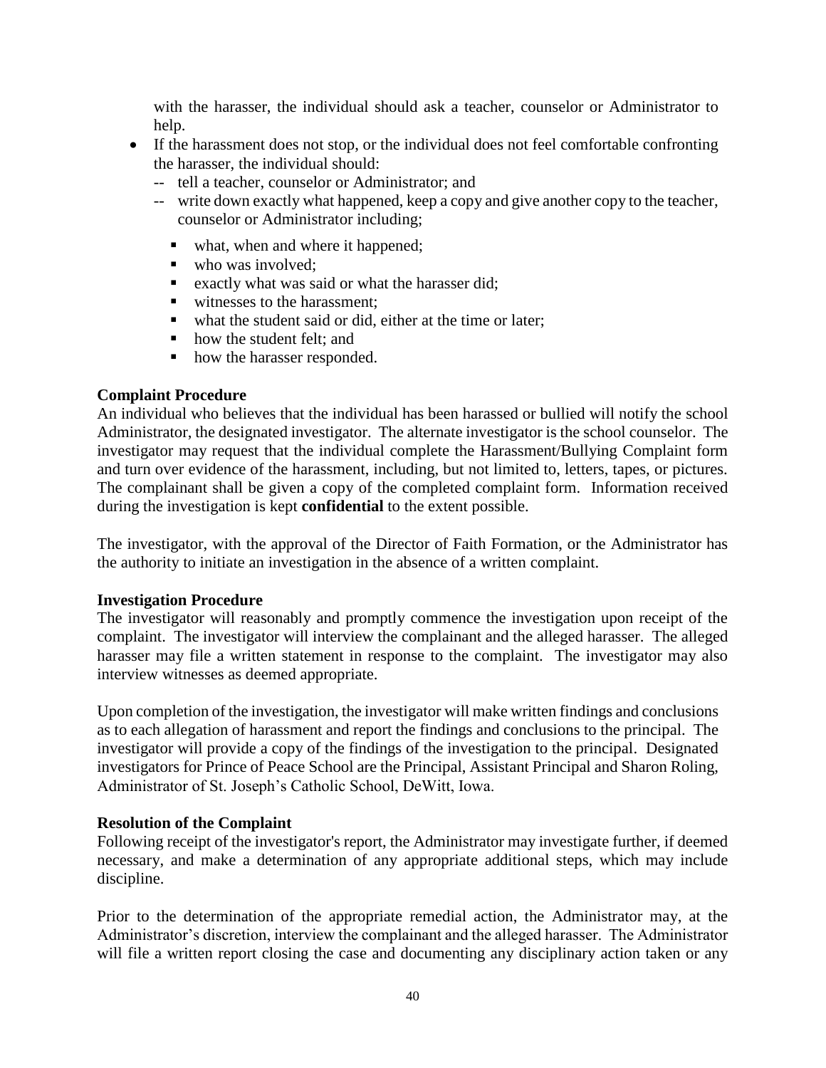with the harasser, the individual should ask a teacher, counselor or Administrator to help.

- If the harassment does not stop, or the individual does not feel comfortable confronting the harasser, the individual should:
  - -- tell a teacher, counselor or Administrator; and
  - -- write down exactly what happened, keep a copy and give another copy to the teacher, counselor or Administrator including;
    - what, when and where it happened;
    - who was involved;
    - exactly what was said or what the harasser did;
    - witnesses to the harassment;
    - what the student said or did, either at the time or later;
    - how the student felt; and
    - how the harasser responded.

**Complaint Procedure**

An individual who believes that the individual has been harassed or bullied will notify the school Administrator, the designated investigator. The alternate investigator is the school counselor. The investigator may request that the individual complete the Harassment/Bullying Complaint form and turn over evidence of the harassment, including, but not limited to, letters, tapes, or pictures. The complainant shall be given a copy of the completed complaint form. Information received during the investigation is kept **confidential** to the extent possible.

The investigator, with the approval of the Director of Faith Formation, or the Administrator has the authority to initiate an investigation in the absence of a written complaint.

**Investigation Procedure**

The investigator will reasonably and promptly commence the investigation upon receipt of the complaint. The investigator will interview the complainant and the alleged harasser. The alleged harasser may file a written statement in response to the complaint. The investigator may also interview witnesses as deemed appropriate.

Upon completion of the investigation, the investigator will make written findings and conclusions as to each allegation of harassment and report the findings and conclusions to the principal. The investigator will provide a copy of the findings of the investigation to the principal. Designated investigators for Prince of Peace School are the Principal, Assistant Principal and Sharon Roling, Administrator of St. Joseph's Catholic School, DeWitt, Iowa.

**Resolution of the Complaint**

Following receipt of the investigator's report, the Administrator may investigate further, if deemed necessary, and make a determination of any appropriate additional steps, which may include discipline.

Prior to the determination of the appropriate remedial action, the Administrator may, at the Administrator's discretion, interview the complainant and the alleged harasser. The Administrator will file a written report closing the case and documenting any disciplinary action taken or any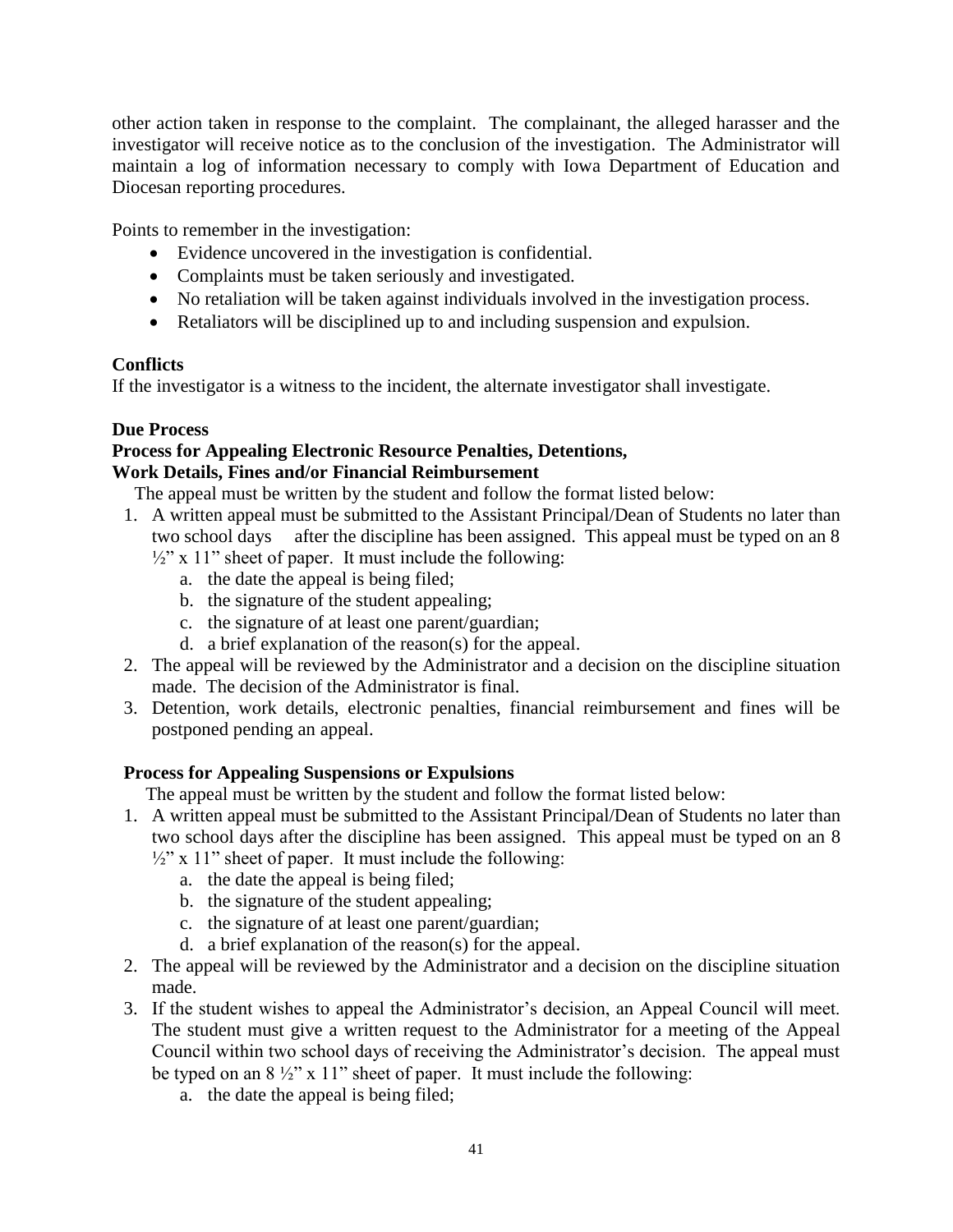other action taken in response to the complaint. The complainant, the alleged harasser and the investigator will receive notice as to the conclusion of the investigation. The Administrator will maintain a log of information necessary to comply with Iowa Department of Education and Diocesan reporting procedures.

Points to remember in the investigation:

- Evidence uncovered in the investigation is confidential.
- Complaints must be taken seriously and investigated.
- No retaliation will be taken against individuals involved in the investigation process.
- Retaliators will be disciplined up to and including suspension and expulsion.

**Conflicts**

If the investigator is a witness to the incident, the alternate investigator shall investigate.

**Due Process**

**Process for Appealing Electronic Resource Penalties, Detentions, Work Details, Fines and/or Financial Reimbursement**

The appeal must be written by the student and follow the format listed below:

1. A written appeal must be submitted to the Assistant Principal/Dean of Students no later than two school days after the discipline has been assigned. This appeal must be typed on an 8 ½" x 11" sheet of paper. It must include the following:
    a. the date the appeal is being filed;
    b. the signature of the student appealing;
    c. the signature of at least one parent/guardian;
    d. a brief explanation of the reason(s) for the appeal.
2. The appeal will be reviewed by the Administrator and a decision on the discipline situation made. The decision of the Administrator is final.
3. Detention, work details, electronic penalties, financial reimbursement and fines will be postponed pending an appeal.

**Process for Appealing Suspensions or Expulsions**

The appeal must be written by the student and follow the format listed below:

1. A written appeal must be submitted to the Assistant Principal/Dean of Students no later than two school days after the discipline has been assigned. This appeal must be typed on an 8 ½" x 11" sheet of paper. It must include the following:
    a. the date the appeal is being filed;
    b. the signature of the student appealing;
    c. the signature of at least one parent/guardian;
    d. a brief explanation of the reason(s) for the appeal.
2. The appeal will be reviewed by the Administrator and a decision on the discipline situation made.
3. If the student wishes to appeal the Administrator's decision, an Appeal Council will meet. The student must give a written request to the Administrator for a meeting of the Appeal Council within two school days of receiving the Administrator's decision. The appeal must be typed on an 8 ½" x 11" sheet of paper. It must include the following:
    a. the date the appeal is being filed;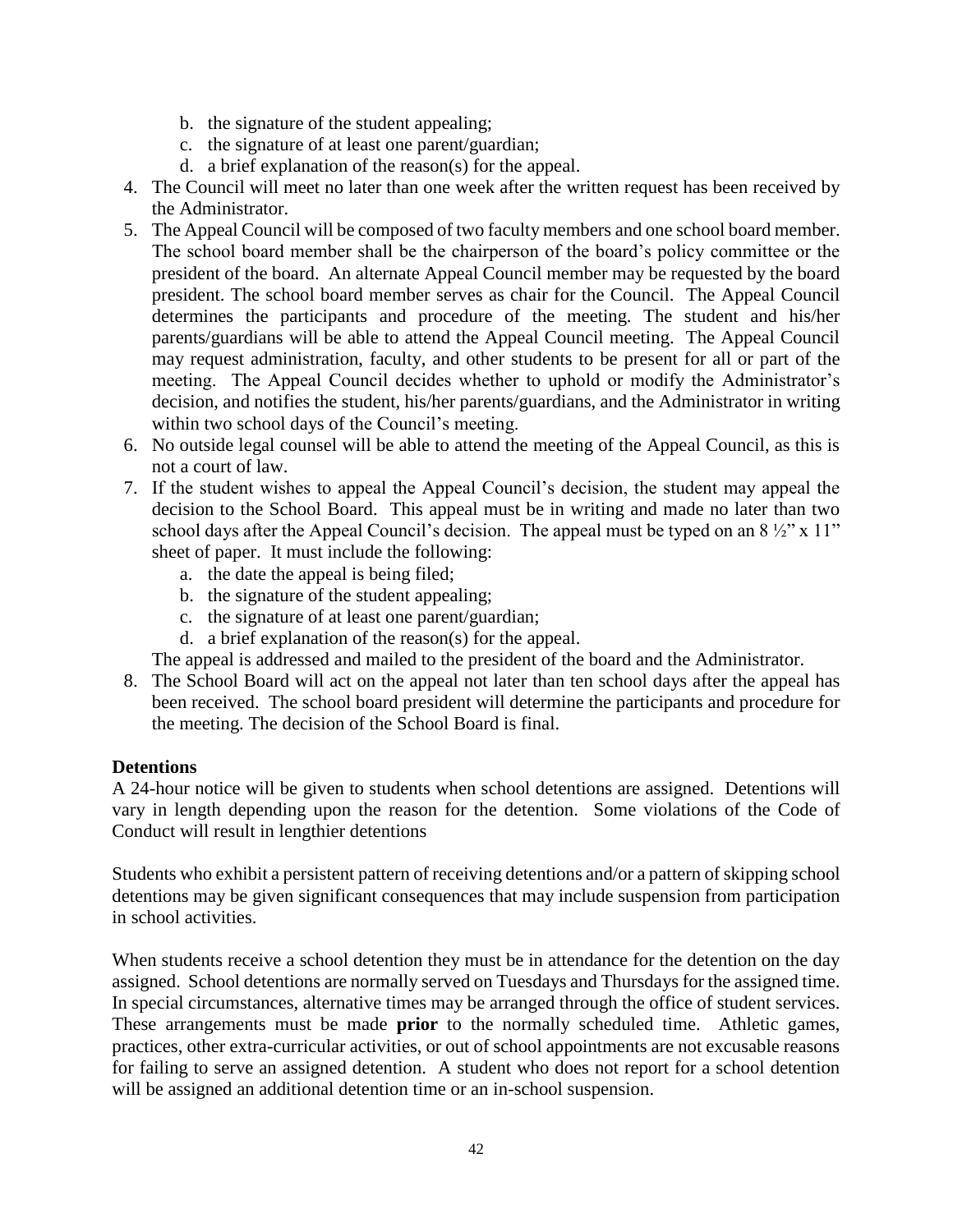b. the signature of the student appealing;
   c. the signature of at least one parent/guardian;
   d. a brief explanation of the reason(s) for the appeal.
4. The Council will meet no later than one week after the written request has been received by the Administrator.
5. The Appeal Council will be composed of two faculty members and one school board member. The school board member shall be the chairperson of the board's policy committee or the president of the board. An alternate Appeal Council member may be requested by the board president. The school board member serves as chair for the Council. The Appeal Council determines the participants and procedure of the meeting. The student and his/her parents/guardians will be able to attend the Appeal Council meeting. The Appeal Council may request administration, faculty, and other students to be present for all or part of the meeting. The Appeal Council decides whether to uphold or modify the Administrator's decision, and notifies the student, his/her parents/guardians, and the Administrator in writing within two school days of the Council's meeting.
6. No outside legal counsel will be able to attend the meeting of the Appeal Council, as this is not a court of law.
7. If the student wishes to appeal the Appeal Council's decision, the student may appeal the decision to the School Board. This appeal must be in writing and made no later than two school days after the Appeal Council's decision. The appeal must be typed on an 8 ½" x 11" sheet of paper. It must include the following:
   a. the date the appeal is being filed;
   b. the signature of the student appealing;
   c. the signature of at least one parent/guardian;
   d. a brief explanation of the reason(s) for the appeal.

   The appeal is addressed and mailed to the president of the board and the Administrator.
8. The School Board will act on the appeal not later than ten school days after the appeal has been received. The school board president will determine the participants and procedure for the meeting. The decision of the School Board is final.

**Detentions**

A 24-hour notice will be given to students when school detentions are assigned. Detentions will vary in length depending upon the reason for the detention. Some violations of the Code of Conduct will result in lengthier detentions

Students who exhibit a persistent pattern of receiving detentions and/or a pattern of skipping school detentions may be given significant consequences that may include suspension from participation in school activities.

When students receive a school detention they must be in attendance for the detention on the day assigned. School detentions are normally served on Tuesdays and Thursdays for the assigned time. In special circumstances, alternative times may be arranged through the office of student services. These arrangements must be made **prior** to the normally scheduled time. Athletic games, practices, other extra-curricular activities, or out of school appointments are not excusable reasons for failing to serve an assigned detention. A student who does not report for a school detention will be assigned an additional detention time or an in-school suspension.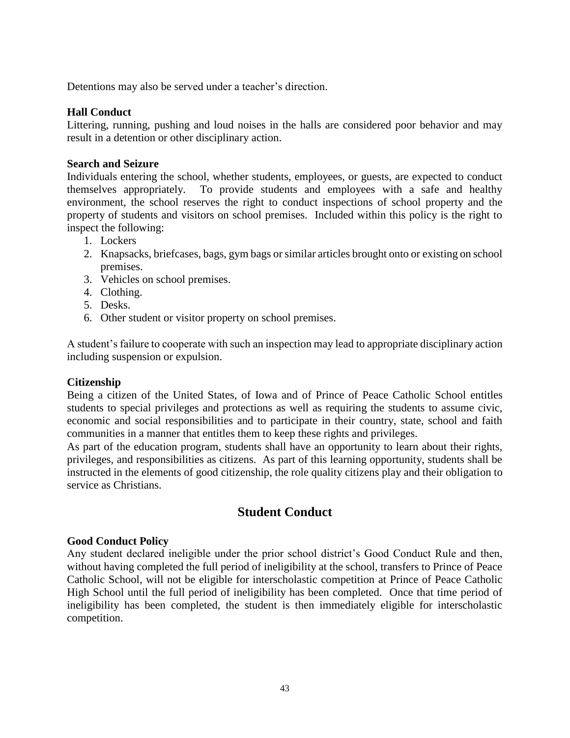Detentions may also be served under a teacher's direction.

### Hall Conduct

Littering, running, pushing and loud noises in the halls are considered poor behavior and may result in a detention or other disciplinary action.

### Search and Seizure

Individuals entering the school, whether students, employees, or guests, are expected to conduct themselves appropriately. To provide students and employees with a safe and healthy environment, the school reserves the right to conduct inspections of school property and the property of students and visitors on school premises. Included within this policy is the right to inspect the following:

1. Lockers
2. Knapsacks, briefcases, bags, gym bags or similar articles brought onto or existing on school premises.
3. Vehicles on school premises.
4. Clothing.
5. Desks.
6. Other student or visitor property on school premises.

A student's failure to cooperate with such an inspection may lead to appropriate disciplinary action including suspension or expulsion.

### Citizenship

Being a citizen of the United States, of Iowa and of Prince of Peace Catholic School entitles students to special privileges and protections as well as requiring the students to assume civic, economic and social responsibilities and to participate in their country, state, school and faith communities in a manner that entitles them to keep these rights and privileges.

As part of the education program, students shall have an opportunity to learn about their rights, privileges, and responsibilities as citizens. As part of this learning opportunity, students shall be instructed in the elements of good citizenship, the role quality citizens play and their obligation to service as Christians.

## Student Conduct

### Good Conduct Policy

Any student declared ineligible under the prior school district's Good Conduct Rule and then, without having completed the full period of ineligibility at the school, transfers to Prince of Peace Catholic School, will not be eligible for interscholastic competition at Prince of Peace Catholic High School until the full period of ineligibility has been completed. Once that time period of ineligibility has been completed, the student is then immediately eligible for interscholastic competition.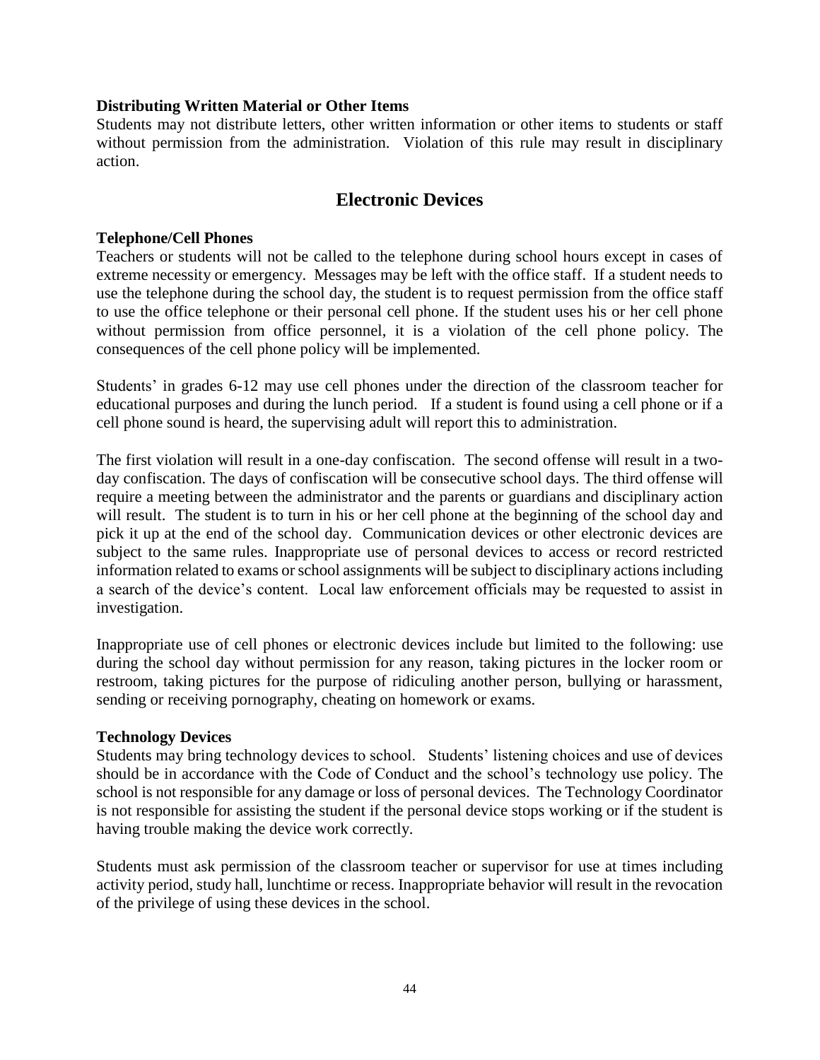**Distributing Written Material or Other Items**

Students may not distribute letters, other written information or other items to students or staff without permission from the administration. Violation of this rule may result in disciplinary action.

## Electronic Devices

**Telephone/Cell Phones**

Teachers or students will not be called to the telephone during school hours except in cases of extreme necessity or emergency. Messages may be left with the office staff. If a student needs to use the telephone during the school day, the student is to request permission from the office staff to use the office telephone or their personal cell phone. If the student uses his or her cell phone without permission from office personnel, it is a violation of the cell phone policy. The consequences of the cell phone policy will be implemented.

Students' in grades 6-12 may use cell phones under the direction of the classroom teacher for educational purposes and during the lunch period. If a student is found using a cell phone or if a cell phone sound is heard, the supervising adult will report this to administration.

The first violation will result in a one-day confiscation. The second offense will result in a two-day confiscation. The days of confiscation will be consecutive school days. The third offense will require a meeting between the administrator and the parents or guardians and disciplinary action will result. The student is to turn in his or her cell phone at the beginning of the school day and pick it up at the end of the school day. Communication devices or other electronic devices are subject to the same rules. Inappropriate use of personal devices to access or record restricted information related to exams or school assignments will be subject to disciplinary actions including a search of the device's content. Local law enforcement officials may be requested to assist in investigation.

Inappropriate use of cell phones or electronic devices include but limited to the following: use during the school day without permission for any reason, taking pictures in the locker room or restroom, taking pictures for the purpose of ridiculing another person, bullying or harassment, sending or receiving pornography, cheating on homework or exams.

**Technology Devices**

Students may bring technology devices to school. Students' listening choices and use of devices should be in accordance with the Code of Conduct and the school's technology use policy. The school is not responsible for any damage or loss of personal devices. The Technology Coordinator is not responsible for assisting the student if the personal device stops working or if the student is having trouble making the device work correctly.

Students must ask permission of the classroom teacher or supervisor for use at times including activity period, study hall, lunchtime or recess. Inappropriate behavior will result in the revocation of the privilege of using these devices in the school.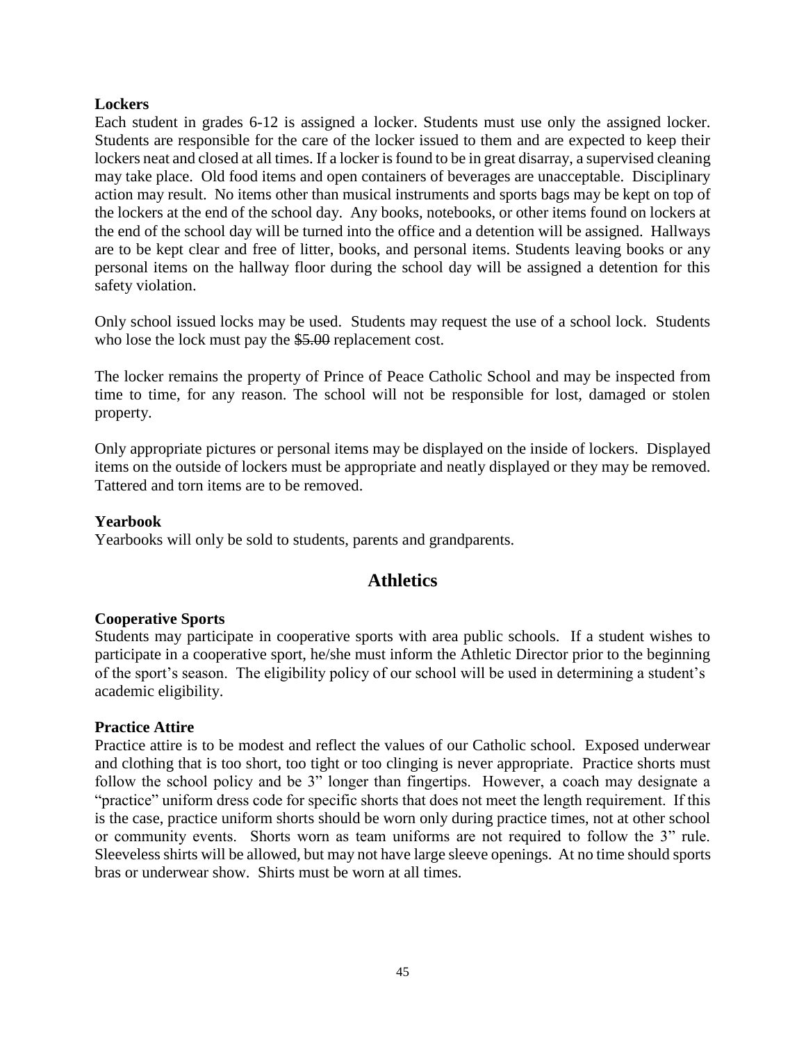**Lockers**

Each student in grades 6-12 is assigned a locker. Students must use only the assigned locker. Students are responsible for the care of the locker issued to them and are expected to keep their lockers neat and closed at all times. If a locker is found to be in great disarray, a supervised cleaning may take place. Old food items and open containers of beverages are unacceptable. Disciplinary action may result. No items other than musical instruments and sports bags may be kept on top of the lockers at the end of the school day. Any books, notebooks, or other items found on lockers at the end of the school day will be turned into the office and a detention will be assigned. Hallways are to be kept clear and free of litter, books, and personal items. Students leaving books or any personal items on the hallway floor during the school day will be assigned a detention for this safety violation.

Only school issued locks may be used. Students may request the use of a school lock. Students who lose the lock must pay the ~~$5.00~~ replacement cost.

The locker remains the property of Prince of Peace Catholic School and may be inspected from time to time, for any reason. The school will not be responsible for lost, damaged or stolen property.

Only appropriate pictures or personal items may be displayed on the inside of lockers. Displayed items on the outside of lockers must be appropriate and neatly displayed or they may be removed. Tattered and torn items are to be removed.

**Yearbook**

Yearbooks will only be sold to students, parents and grandparents.

## Athletics

**Cooperative Sports**

Students may participate in cooperative sports with area public schools. If a student wishes to participate in a cooperative sport, he/she must inform the Athletic Director prior to the beginning of the sport's season. The eligibility policy of our school will be used in determining a student's academic eligibility.

**Practice Attire**

Practice attire is to be modest and reflect the values of our Catholic school. Exposed underwear and clothing that is too short, too tight or too clinging is never appropriate. Practice shorts must follow the school policy and be 3" longer than fingertips. However, a coach may designate a "practice" uniform dress code for specific shorts that does not meet the length requirement. If this is the case, practice uniform shorts should be worn only during practice times, not at other school or community events. Shorts worn as team uniforms are not required to follow the 3" rule. Sleeveless shirts will be allowed, but may not have large sleeve openings. At no time should sports bras or underwear show. Shirts must be worn at all times.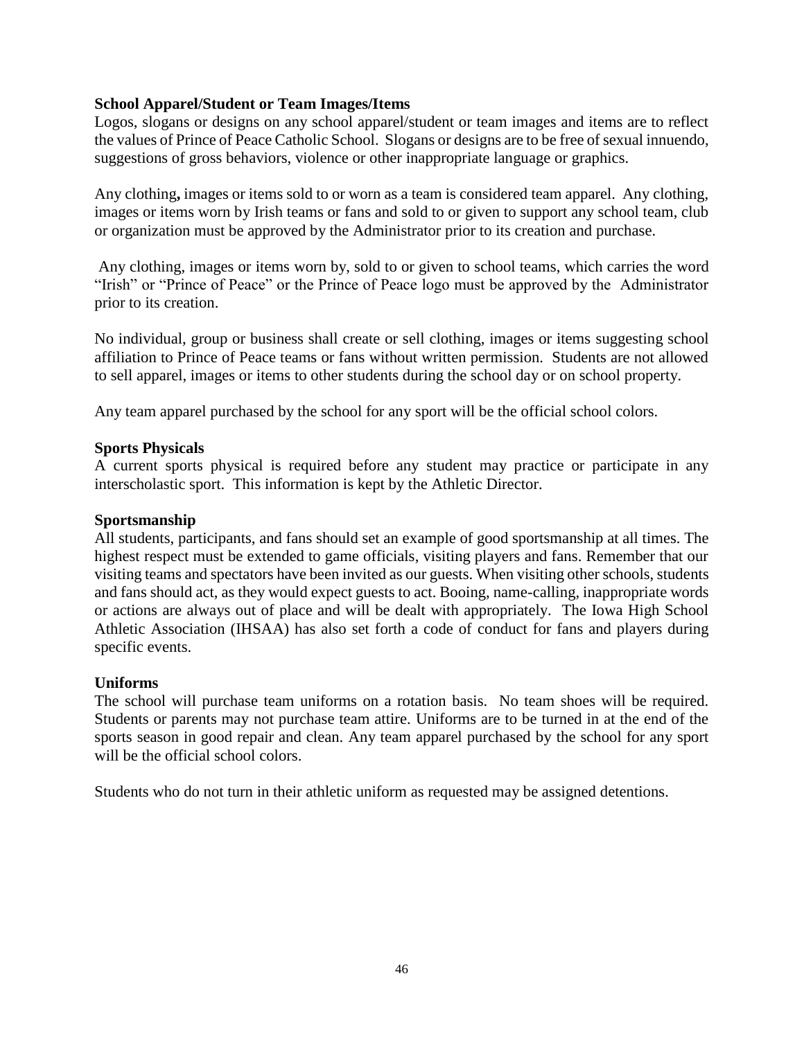**School Apparel/Student or Team Images/Items**

Logos, slogans or designs on any school apparel/student or team images and items are to reflect the values of Prince of Peace Catholic School. Slogans or designs are to be free of sexual innuendo, suggestions of gross behaviors, violence or other inappropriate language or graphics.

Any clothing**,** images or items sold to or worn as a team is considered team apparel. Any clothing, images or items worn by Irish teams or fans and sold to or given to support any school team, club or organization must be approved by the Administrator prior to its creation and purchase.

Any clothing, images or items worn by, sold to or given to school teams, which carries the word "Irish" or "Prince of Peace" or the Prince of Peace logo must be approved by the Administrator prior to its creation.

No individual, group or business shall create or sell clothing, images or items suggesting school affiliation to Prince of Peace teams or fans without written permission. Students are not allowed to sell apparel, images or items to other students during the school day or on school property.

Any team apparel purchased by the school for any sport will be the official school colors.

**Sports Physicals**

A current sports physical is required before any student may practice or participate in any interscholastic sport. This information is kept by the Athletic Director.

**Sportsmanship**

All students, participants, and fans should set an example of good sportsmanship at all times. The highest respect must be extended to game officials, visiting players and fans. Remember that our visiting teams and spectators have been invited as our guests. When visiting other schools, students and fans should act, as they would expect guests to act. Booing, name-calling, inappropriate words or actions are always out of place and will be dealt with appropriately. The Iowa High School Athletic Association (IHSAA) has also set forth a code of conduct for fans and players during specific events.

**Uniforms**

The school will purchase team uniforms on a rotation basis. No team shoes will be required. Students or parents may not purchase team attire. Uniforms are to be turned in at the end of the sports season in good repair and clean. Any team apparel purchased by the school for any sport will be the official school colors.

Students who do not turn in their athletic uniform as requested may be assigned detentions.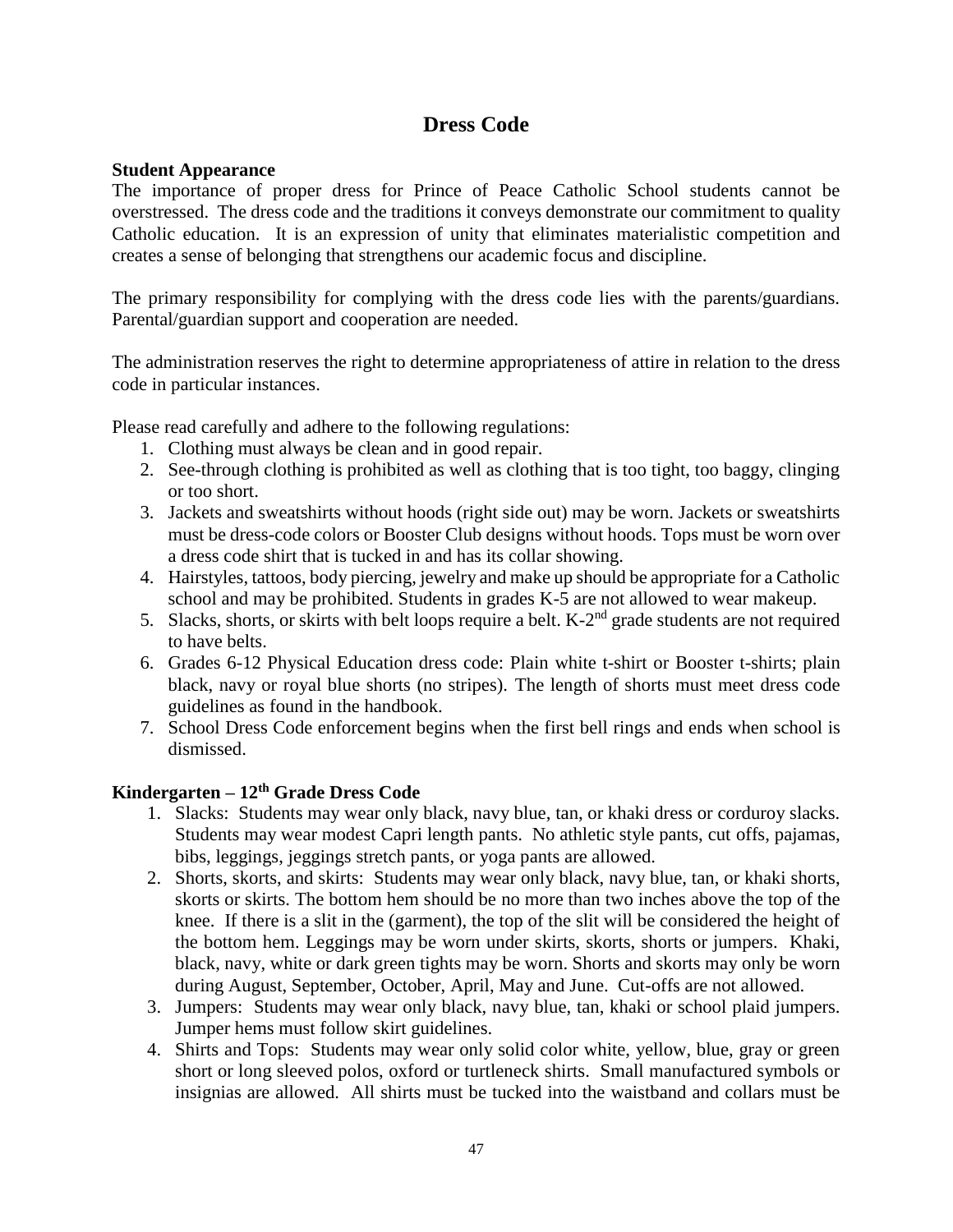# Dress Code

**Student Appearance**

The importance of proper dress for Prince of Peace Catholic School students cannot be overstressed. The dress code and the traditions it conveys demonstrate our commitment to quality Catholic education. It is an expression of unity that eliminates materialistic competition and creates a sense of belonging that strengthens our academic focus and discipline.

The primary responsibility for complying with the dress code lies with the parents/guardians. Parental/guardian support and cooperation are needed.

The administration reserves the right to determine appropriateness of attire in relation to the dress code in particular instances.

Please read carefully and adhere to the following regulations:

1. Clothing must always be clean and in good repair.
2. See-through clothing is prohibited as well as clothing that is too tight, too baggy, clinging or too short.
3. Jackets and sweatshirts without hoods (right side out) may be worn. Jackets or sweatshirts must be dress-code colors or Booster Club designs without hoods. Tops must be worn over a dress code shirt that is tucked in and has its collar showing.
4. Hairstyles, tattoos, body piercing, jewelry and make up should be appropriate for a Catholic school and may be prohibited. Students in grades K-5 are not allowed to wear makeup.
5. Slacks, shorts, or skirts with belt loops require a belt. K-2nd grade students are not required to have belts.
6. Grades 6-12 Physical Education dress code: Plain white t-shirt or Booster t-shirts; plain black, navy or royal blue shorts (no stripes). The length of shorts must meet dress code guidelines as found in the handbook.
7. School Dress Code enforcement begins when the first bell rings and ends when school is dismissed.

**Kindergarten – 12th Grade Dress Code**

1. Slacks: Students may wear only black, navy blue, tan, or khaki dress or corduroy slacks. Students may wear modest Capri length pants. No athletic style pants, cut offs, pajamas, bibs, leggings, jeggings stretch pants, or yoga pants are allowed.
2. Shorts, skorts, and skirts: Students may wear only black, navy blue, tan, or khaki shorts, skorts or skirts. The bottom hem should be no more than two inches above the top of the knee. If there is a slit in the (garment), the top of the slit will be considered the height of the bottom hem. Leggings may be worn under skirts, skorts, shorts or jumpers. Khaki, black, navy, white or dark green tights may be worn. Shorts and skorts may only be worn during August, September, October, April, May and June. Cut-offs are not allowed.
3. Jumpers: Students may wear only black, navy blue, tan, khaki or school plaid jumpers. Jumper hems must follow skirt guidelines.
4. Shirts and Tops: Students may wear only solid color white, yellow, blue, gray or green short or long sleeved polos, oxford or turtleneck shirts. Small manufactured symbols or insignias are allowed. All shirts must be tucked into the waistband and collars must be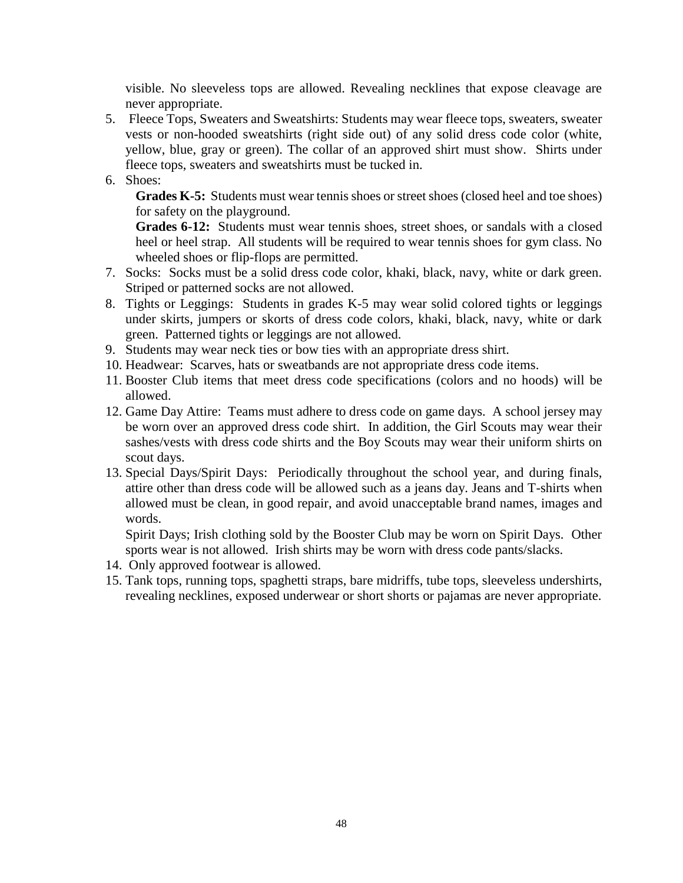visible. No sleeveless tops are allowed. Revealing necklines that expose cleavage are never appropriate.

5. Fleece Tops, Sweaters and Sweatshirts: Students may wear fleece tops, sweaters, sweater vests or non-hooded sweatshirts (right side out) of any solid dress code color (white, yellow, blue, gray or green). The collar of an approved shirt must show. Shirts under fleece tops, sweaters and sweatshirts must be tucked in.
6. Shoes:

   **Grades K-5:** Students must wear tennis shoes or street shoes (closed heel and toe shoes) for safety on the playground.

   **Grades 6-12:** Students must wear tennis shoes, street shoes, or sandals with a closed heel or heel strap. All students will be required to wear tennis shoes for gym class. No wheeled shoes or flip-flops are permitted.
7. Socks: Socks must be a solid dress code color, khaki, black, navy, white or dark green. Striped or patterned socks are not allowed.
8. Tights or Leggings: Students in grades K-5 may wear solid colored tights or leggings under skirts, jumpers or skorts of dress code colors, khaki, black, navy, white or dark green. Patterned tights or leggings are not allowed.
9. Students may wear neck ties or bow ties with an appropriate dress shirt.
10. Headwear: Scarves, hats or sweatbands are not appropriate dress code items.
11. Booster Club items that meet dress code specifications (colors and no hoods) will be allowed.
12. Game Day Attire: Teams must adhere to dress code on game days. A school jersey may be worn over an approved dress code shirt. In addition, the Girl Scouts may wear their sashes/vests with dress code shirts and the Boy Scouts may wear their uniform shirts on scout days.
13. Special Days/Spirit Days: Periodically throughout the school year, and during finals, attire other than dress code will be allowed such as a jeans day. Jeans and T-shirts when allowed must be clean, in good repair, and avoid unacceptable brand names, images and words.

    Spirit Days; Irish clothing sold by the Booster Club may be worn on Spirit Days. Other sports wear is not allowed. Irish shirts may be worn with dress code pants/slacks.
14. Only approved footwear is allowed.
15. Tank tops, running tops, spaghetti straps, bare midriffs, tube tops, sleeveless undershirts, revealing necklines, exposed underwear or short shorts or pajamas are never appropriate.